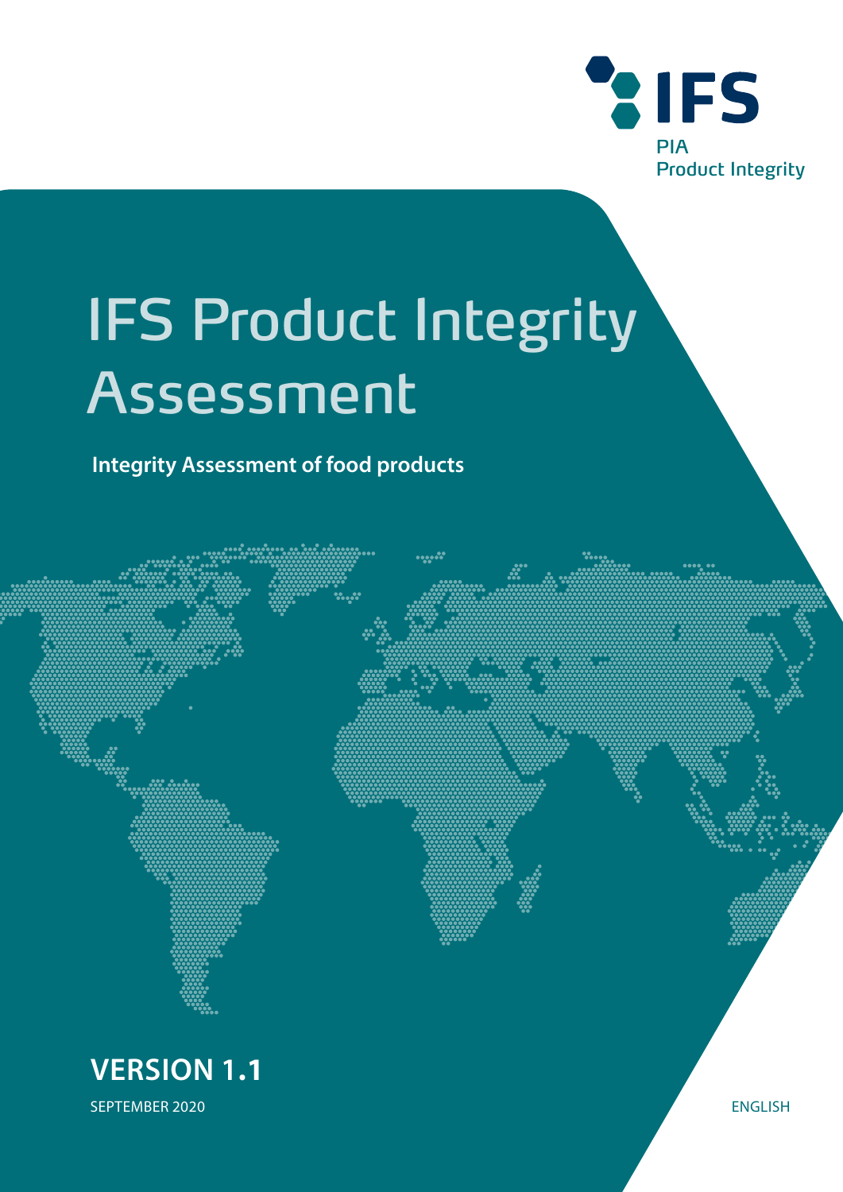IFS

PIA
Product Integrity

# IFS Product Integrity Assessment

**Integrity Assessment of food products**

**VERSION 1.1**

SEPTEMBER 2020

ENGLISH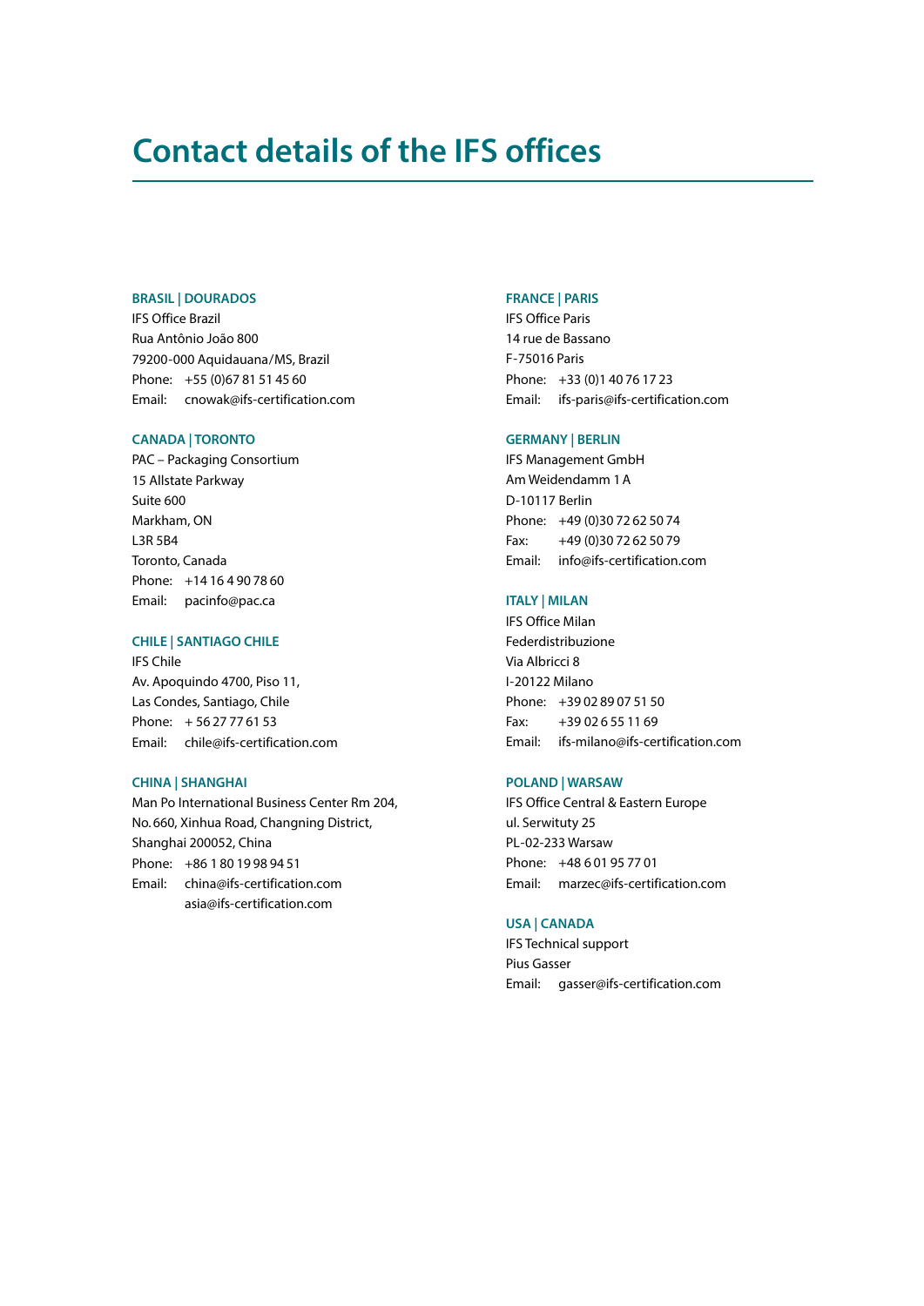# Contact details of the IFS offices

**BRASIL | DOURADOS**
IFS Office Brazil
Rua Antônio João 800
79200-000 Aquidauana/MS, Brazil
Phone: +55 (0)67 81 51 45 60
Email: cnowak@ifs-certification.com

**CANADA | TORONTO**
PAC – Packaging Consortium
15 Allstate Parkway
Suite 600
Markham, ON
L3R 5B4
Toronto, Canada
Phone: +14 16 4 90 78 60
Email: pacinfo@pac.ca

**CHILE | SANTIAGO CHILE**
IFS Chile
Av. Apoquindo 4700, Piso 11,
Las Condes, Santiago, Chile
Phone: + 56 27 77 61 53
Email: chile@ifs-certification.com

**CHINA | SHANGHAI**
Man Po International Business Center Rm 204,
No. 660, Xinhua Road, Changning District,
Shanghai 200052, China
Phone: +86 1 80 19 98 94 51
Email: china@ifs-certification.com
asia@ifs-certification.com

**FRANCE | PARIS**
IFS Office Paris
14 rue de Bassano
F-75016 Paris
Phone: +33 (0)1 40 76 17 23
Email: ifs-paris@ifs-certification.com

**GERMANY | BERLIN**
IFS Management GmbH
Am Weidendamm 1 A
D-10117 Berlin
Phone: +49 (0)30 72 62 50 74
Fax: +49 (0)30 72 62 50 79
Email: info@ifs-certification.com

**ITALY | MILAN**
IFS Office Milan
Federdistribuzione
Via Albricci 8
I-20122 Milano
Phone: +39 02 89 07 51 50
Fax: +39 02 6 55 11 69
Email: ifs-milano@ifs-certification.com

**POLAND | WARSAW**
IFS Office Central & Eastern Europe
ul. Serwituty 25
PL-02-233 Warsaw
Phone: +48 6 01 95 77 01
Email: marzec@ifs-certification.com

**USA | CANADA**
IFS Technical support
Pius Gasser
Email: gasser@ifs-certification.com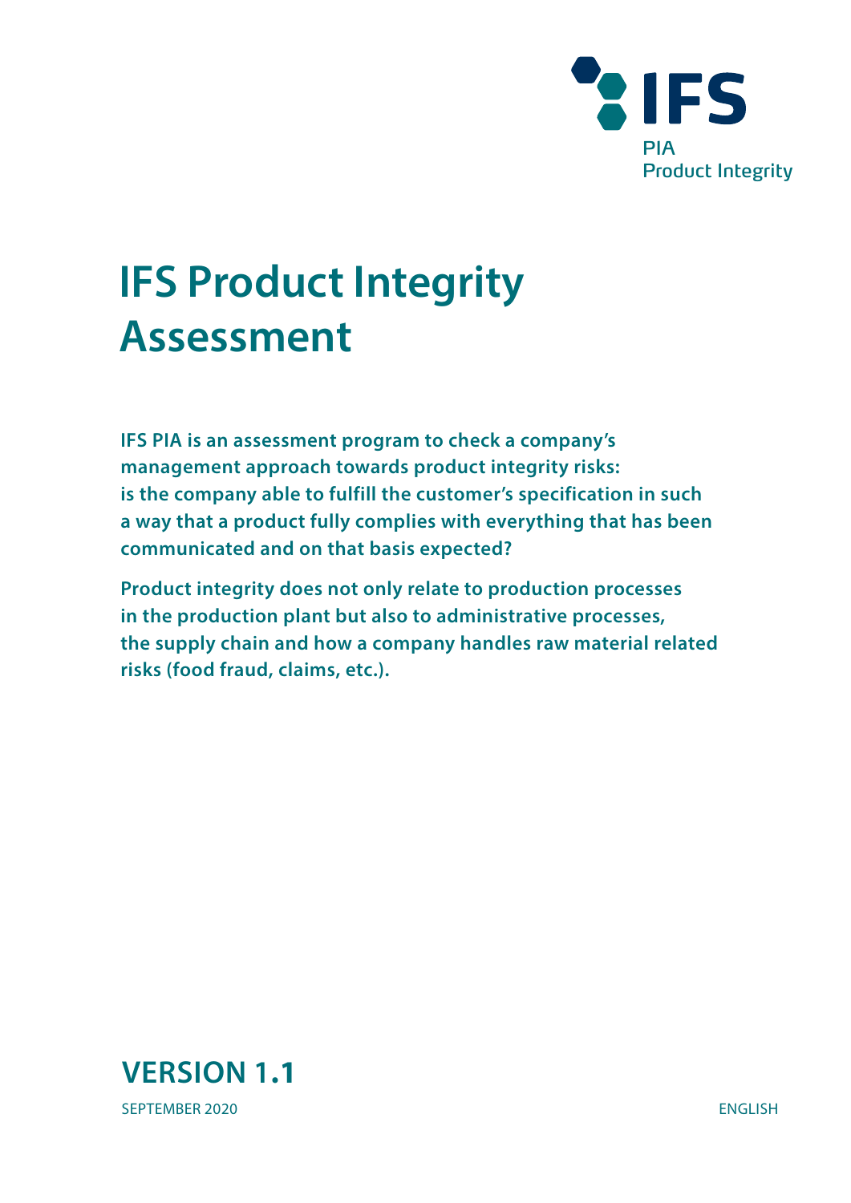IFS
PIA
Product Integrity

# IFS Product Integrity Assessment

**IFS PIA is an assessment program to check a company's management approach towards product integrity risks: is the company able to fulfill the customer's specification in such a way that a product fully complies with everything that has been communicated and on that basis expected?**

**Product integrity does not only relate to production processes in the production plant but also to administrative processes, the supply chain and how a company handles raw material related risks (food fraud, claims, etc.).**

## VERSION 1.1

SEPTEMBER 2020

ENGLISH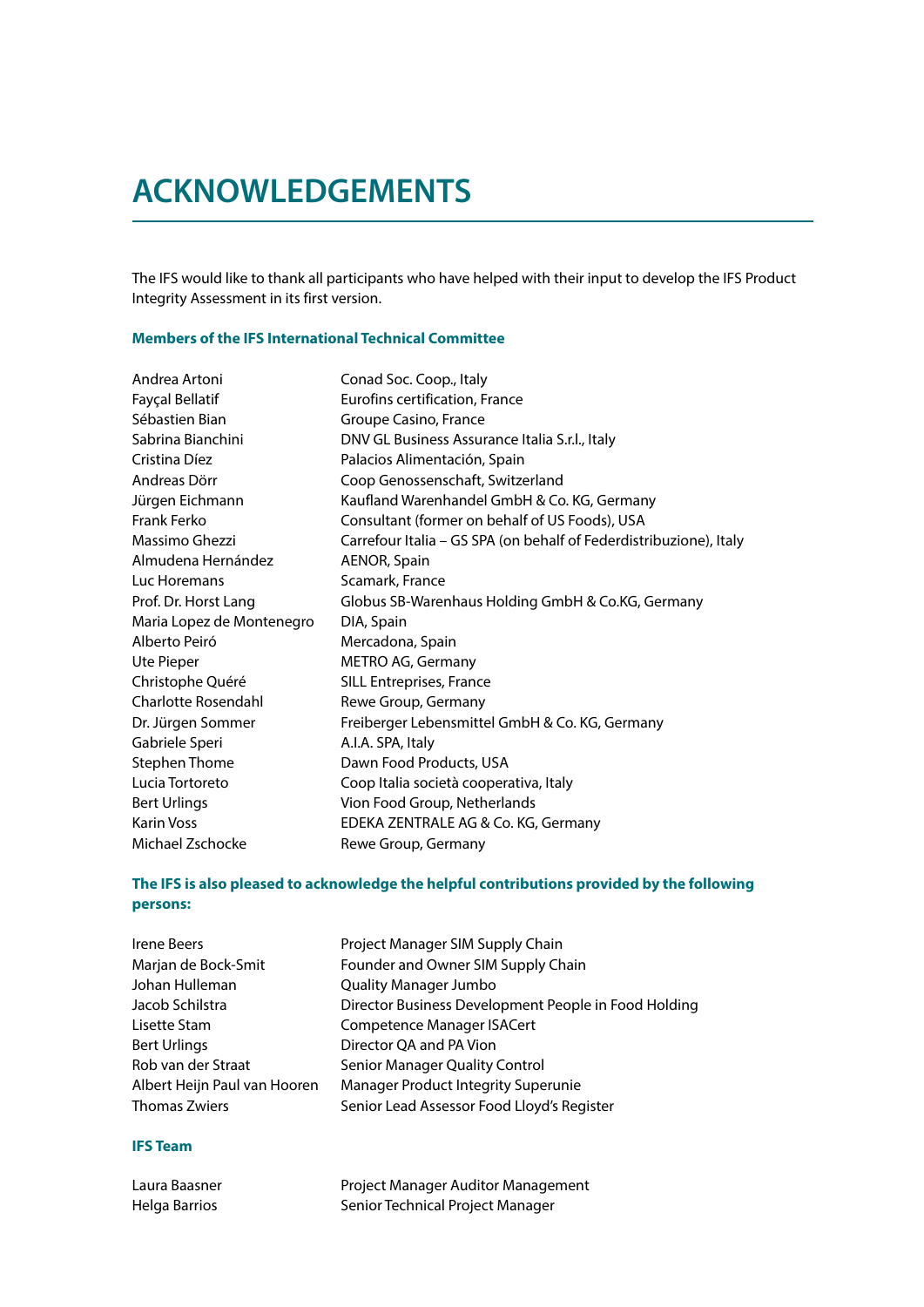# ACKNOWLEDGEMENTS

The IFS would like to thank all participants who have helped with their input to develop the IFS Product Integrity Assessment in its first version.

**Members of the IFS International Technical Committee**

| | |
|---|---|
| Andrea Artoni | Conad Soc. Coop., Italy |
| Fayçal Bellatif | Eurofins certification, France |
| Sébastien Bian | Groupe Casino, France |
| Sabrina Bianchini | DNV GL Business Assurance Italia S.r.l., Italy |
| Cristina Díez | Palacios Alimentación, Spain |
| Andreas Dörr | Coop Genossenschaft, Switzerland |
| Jürgen Eichmann | Kaufland Warenhandel GmbH & Co. KG, Germany |
| Frank Ferko | Consultant (former on behalf of US Foods), USA |
| Massimo Ghezzi | Carrefour Italia – GS SPA (on behalf of Federdistribuzione), Italy |
| Almudena Hernández | AENOR, Spain |
| Luc Horemans | Scamark, France |
| Prof. Dr. Horst Lang | Globus SB-Warenhaus Holding GmbH & Co.KG, Germany |
| Maria Lopez de Montenegro | DIA, Spain |
| Alberto Peiró | Mercadona, Spain |
| Ute Pieper | METRO AG, Germany |
| Christophe Quéré | SILL Entreprises, France |
| Charlotte Rosendahl | Rewe Group, Germany |
| Dr. Jürgen Sommer | Freiberger Lebensmittel GmbH & Co. KG, Germany |
| Gabriele Speri | A.I.A. SPA, Italy |
| Stephen Thome | Dawn Food Products, USA |
| Lucia Tortoreto | Coop Italia società cooperativa, Italy |
| Bert Urlings | Vion Food Group, Netherlands |
| Karin Voss | EDEKA ZENTRALE AG & Co. KG, Germany |
| Michael Zschocke | Rewe Group, Germany |

**The IFS is also pleased to acknowledge the helpful contributions provided by the following persons:**

| | |
|---|---|
| Irene Beers | Project Manager SIM Supply Chain |
| Marjan de Bock-Smit | Founder and Owner SIM Supply Chain |
| Johan Hulleman | Quality Manager Jumbo |
| Jacob Schilstra | Director Business Development People in Food Holding |
| Lisette Stam | Competence Manager ISACert |
| Bert Urlings | Director QA and PA Vion |
| Rob van der Straat | Senior Manager Quality Control |
| Albert Heijn Paul van Hooren | Manager Product Integrity Superunie |
| Thomas Zwiers | Senior Lead Assessor Food Lloyd's Register |

**IFS Team**

| | |
|---|---|
| Laura Baasner | Project Manager Auditor Management |
| Helga Barrios | Senior Technical Project Manager |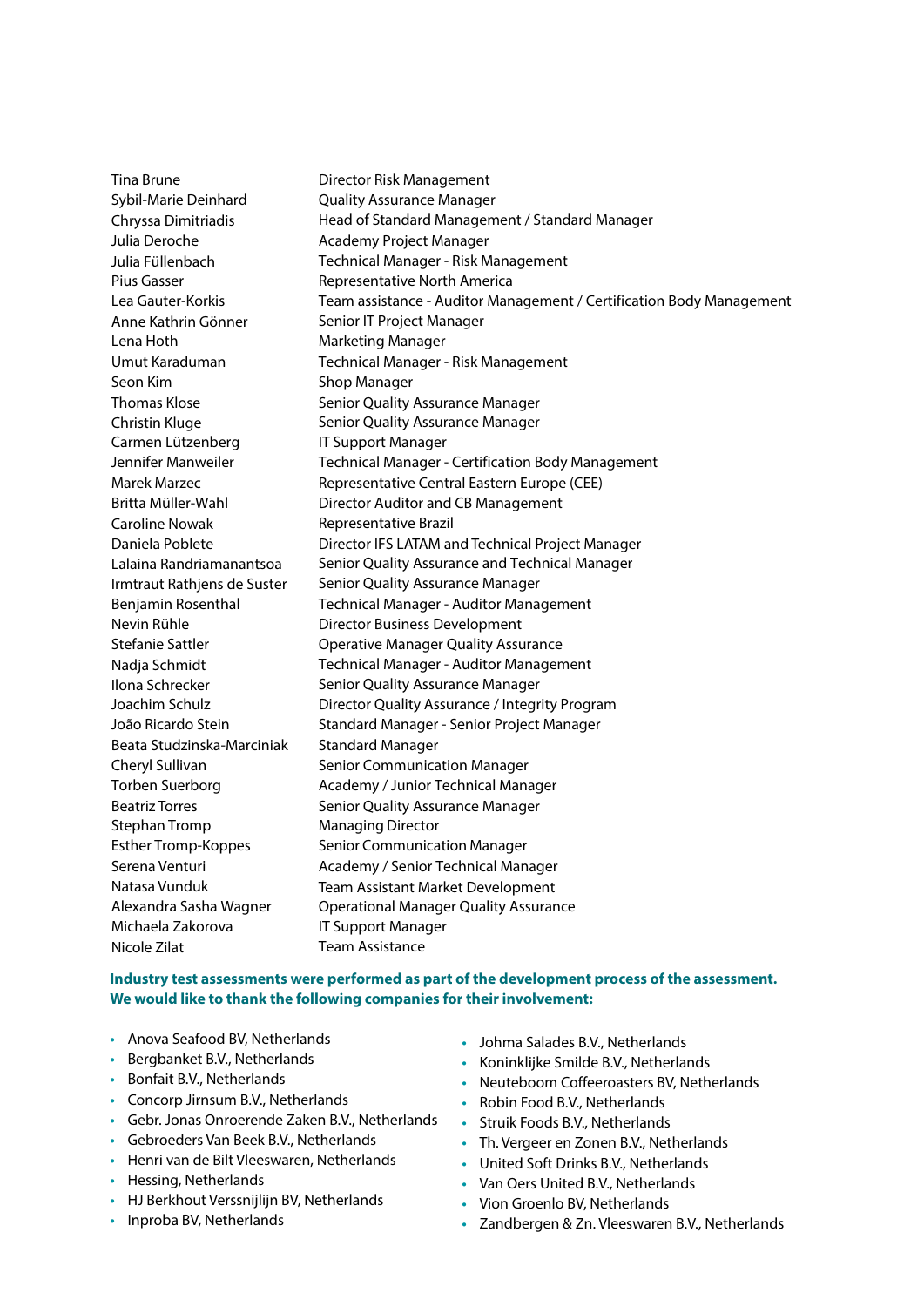| | |
|---|---|
| Tina Brune | Director Risk Management |
| Sybil-Marie Deinhard | Quality Assurance Manager |
| Chryssa Dimitriadis | Head of Standard Management / Standard Manager |
| Julia Deroche | Academy Project Manager |
| Julia Füllenbach | Technical Manager - Risk Management |
| Pius Gasser | Representative North America |
| Lea Gauter-Korkis | Team assistance - Auditor Management / Certification Body Management |
| Anne Kathrin Gönner | Senior IT Project Manager |
| Lena Hoth | Marketing Manager |
| Umut Karaduman | Technical Manager - Risk Management |
| Seon Kim | Shop Manager |
| Thomas Klose | Senior Quality Assurance Manager |
| Christin Kluge | Senior Quality Assurance Manager |
| Carmen Lützenberg | IT Support Manager |
| Jennifer Manweiler | Technical Manager - Certification Body Management |
| Marek Marzec | Representative Central Eastern Europe (CEE) |
| Britta Müller-Wahl | Director Auditor and CB Management |
| Caroline Nowak | Representative Brazil |
| Daniela Poblete | Director IFS LATAM and Technical Project Manager |
| Lalaina Randriamanantsoa | Senior Quality Assurance and Technical Manager |
| Irmtraut Rathjens de Suster | Senior Quality Assurance Manager |
| Benjamin Rosenthal | Technical Manager - Auditor Management |
| Nevin Rühle | Director Business Development |
| Stefanie Sattler | Operative Manager Quality Assurance |
| Nadja Schmidt | Technical Manager - Auditor Management |
| Ilona Schrecker | Senior Quality Assurance Manager |
| Joachim Schulz | Director Quality Assurance / Integrity Program |
| João Ricardo Stein | Standard Manager - Senior Project Manager |
| Beata Studzinska-Marciniak | Standard Manager |
| Cheryl Sullivan | Senior Communication Manager |
| Torben Suerborg | Academy / Junior Technical Manager |
| Beatriz Torres | Senior Quality Assurance Manager |
| Stephan Tromp | Managing Director |
| Esther Tromp-Koppes | Senior Communication Manager |
| Serena Venturi | Academy / Senior Technical Manager |
| Natasa Vunduk | Team Assistant Market Development |
| Alexandra Sasha Wagner | Operational Manager Quality Assurance |
| Michaela Zakorova | IT Support Manager |
| Nicole Zilat | Team Assistance |

**Industry test assessments were performed as part of the development process of the assessment. We would like to thank the following companies for their involvement:**

- Anova Seafood BV, Netherlands
- Bergbanket B.V., Netherlands
- Bonfait B.V., Netherlands
- Concorp Jirnsum B.V., Netherlands
- Gebr. Jonas Onroerende Zaken B.V., Netherlands
- Gebroeders Van Beek B.V., Netherlands
- Henri van de Bilt Vleeswaren, Netherlands
- Hessing, Netherlands
- HJ Berkhout Verssnijlijn BV, Netherlands
- Inproba BV, Netherlands
- Johma Salades B.V., Netherlands
- Koninklijke Smilde B.V., Netherlands
- Neuteboom Coffeeroasters BV, Netherlands
- Robin Food B.V., Netherlands
- Struik Foods B.V., Netherlands
- Th. Vergeer en Zonen B.V., Netherlands
- United Soft Drinks B.V., Netherlands
- Van Oers United B.V., Netherlands
- Vion Groenlo BV, Netherlands
- Zandbergen & Zn. Vleeswaren B.V., Netherlands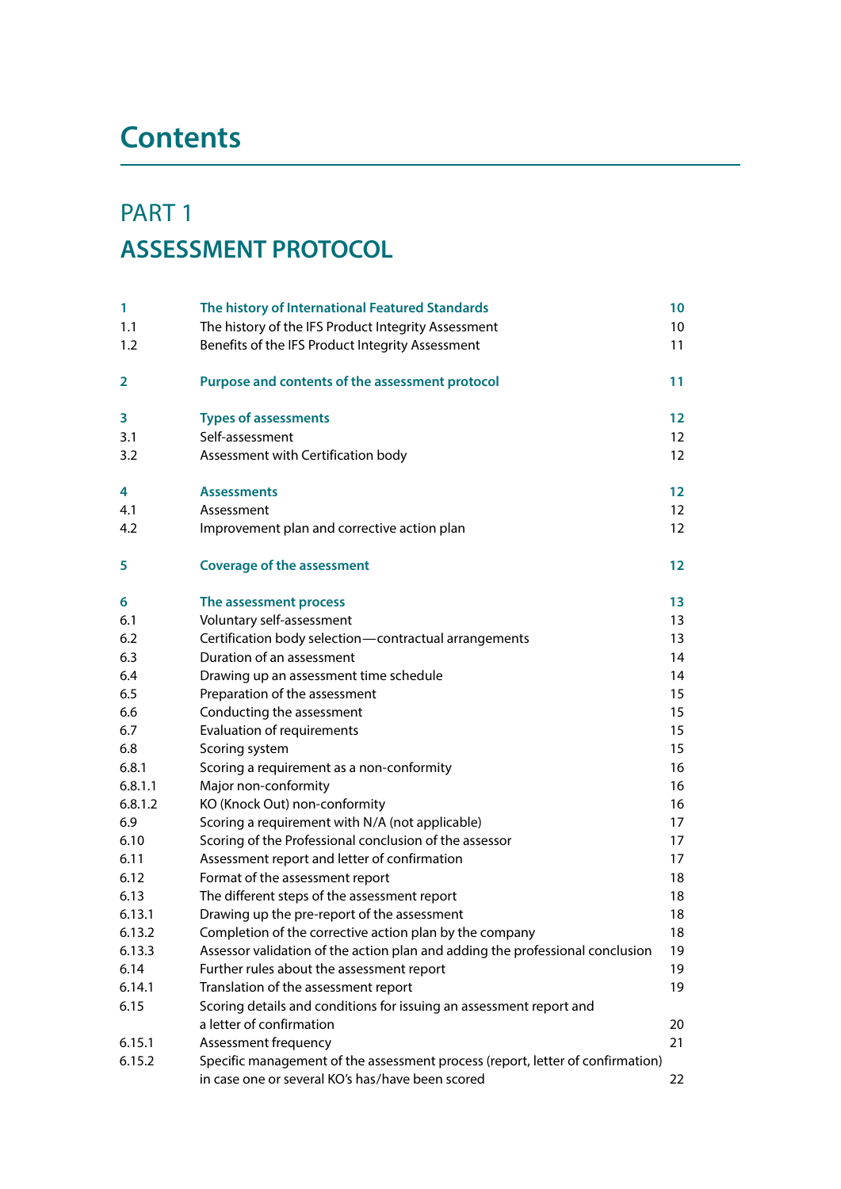# Contents

## PART 1

## ASSESSMENT PROTOCOL

| | | |
|---|---|---|
| **1** | **The history of International Featured Standards** | **10** |
| 1.1 | The history of the IFS Product Integrity Assessment | 10 |
| 1.2 | Benefits of the IFS Product Integrity Assessment | 11 |
| **2** | **Purpose and contents of the assessment protocol** | **11** |
| **3** | **Types of assessments** | **12** |
| 3.1 | Self-assessment | 12 |
| 3.2 | Assessment with Certification body | 12 |
| **4** | **Assessments** | **12** |
| 4.1 | Assessment | 12 |
| 4.2 | Improvement plan and corrective action plan | 12 |
| **5** | **Coverage of the assessment** | **12** |
| **6** | **The assessment process** | **13** |
| 6.1 | Voluntary self-assessment | 13 |
| 6.2 | Certification body selection—contractual arrangements | 13 |
| 6.3 | Duration of an assessment | 14 |
| 6.4 | Drawing up an assessment time schedule | 14 |
| 6.5 | Preparation of the assessment | 15 |
| 6.6 | Conducting the assessment | 15 |
| 6.7 | Evaluation of requirements | 15 |
| 6.8 | Scoring system | 15 |
| 6.8.1 | Scoring a requirement as a non-conformity | 16 |
| 6.8.1.1 | Major non-conformity | 16 |
| 6.8.1.2 | KO (Knock Out) non-conformity | 16 |
| 6.9 | Scoring a requirement with N/A (not applicable) | 17 |
| 6.10 | Scoring of the Professional conclusion of the assessor | 17 |
| 6.11 | Assessment report and letter of confirmation | 17 |
| 6.12 | Format of the assessment report | 18 |
| 6.13 | The different steps of the assessment report | 18 |
| 6.13.1 | Drawing up the pre-report of the assessment | 18 |
| 6.13.2 | Completion of the corrective action plan by the company | 18 |
| 6.13.3 | Assessor validation of the action plan and adding the professional conclusion | 19 |
| 6.14 | Further rules about the assessment report | 19 |
| 6.14.1 | Translation of the assessment report | 19 |
| 6.15 | Scoring details and conditions for issuing an assessment report and a letter of confirmation | 20 |
| 6.15.1 | Assessment frequency | 21 |
| 6.15.2 | Specific management of the assessment process (report, letter of confirmation) in case one or several KO's has/have been scored | 22 |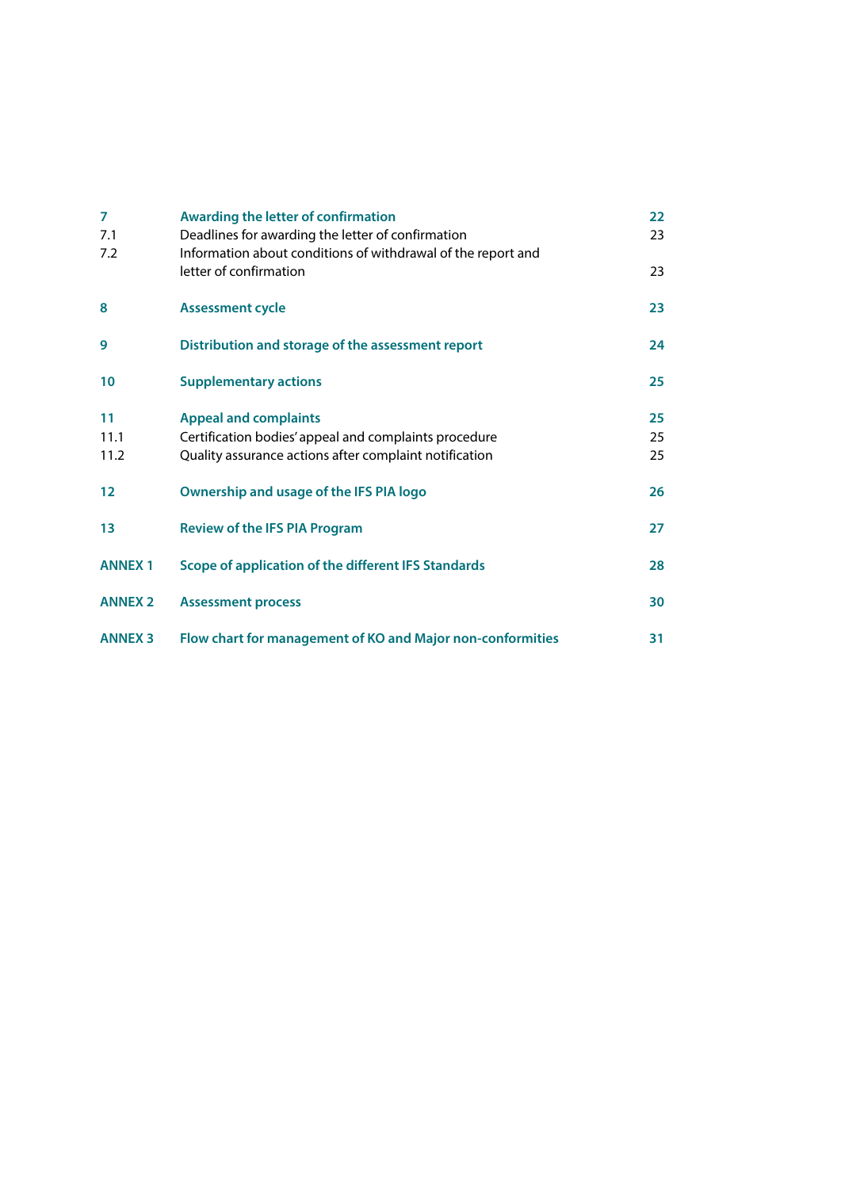| | | |
|---|---|---|
| **7** | **Awarding the letter of confirmation** | **22** |
| 7.1 | Deadlines for awarding the letter of confirmation | 23 |
| 7.2 | Information about conditions of withdrawal of the report and letter of confirmation | 23 |
| **8** | **Assessment cycle** | **23** |
| **9** | **Distribution and storage of the assessment report** | **24** |
| **10** | **Supplementary actions** | **25** |
| **11** | **Appeal and complaints** | **25** |
| 11.1 | Certification bodies' appeal and complaints procedure | 25 |
| 11.2 | Quality assurance actions after complaint notification | 25 |
| **12** | **Ownership and usage of the IFS PIA logo** | **26** |
| **13** | **Review of the IFS PIA Program** | **27** |
| **ANNEX 1** | **Scope of application of the different IFS Standards** | **28** |
| **ANNEX 2** | **Assessment process** | **30** |
| **ANNEX 3** | **Flow chart for management of KO and Major non-conformities** | **31** |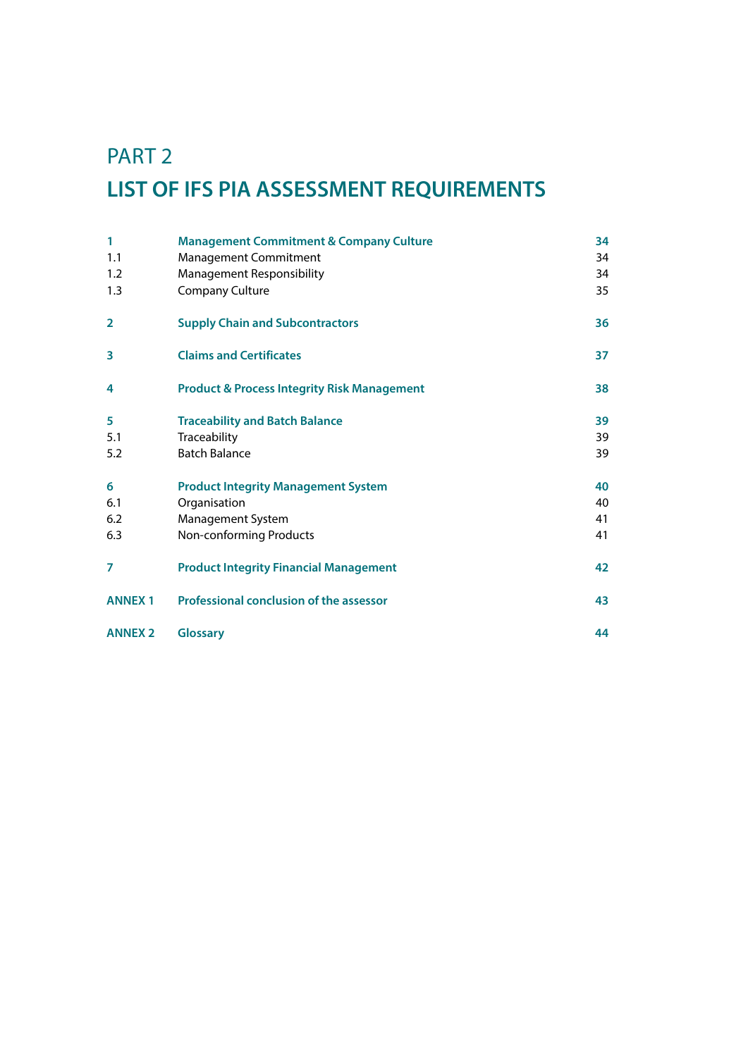# PART 2

# LIST OF IFS PIA ASSESSMENT REQUIREMENTS

| | | |
|---|---|---|
| **1** | **Management Commitment & Company Culture** | **34** |
| 1.1 | Management Commitment | 34 |
| 1.2 | Management Responsibility | 34 |
| 1.3 | Company Culture | 35 |
| **2** | **Supply Chain and Subcontractors** | **36** |
| **3** | **Claims and Certificates** | **37** |
| **4** | **Product & Process Integrity Risk Management** | **38** |
| **5** | **Traceability and Batch Balance** | **39** |
| 5.1 | Traceability | 39 |
| 5.2 | Batch Balance | 39 |
| **6** | **Product Integrity Management System** | **40** |
| 6.1 | Organisation | 40 |
| 6.2 | Management System | 41 |
| 6.3 | Non-conforming Products | 41 |
| **7** | **Product Integrity Financial Management** | **42** |
| **ANNEX 1** | **Professional conclusion of the assessor** | **43** |
| **ANNEX 2** | **Glossary** | **44** |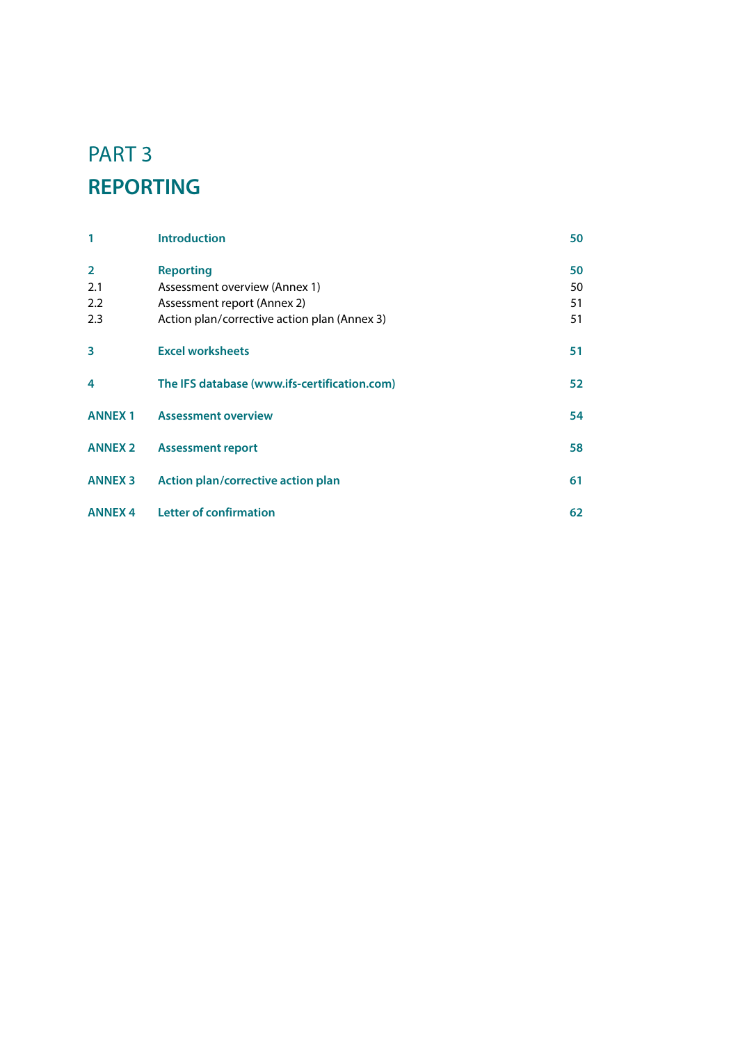# PART 3

# REPORTING

| | | |
|---|---|---|
| **1** | **Introduction** | **50** |
| **2** | **Reporting** | **50** |
| 2.1 | Assessment overview (Annex 1) | 50 |
| 2.2 | Assessment report (Annex 2) | 51 |
| 2.3 | Action plan/corrective action plan (Annex 3) | 51 |
| **3** | **Excel worksheets** | **51** |
| **4** | **The IFS database (www.ifs-certification.com)** | **52** |
| **ANNEX 1** | **Assessment overview** | **54** |
| **ANNEX 2** | **Assessment report** | **58** |
| **ANNEX 3** | **Action plan/corrective action plan** | **61** |
| **ANNEX 4** | **Letter of confirmation** | **62** |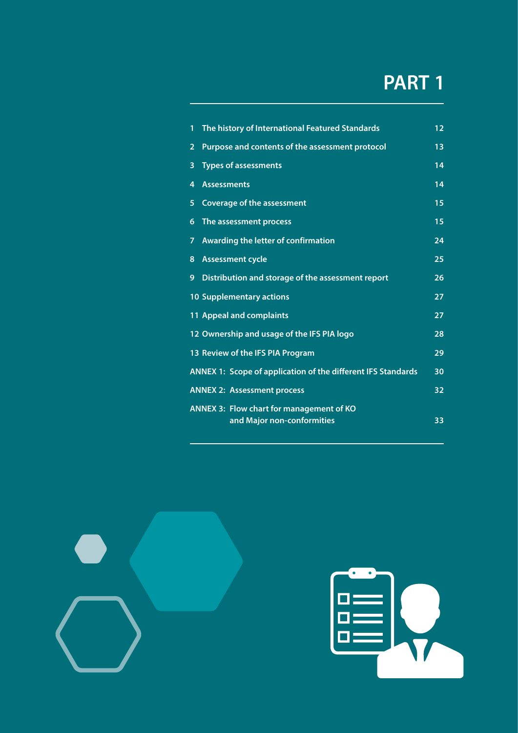# PART 1

| | |
|---|---|
| 1 The history of International Featured Standards | 12 |
| 2 Purpose and contents of the assessment protocol | 13 |
| 3 Types of assessments | 14 |
| 4 Assessments | 14 |
| 5 Coverage of the assessment | 15 |
| 6 The assessment process | 15 |
| 7 Awarding the letter of confirmation | 24 |
| 8 Assessment cycle | 25 |
| 9 Distribution and storage of the assessment report | 26 |
| 10 Supplementary actions | 27 |
| 11 Appeal and complaints | 27 |
| 12 Ownership and usage of the IFS PIA logo | 28 |
| 13 Review of the IFS PIA Program | 29 |
| ANNEX 1: Scope of application of the different IFS Standards | 30 |
| ANNEX 2: Assessment process | 32 |
| ANNEX 3: Flow chart for management of KO and Major non-conformities | 33 |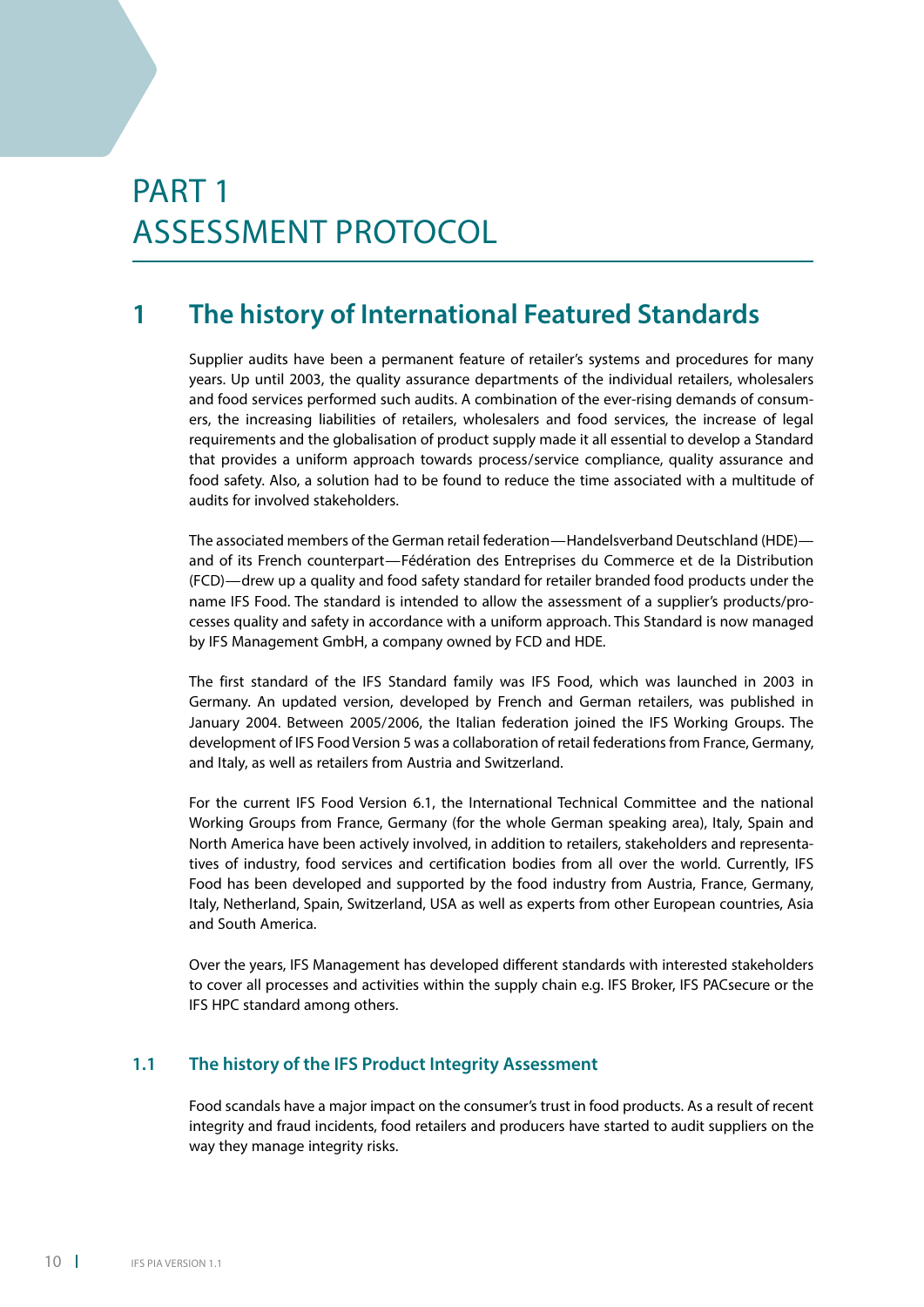# PART 1
# ASSESSMENT PROTOCOL

## 1 The history of International Featured Standards

Supplier audits have been a permanent feature of retailer's systems and procedures for many years. Up until 2003, the quality assurance departments of the individual retailers, wholesalers and food services performed such audits. A combination of the ever-rising demands of consumers, the increasing liabilities of retailers, wholesalers and food services, the increase of legal requirements and the globalisation of product supply made it all essential to develop a Standard that provides a uniform approach towards process/service compliance, quality assurance and food safety. Also, a solution had to be found to reduce the time associated with a multitude of audits for involved stakeholders.

The associated members of the German retail federation—Handelsverband Deutschland (HDE)—and of its French counterpart—Fédération des Entreprises du Commerce et de la Distribution (FCD)—drew up a quality and food safety standard for retailer branded food products under the name IFS Food. The standard is intended to allow the assessment of a supplier's products/processes quality and safety in accordance with a uniform approach. This Standard is now managed by IFS Management GmbH, a company owned by FCD and HDE.

The first standard of the IFS Standard family was IFS Food, which was launched in 2003 in Germany. An updated version, developed by French and German retailers, was published in January 2004. Between 2005/2006, the Italian federation joined the IFS Working Groups. The development of IFS Food Version 5 was a collaboration of retail federations from France, Germany, and Italy, as well as retailers from Austria and Switzerland.

For the current IFS Food Version 6.1, the International Technical Committee and the national Working Groups from France, Germany (for the whole German speaking area), Italy, Spain and North America have been actively involved, in addition to retailers, stakeholders and representatives of industry, food services and certification bodies from all over the world. Currently, IFS Food has been developed and supported by the food industry from Austria, France, Germany, Italy, Netherland, Spain, Switzerland, USA as well as experts from other European countries, Asia and South America.

Over the years, IFS Management has developed different standards with interested stakeholders to cover all processes and activities within the supply chain e.g. IFS Broker, IFS PACsecure or the IFS HPC standard among others.

### 1.1 The history of the IFS Product Integrity Assessment

Food scandals have a major impact on the consumer's trust in food products. As a result of recent integrity and fraud incidents, food retailers and producers have started to audit suppliers on the way they manage integrity risks.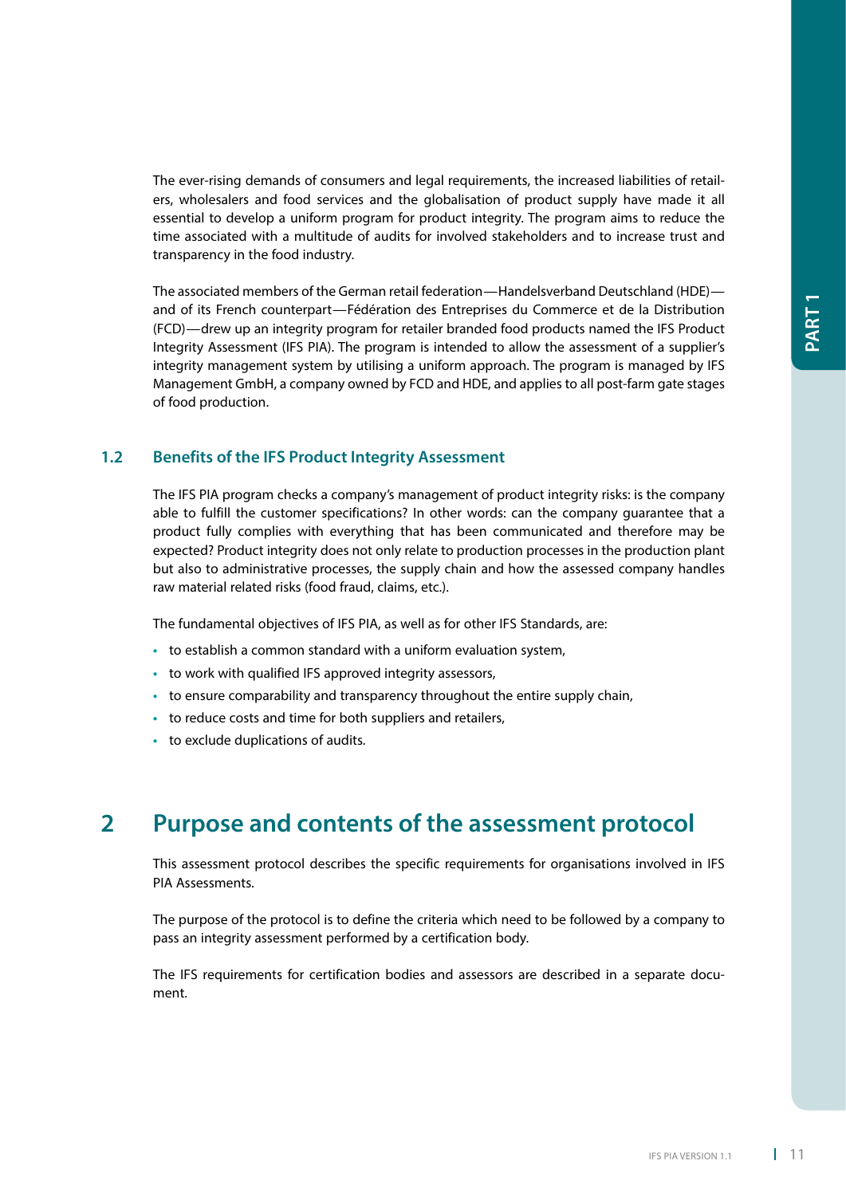The ever-rising demands of consumers and legal requirements, the increased liabilities of retailers, wholesalers and food services and the globalisation of product supply have made it all essential to develop a uniform program for product integrity. The program aims to reduce the time associated with a multitude of audits for involved stakeholders and to increase trust and transparency in the food industry.

The associated members of the German retail federation—Handelsverband Deutschland (HDE)—and of its French counterpart—Fédération des Entreprises du Commerce et de la Distribution (FCD)—drew up an integrity program for retailer branded food products named the IFS Product Integrity Assessment (IFS PIA). The program is intended to allow the assessment of a supplier's integrity management system by utilising a uniform approach. The program is managed by IFS Management GmbH, a company owned by FCD and HDE, and applies to all post-farm gate stages of food production.

### 1.2 Benefits of the IFS Product Integrity Assessment

The IFS PIA program checks a company's management of product integrity risks: is the company able to fulfill the customer specifications? In other words: can the company guarantee that a product fully complies with everything that has been communicated and therefore may be expected? Product integrity does not only relate to production processes in the production plant but also to administrative processes, the supply chain and how the assessed company handles raw material related risks (food fraud, claims, etc.).

The fundamental objectives of IFS PIA, as well as for other IFS Standards, are:

- to establish a common standard with a uniform evaluation system,
- to work with qualified IFS approved integrity assessors,
- to ensure comparability and transparency throughout the entire supply chain,
- to reduce costs and time for both suppliers and retailers,
- to exclude duplications of audits.

## 2 Purpose and contents of the assessment protocol

This assessment protocol describes the specific requirements for organisations involved in IFS PIA Assessments.

The purpose of the protocol is to define the criteria which need to be followed by a company to pass an integrity assessment performed by a certification body.

The IFS requirements for certification bodies and assessors are described in a separate document.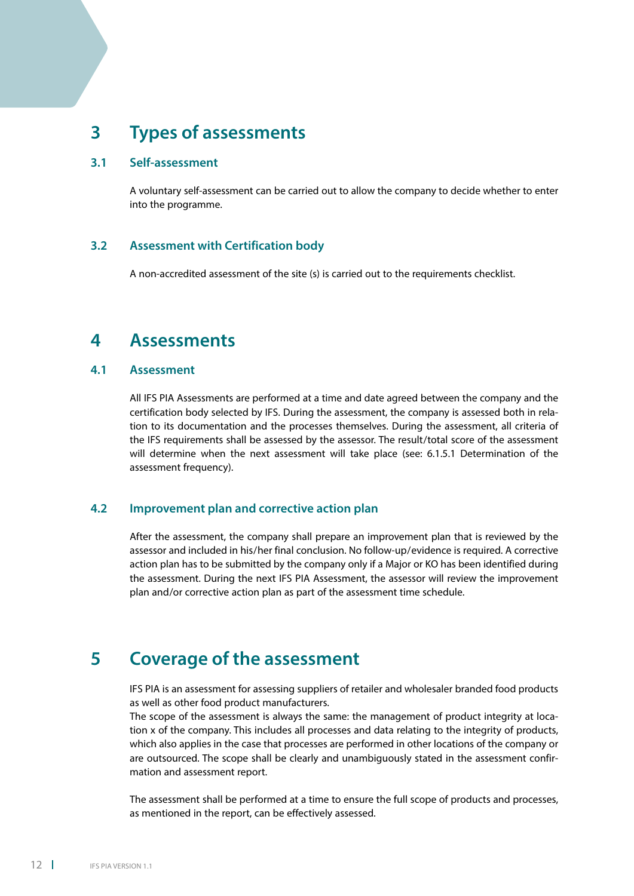# 3 Types of assessments

## 3.1 Self-assessment

A voluntary self-assessment can be carried out to allow the company to decide whether to enter into the programme.

## 3.2 Assessment with Certification body

A non-accredited assessment of the site (s) is carried out to the requirements checklist.

# 4 Assessments

## 4.1 Assessment

All IFS PIA Assessments are performed at a time and date agreed between the company and the certification body selected by IFS. During the assessment, the company is assessed both in relation to its documentation and the processes themselves. During the assessment, all criteria of the IFS requirements shall be assessed by the assessor. The result/total score of the assessment will determine when the next assessment will take place (see: 6.1.5.1 Determination of the assessment frequency).

## 4.2 Improvement plan and corrective action plan

After the assessment, the company shall prepare an improvement plan that is reviewed by the assessor and included in his/her final conclusion. No follow-up/evidence is required. A corrective action plan has to be submitted by the company only if a Major or KO has been identified during the assessment. During the next IFS PIA Assessment, the assessor will review the improvement plan and/or corrective action plan as part of the assessment time schedule.

# 5 Coverage of the assessment

IFS PIA is an assessment for assessing suppliers of retailer and wholesaler branded food products as well as other food product manufacturers.

The scope of the assessment is always the same: the management of product integrity at location x of the company. This includes all processes and data relating to the integrity of products, which also applies in the case that processes are performed in other locations of the company or are outsourced. The scope shall be clearly and unambiguously stated in the assessment confirmation and assessment report.

The assessment shall be performed at a time to ensure the full scope of products and processes, as mentioned in the report, can be effectively assessed.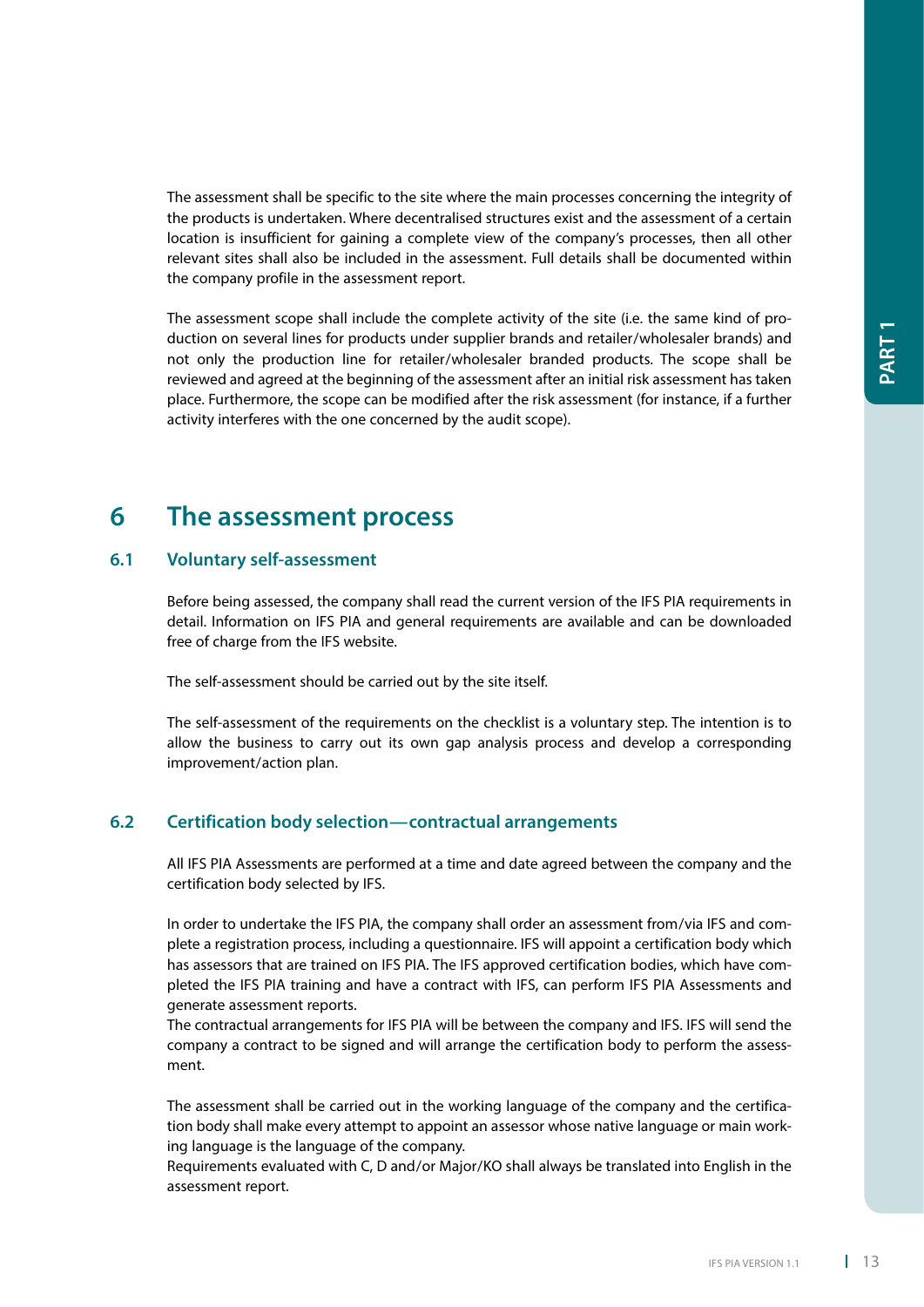The assessment shall be specific to the site where the main processes concerning the integrity of the products is undertaken. Where decentralised structures exist and the assessment of a certain location is insufficient for gaining a complete view of the company's processes, then all other relevant sites shall also be included in the assessment. Full details shall be documented within the company profile in the assessment report.

The assessment scope shall include the complete activity of the site (i.e. the same kind of production on several lines for products under supplier brands and retailer/wholesaler brands) and not only the production line for retailer/wholesaler branded products. The scope shall be reviewed and agreed at the beginning of the assessment after an initial risk assessment has taken place. Furthermore, the scope can be modified after the risk assessment (for instance, if a further activity interferes with the one concerned by the audit scope).

# 6 The assessment process

## 6.1 Voluntary self-assessment

Before being assessed, the company shall read the current version of the IFS PIA requirements in detail. Information on IFS PIA and general requirements are available and can be downloaded free of charge from the IFS website.

The self-assessment should be carried out by the site itself.

The self-assessment of the requirements on the checklist is a voluntary step. The intention is to allow the business to carry out its own gap analysis process and develop a corresponding improvement/action plan.

## 6.2 Certification body selection — contractual arrangements

All IFS PIA Assessments are performed at a time and date agreed between the company and the certification body selected by IFS.

In order to undertake the IFS PIA, the company shall order an assessment from/via IFS and complete a registration process, including a questionnaire. IFS will appoint a certification body which has assessors that are trained on IFS PIA. The IFS approved certification bodies, which have completed the IFS PIA training and have a contract with IFS, can perform IFS PIA Assessments and generate assessment reports.
The contractual arrangements for IFS PIA will be between the company and IFS. IFS will send the company a contract to be signed and will arrange the certification body to perform the assessment.

The assessment shall be carried out in the working language of the company and the certification body shall make every attempt to appoint an assessor whose native language or main working language is the language of the company.
Requirements evaluated with C, D and/or Major/KO shall always be translated into English in the assessment report.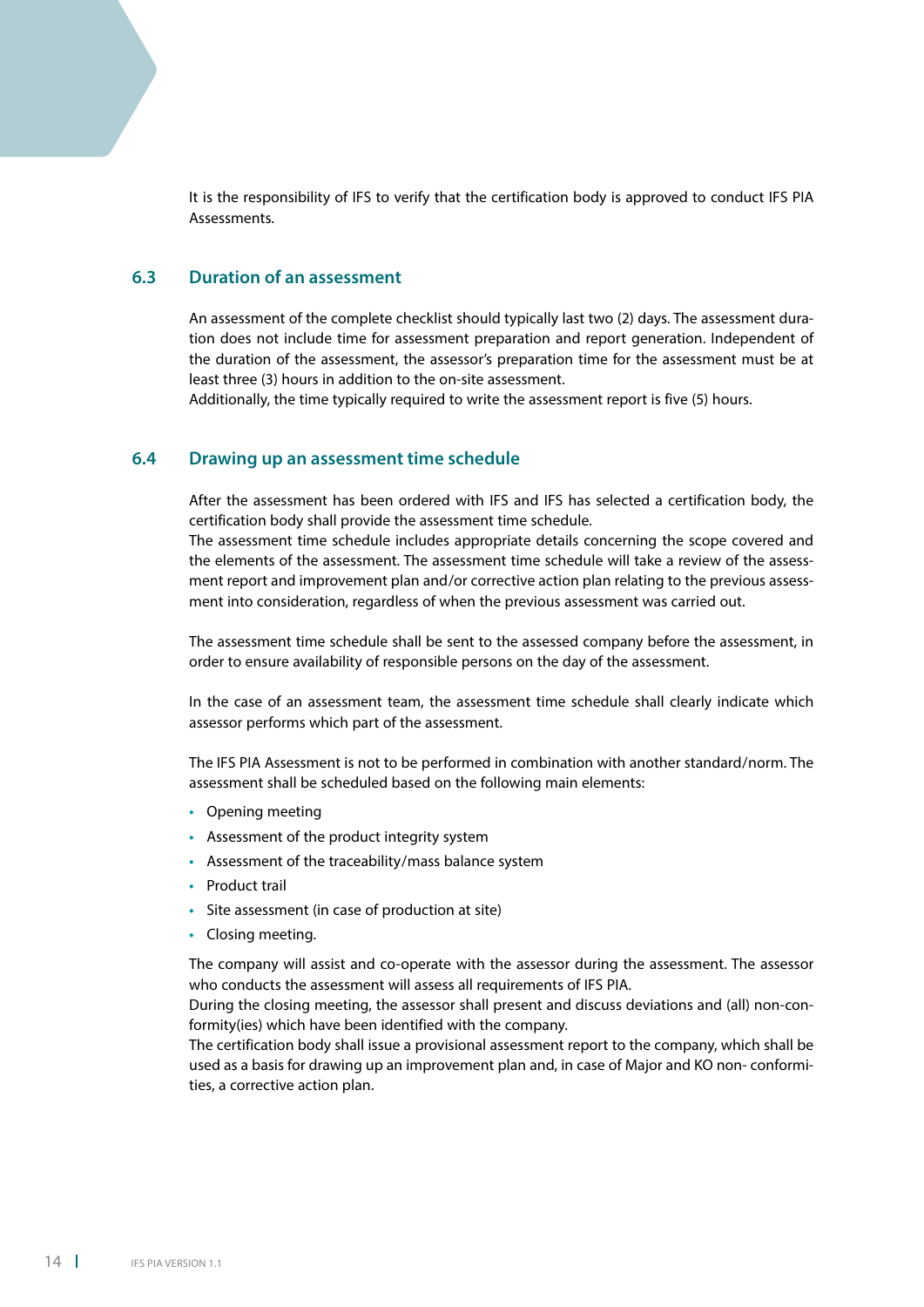It is the responsibility of IFS to verify that the certification body is approved to conduct IFS PIA Assessments.

### 6.3 Duration of an assessment

An assessment of the complete checklist should typically last two (2) days. The assessment duration does not include time for assessment preparation and report generation. Independent of the duration of the assessment, the assessor's preparation time for the assessment must be at least three (3) hours in addition to the on-site assessment.
Additionally, the time typically required to write the assessment report is five (5) hours.

### 6.4 Drawing up an assessment time schedule

After the assessment has been ordered with IFS and IFS has selected a certification body, the certification body shall provide the assessment time schedule.
The assessment time schedule includes appropriate details concerning the scope covered and the elements of the assessment. The assessment time schedule will take a review of the assessment report and improvement plan and/or corrective action plan relating to the previous assessment into consideration, regardless of when the previous assessment was carried out.

The assessment time schedule shall be sent to the assessed company before the assessment, in order to ensure availability of responsible persons on the day of the assessment.

In the case of an assessment team, the assessment time schedule shall clearly indicate which assessor performs which part of the assessment.

The IFS PIA Assessment is not to be performed in combination with another standard/norm. The assessment shall be scheduled based on the following main elements:

- Opening meeting
- Assessment of the product integrity system
- Assessment of the traceability/mass balance system
- Product trail
- Site assessment (in case of production at site)
- Closing meeting.

The company will assist and co-operate with the assessor during the assessment. The assessor who conducts the assessment will assess all requirements of IFS PIA.
During the closing meeting, the assessor shall present and discuss deviations and (all) non-conformity(ies) which have been identified with the company.
The certification body shall issue a provisional assessment report to the company, which shall be used as a basis for drawing up an improvement plan and, in case of Major and KO non- conformities, a corrective action plan.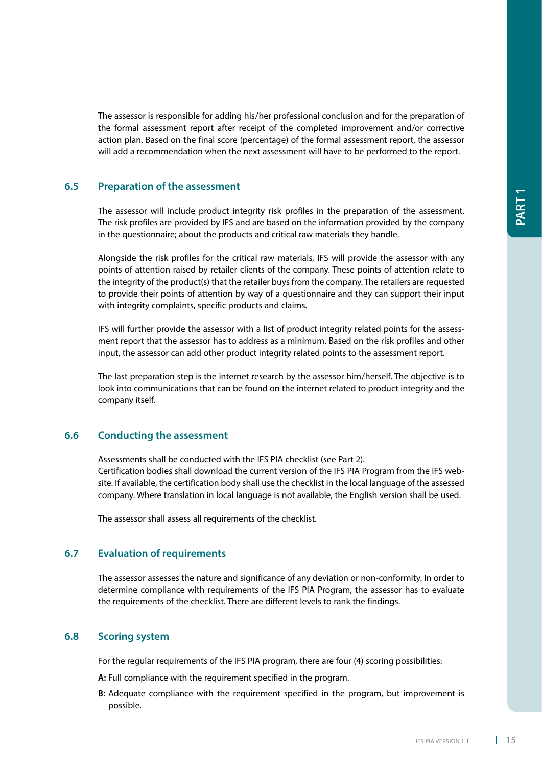The assessor is responsible for adding his/her professional conclusion and for the preparation of the formal assessment report after receipt of the completed improvement and/or corrective action plan. Based on the final score (percentage) of the formal assessment report, the assessor will add a recommendation when the next assessment will have to be performed to the report.

## 6.5 Preparation of the assessment

The assessor will include product integrity risk profiles in the preparation of the assessment. The risk profiles are provided by IFS and are based on the information provided by the company in the questionnaire; about the products and critical raw materials they handle.

Alongside the risk profiles for the critical raw materials, IFS will provide the assessor with any points of attention raised by retailer clients of the company. These points of attention relate to the integrity of the product(s) that the retailer buys from the company. The retailers are requested to provide their points of attention by way of a questionnaire and they can support their input with integrity complaints, specific products and claims.

IFS will further provide the assessor with a list of product integrity related points for the assessment report that the assessor has to address as a minimum. Based on the risk profiles and other input, the assessor can add other product integrity related points to the assessment report.

The last preparation step is the internet research by the assessor him/herself. The objective is to look into communications that can be found on the internet related to product integrity and the company itself.

## 6.6 Conducting the assessment

Assessments shall be conducted with the IFS PIA checklist (see Part 2).
Certification bodies shall download the current version of the IFS PIA Program from the IFS website. If available, the certification body shall use the checklist in the local language of the assessed company. Where translation in local language is not available, the English version shall be used.

The assessor shall assess all requirements of the checklist.

## 6.7 Evaluation of requirements

The assessor assesses the nature and significance of any deviation or non-conformity. In order to determine compliance with requirements of the IFS PIA Program, the assessor has to evaluate the requirements of the checklist. There are different levels to rank the findings.

## 6.8 Scoring system

For the regular requirements of the IFS PIA program, there are four (4) scoring possibilities:

**A:** Full compliance with the requirement specified in the program.

**B:** Adequate compliance with the requirement specified in the program, but improvement is possible.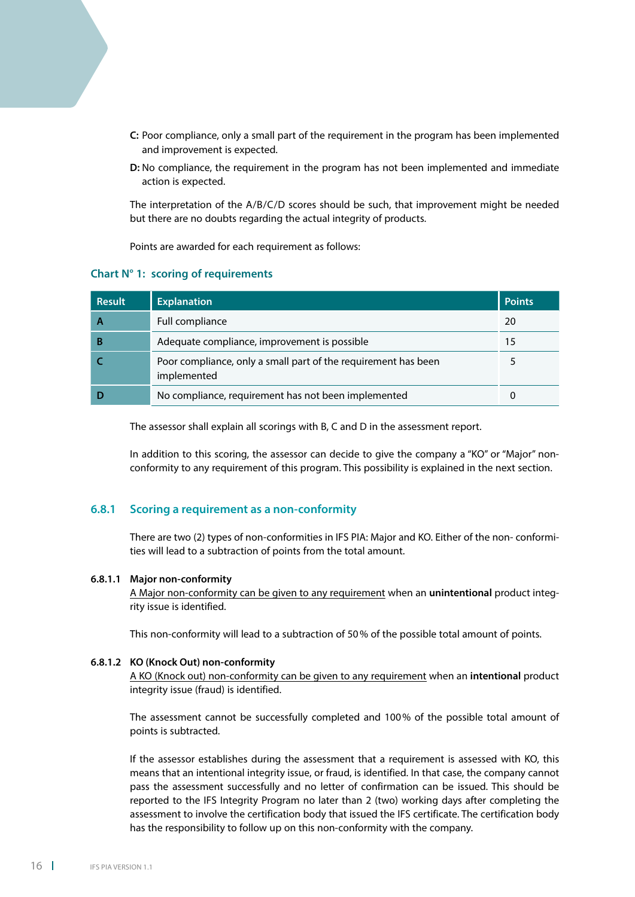**C:** Poor compliance, only a small part of the requirement in the program has been implemented and improvement is expected.

**D:** No compliance, the requirement in the program has not been implemented and immediate action is expected.

The interpretation of the A/B/C/D scores should be such, that improvement might be needed but there are no doubts regarding the actual integrity of products.

Points are awarded for each requirement as follows:

**Chart N° 1: scoring of requirements**

| Result | Explanation | Points |
|---|---|---|
| **A** | Full compliance | 20 |
| **B** | Adequate compliance, improvement is possible | 15 |
| **C** | Poor compliance, only a small part of the requirement has been implemented | 5 |
| **D** | No compliance, requirement has not been implemented | 0 |

The assessor shall explain all scorings with B, C and D in the assessment report.

In addition to this scoring, the assessor can decide to give the company a "KO" or "Major" non-conformity to any requirement of this program. This possibility is explained in the next section.

### 6.8.1 Scoring a requirement as a non-conformity

There are two (2) types of non-conformities in IFS PIA: Major and KO. Either of the non- conformities will lead to a subtraction of points from the total amount.

#### 6.8.1.1 Major non-conformity

A Major non-conformity can be given to any requirement when an **unintentional** product integrity issue is identified.

This non-conformity will lead to a subtraction of 50% of the possible total amount of points.

#### 6.8.1.2 KO (Knock Out) non-conformity

A KO (Knock out) non-conformity can be given to any requirement when an **intentional** product integrity issue (fraud) is identified.

The assessment cannot be successfully completed and 100% of the possible total amount of points is subtracted.

If the assessor establishes during the assessment that a requirement is assessed with KO, this means that an intentional integrity issue, or fraud, is identified. In that case, the company cannot pass the assessment successfully and no letter of confirmation can be issued. This should be reported to the IFS Integrity Program no later than 2 (two) working days after completing the assessment to involve the certification body that issued the IFS certificate. The certification body has the responsibility to follow up on this non-conformity with the company.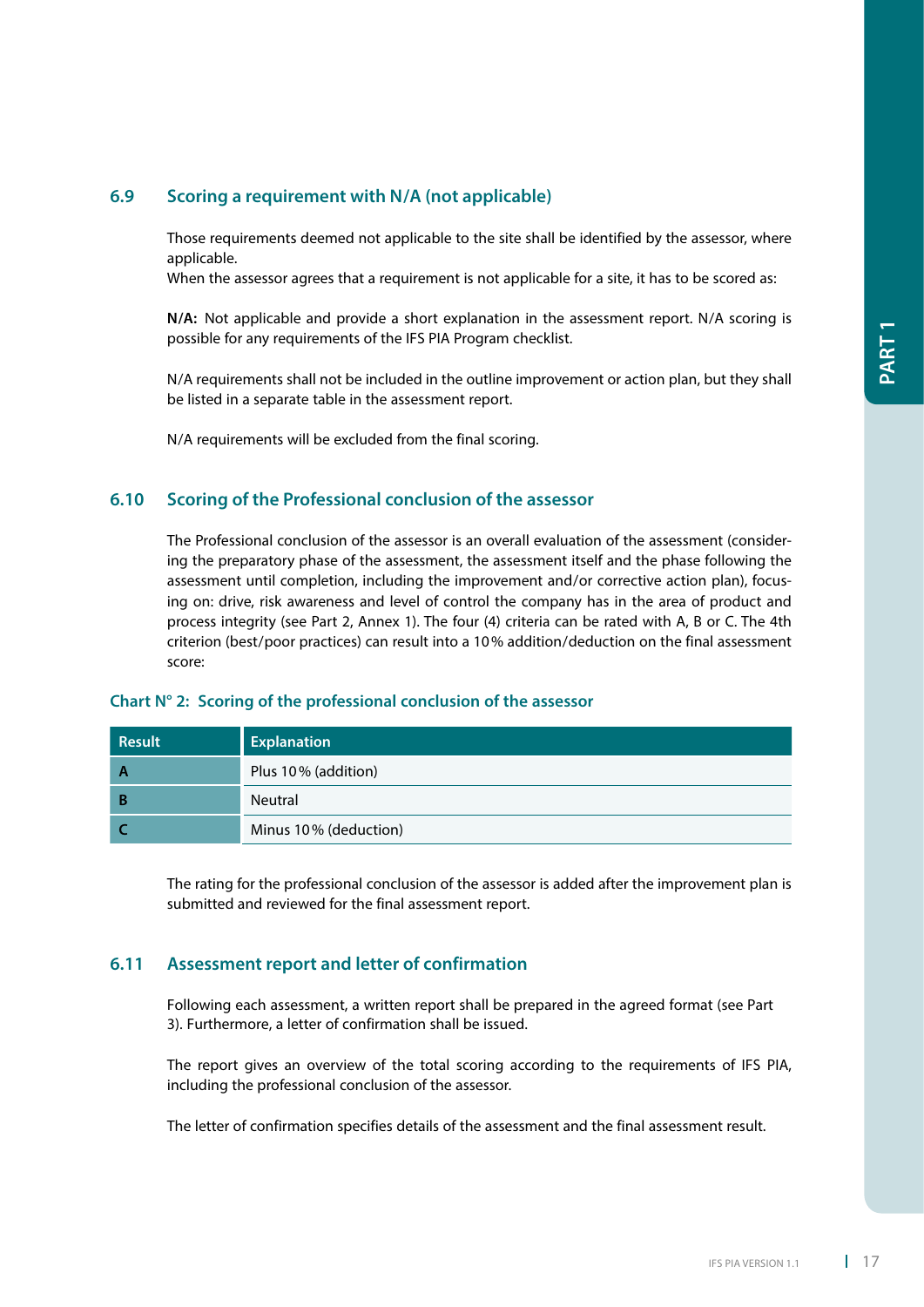## 6.9 Scoring a requirement with N/A (not applicable)

Those requirements deemed not applicable to the site shall be identified by the assessor, where applicable.
When the assessor agrees that a requirement is not applicable for a site, it has to be scored as:

**N/A:** Not applicable and provide a short explanation in the assessment report. N/A scoring is possible for any requirements of the IFS PIA Program checklist.

N/A requirements shall not be included in the outline improvement or action plan, but they shall be listed in a separate table in the assessment report.

N/A requirements will be excluded from the final scoring.

## 6.10 Scoring of the Professional conclusion of the assessor

The Professional conclusion of the assessor is an overall evaluation of the assessment (considering the preparatory phase of the assessment, the assessment itself and the phase following the assessment until completion, including the improvement and/or corrective action plan), focusing on: drive, risk awareness and level of control the company has in the area of product and process integrity (see Part 2, Annex 1). The four (4) criteria can be rated with A, B or C. The 4th criterion (best/poor practices) can result into a 10% addition/deduction on the final assessment score:

**Chart N° 2: Scoring of the professional conclusion of the assessor**

| Result | Explanation |
|---|---|
| A | Plus 10% (addition) |
| B | Neutral |
| C | Minus 10% (deduction) |

The rating for the professional conclusion of the assessor is added after the improvement plan is submitted and reviewed for the final assessment report.

## 6.11 Assessment report and letter of confirmation

Following each assessment, a written report shall be prepared in the agreed format (see Part 3). Furthermore, a letter of confirmation shall be issued.

The report gives an overview of the total scoring according to the requirements of IFS PIA, including the professional conclusion of the assessor.

The letter of confirmation specifies details of the assessment and the final assessment result.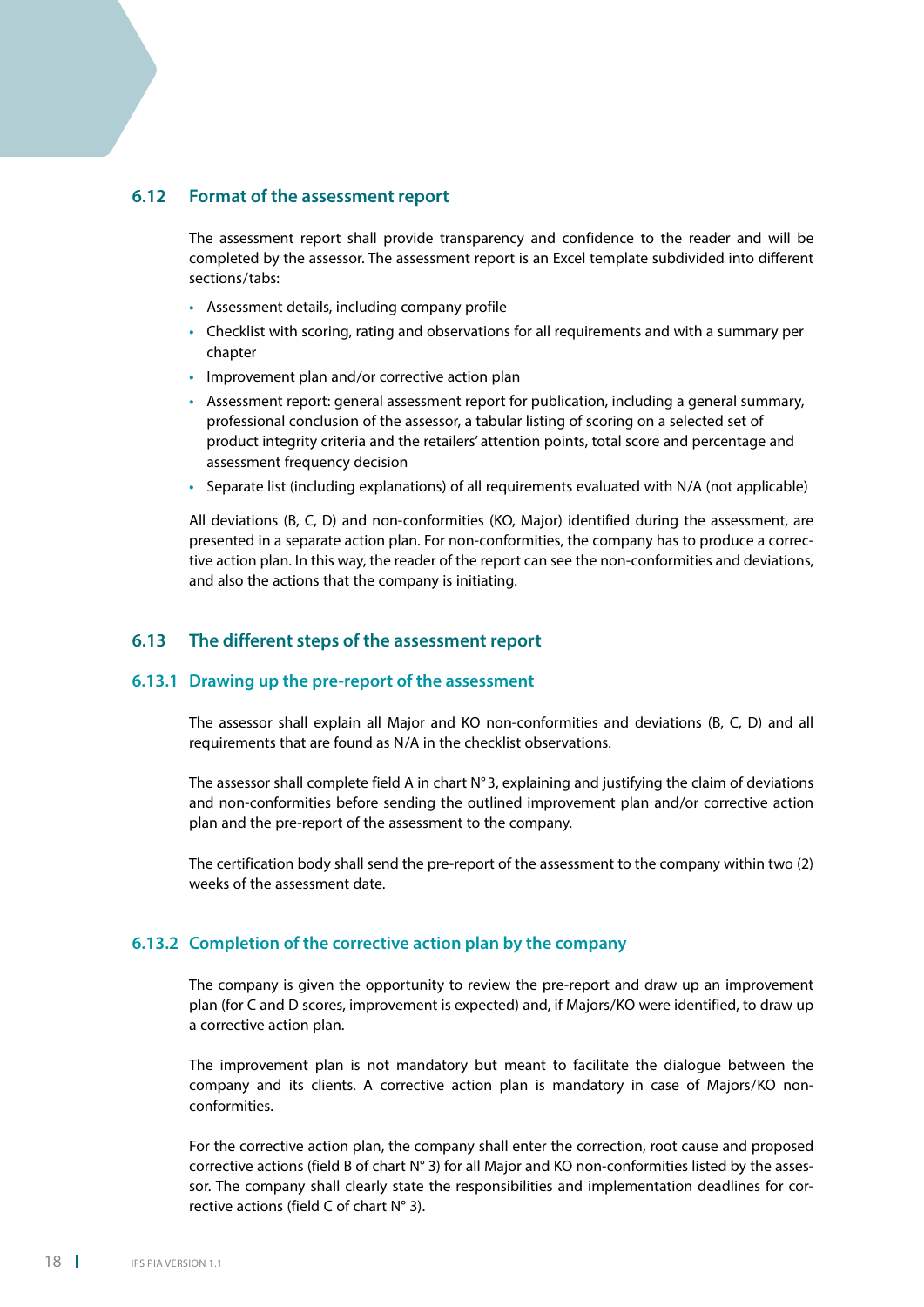## 6.12 Format of the assessment report

The assessment report shall provide transparency and confidence to the reader and will be completed by the assessor. The assessment report is an Excel template subdivided into different sections/tabs:

- Assessment details, including company profile
- Checklist with scoring, rating and observations for all requirements and with a summary per chapter
- Improvement plan and/or corrective action plan
- Assessment report: general assessment report for publication, including a general summary, professional conclusion of the assessor, a tabular listing of scoring on a selected set of product integrity criteria and the retailers' attention points, total score and percentage and assessment frequency decision
- Separate list (including explanations) of all requirements evaluated with N/A (not applicable)

All deviations (B, C, D) and non-conformities (KO, Major) identified during the assessment, are presented in a separate action plan. For non-conformities, the company has to produce a corrective action plan. In this way, the reader of the report can see the non-conformities and deviations, and also the actions that the company is initiating.

## 6.13 The different steps of the assessment report

### 6.13.1 Drawing up the pre-report of the assessment

The assessor shall explain all Major and KO non-conformities and deviations (B, C, D) and all requirements that are found as N/A in the checklist observations.

The assessor shall complete field A in chart N° 3, explaining and justifying the claim of deviations and non-conformities before sending the outlined improvement plan and/or corrective action plan and the pre-report of the assessment to the company.

The certification body shall send the pre-report of the assessment to the company within two (2) weeks of the assessment date.

### 6.13.2 Completion of the corrective action plan by the company

The company is given the opportunity to review the pre-report and draw up an improvement plan (for C and D scores, improvement is expected) and, if Majors/KO were identified, to draw up a corrective action plan.

The improvement plan is not mandatory but meant to facilitate the dialogue between the company and its clients. A corrective action plan is mandatory in case of Majors/KO non-conformities.

For the corrective action plan, the company shall enter the correction, root cause and proposed corrective actions (field B of chart N° 3) for all Major and KO non-conformities listed by the assessor. The company shall clearly state the responsibilities and implementation deadlines for corrective actions (field C of chart N° 3).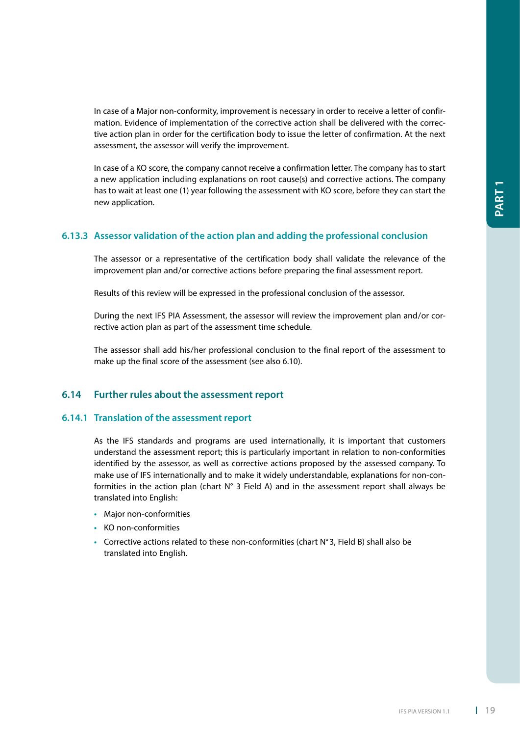In case of a Major non-conformity, improvement is necessary in order to receive a letter of confirmation. Evidence of implementation of the corrective action shall be delivered with the corrective action plan in order for the certification body to issue the letter of confirmation. At the next assessment, the assessor will verify the improvement.

In case of a KO score, the company cannot receive a confirmation letter. The company has to start a new application including explanations on root cause(s) and corrective actions. The company has to wait at least one (1) year following the assessment with KO score, before they can start the new application.

### 6.13.3 Assessor validation of the action plan and adding the professional conclusion

The assessor or a representative of the certification body shall validate the relevance of the improvement plan and/or corrective actions before preparing the final assessment report.

Results of this review will be expressed in the professional conclusion of the assessor.

During the next IFS PIA Assessment, the assessor will review the improvement plan and/or corrective action plan as part of the assessment time schedule.

The assessor shall add his/her professional conclusion to the final report of the assessment to make up the final score of the assessment (see also 6.10).

## 6.14 Further rules about the assessment report

### 6.14.1 Translation of the assessment report

As the IFS standards and programs are used internationally, it is important that customers understand the assessment report; this is particularly important in relation to non-conformities identified by the assessor, as well as corrective actions proposed by the assessed company. To make use of IFS internationally and to make it widely understandable, explanations for non-conformities in the action plan (chart N° 3 Field A) and in the assessment report shall always be translated into English:

- Major non-conformities
- KO non-conformities
- Corrective actions related to these non-conformities (chart N° 3, Field B) shall also be translated into English.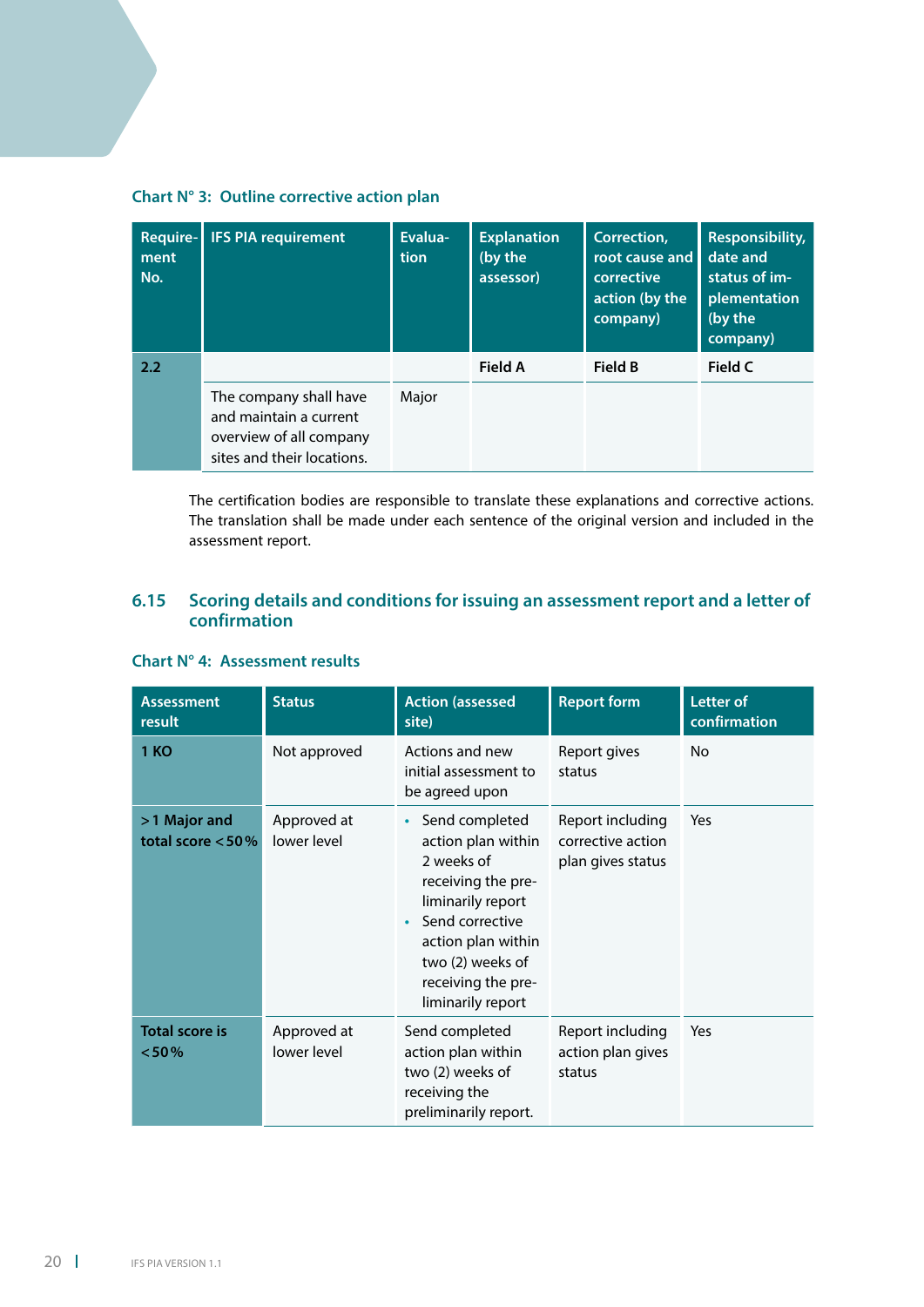**Chart N° 3: Outline corrective action plan**

| Requirement No. | IFS PIA requirement | Evaluation | Explanation (by the assessor) | Correction, root cause and corrective action (by the company) | Responsibility, date and status of implementation (by the company) |
|---|---|---|---|---|---|
| 2.2 | | | Field A | Field B | Field C |
| | The company shall have and maintain a current overview of all company sites and their locations. | Major | | | |

The certification bodies are responsible to translate these explanations and corrective actions. The translation shall be made under each sentence of the original version and included in the assessment report.

## 6.15 Scoring details and conditions for issuing an assessment report and a letter of confirmation

**Chart N° 4: Assessment results**

| Assessment result | Status | Action (assessed site) | Report form | Letter of confirmation |
|---|---|---|---|---|
| **1 KO** | Not approved | Actions and new initial assessment to be agreed upon | Report gives status | No |
| **> 1 Major and total score < 50 %** | Approved at lower level | • Send completed action plan within 2 weeks of receiving the preliminarily report<br>• Send corrective action plan within two (2) weeks of receiving the preliminarily report | Report including corrective action plan gives status | Yes |
| **Total score is < 50 %** | Approved at lower level | Send completed action plan within two (2) weeks of receiving the preliminarily report. | Report including action plan gives status | Yes |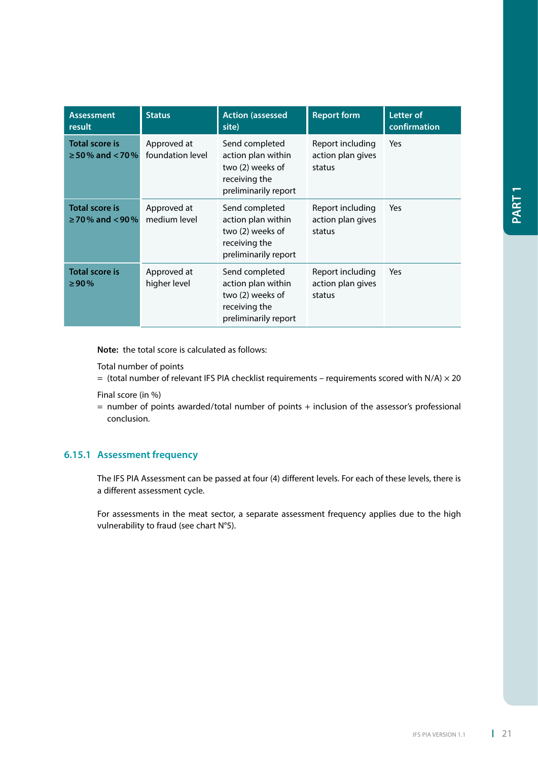| Assessment result | Status | Action (assessed site) | Report form | Letter of confirmation |
|---|---|---|---|---|
| **Total score is ≥ 50 % and < 70 %** | Approved at foundation level | Send completed action plan within two (2) weeks of receiving the preliminarily report | Report including action plan gives status | Yes |
| **Total score is ≥ 70 % and < 90 %** | Approved at medium level | Send completed action plan within two (2) weeks of receiving the preliminarily report | Report including action plan gives status | Yes |
| **Total score is ≥ 90 %** | Approved at higher level | Send completed action plan within two (2) weeks of receiving the preliminarily report | Report including action plan gives status | Yes |

**Note:** the total score is calculated as follows:

Total number of points
= (total number of relevant IFS PIA checklist requirements – requirements scored with N/A) × 20

Final score (in %)
= number of points awarded/total number of points + inclusion of the assessor's professional conclusion.

### 6.15.1 Assessment frequency

The IFS PIA Assessment can be passed at four (4) different levels. For each of these levels, there is a different assessment cycle.

For assessments in the meat sector, a separate assessment frequency applies due to the high vulnerability to fraud (see chart N°5).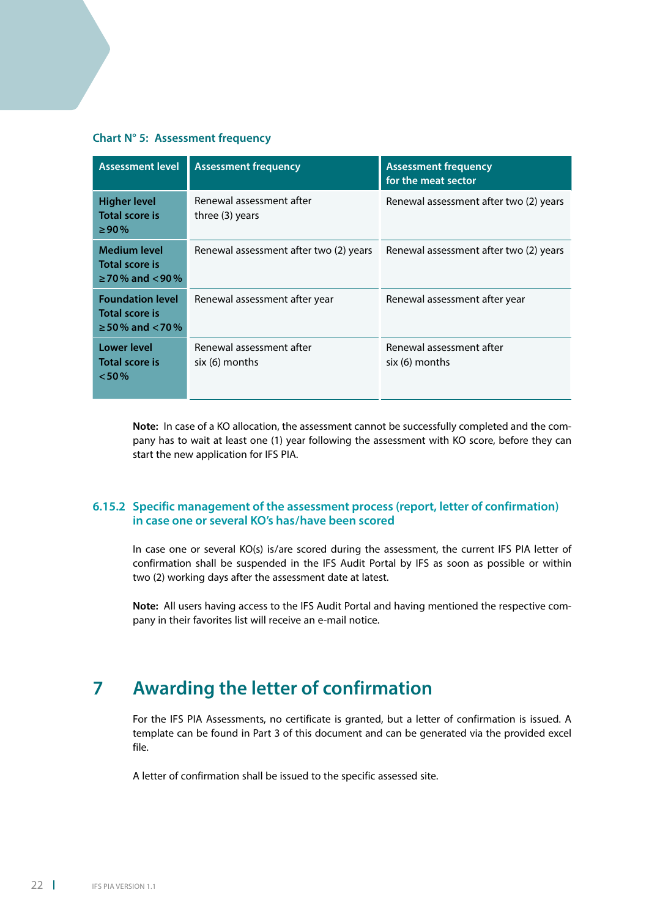**Chart N° 5: Assessment frequency**

| Assessment level | Assessment frequency | Assessment frequency for the meat sector |
|---|---|---|
| **Higher level Total score is ≥ 90 %** | Renewal assessment after three (3) years | Renewal assessment after two (2) years |
| **Medium level Total score is ≥ 70 % and < 90 %** | Renewal assessment after two (2) years | Renewal assessment after two (2) years |
| **Foundation level Total score is ≥ 50 % and < 70 %** | Renewal assessment after year | Renewal assessment after year |
| **Lower level Total score is < 50 %** | Renewal assessment after six (6) months | Renewal assessment after six (6) months |

**Note:** In case of a KO allocation, the assessment cannot be successfully completed and the company has to wait at least one (1) year following the assessment with KO score, before they can start the new application for IFS PIA.

### 6.15.2 Specific management of the assessment process (report, letter of confirmation) in case one or several KO's has/have been scored

In case one or several KO(s) is/are scored during the assessment, the current IFS PIA letter of confirmation shall be suspended in the IFS Audit Portal by IFS as soon as possible or within two (2) working days after the assessment date at latest.

**Note:** All users having access to the IFS Audit Portal and having mentioned the respective company in their favorites list will receive an e-mail notice.

# 7 Awarding the letter of confirmation

For the IFS PIA Assessments, no certificate is granted, but a letter of confirmation is issued. A template can be found in Part 3 of this document and can be generated via the provided excel file.

A letter of confirmation shall be issued to the specific assessed site.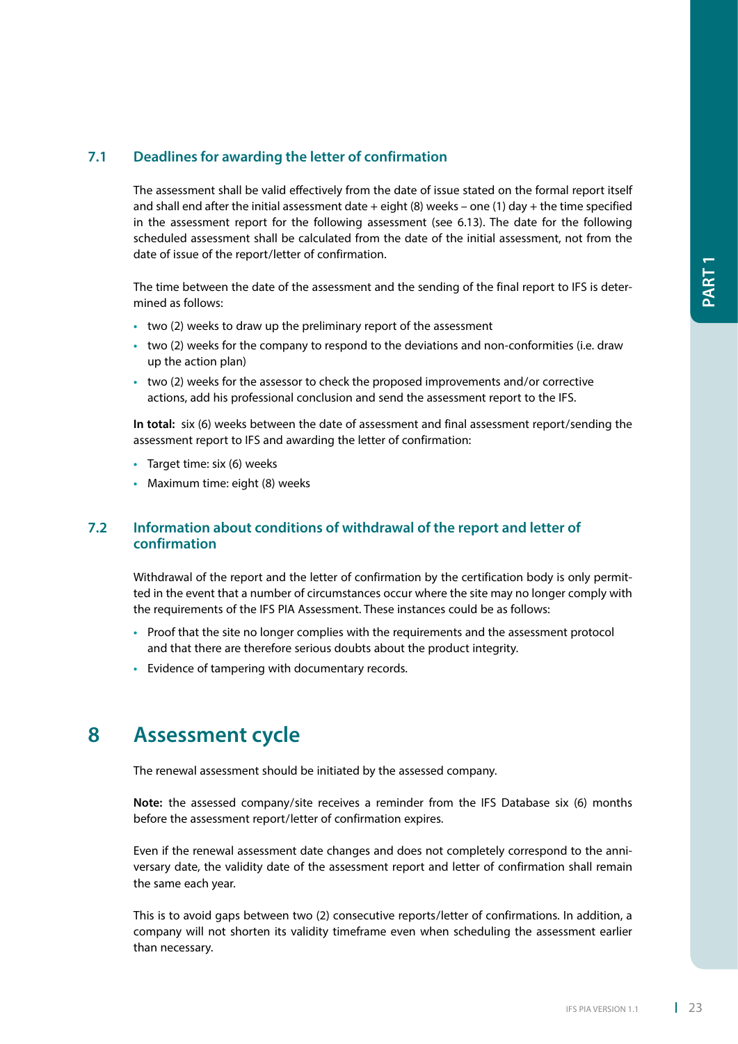## 7.1 Deadlines for awarding the letter of confirmation

The assessment shall be valid effectively from the date of issue stated on the formal report itself and shall end after the initial assessment date + eight (8) weeks – one (1) day + the time specified in the assessment report for the following assessment (see 6.13). The date for the following scheduled assessment shall be calculated from the date of the initial assessment, not from the date of issue of the report/letter of confirmation.

The time between the date of the assessment and the sending of the final report to IFS is determined as follows:

- two (2) weeks to draw up the preliminary report of the assessment
- two (2) weeks for the company to respond to the deviations and non-conformities (i.e. draw up the action plan)
- two (2) weeks for the assessor to check the proposed improvements and/or corrective actions, add his professional conclusion and send the assessment report to the IFS.

**In total:** six (6) weeks between the date of assessment and final assessment report/sending the assessment report to IFS and awarding the letter of confirmation:

- Target time: six (6) weeks
- Maximum time: eight (8) weeks

## 7.2 Information about conditions of withdrawal of the report and letter of confirmation

Withdrawal of the report and the letter of confirmation by the certification body is only permitted in the event that a number of circumstances occur where the site may no longer comply with the requirements of the IFS PIA Assessment. These instances could be as follows:

- Proof that the site no longer complies with the requirements and the assessment protocol and that there are therefore serious doubts about the product integrity.
- Evidence of tampering with documentary records.

# 8 Assessment cycle

The renewal assessment should be initiated by the assessed company.

**Note:** the assessed company/site receives a reminder from the IFS Database six (6) months before the assessment report/letter of confirmation expires.

Even if the renewal assessment date changes and does not completely correspond to the anniversary date, the validity date of the assessment report and letter of confirmation shall remain the same each year.

This is to avoid gaps between two (2) consecutive reports/letter of confirmations. In addition, a company will not shorten its validity timeframe even when scheduling the assessment earlier than necessary.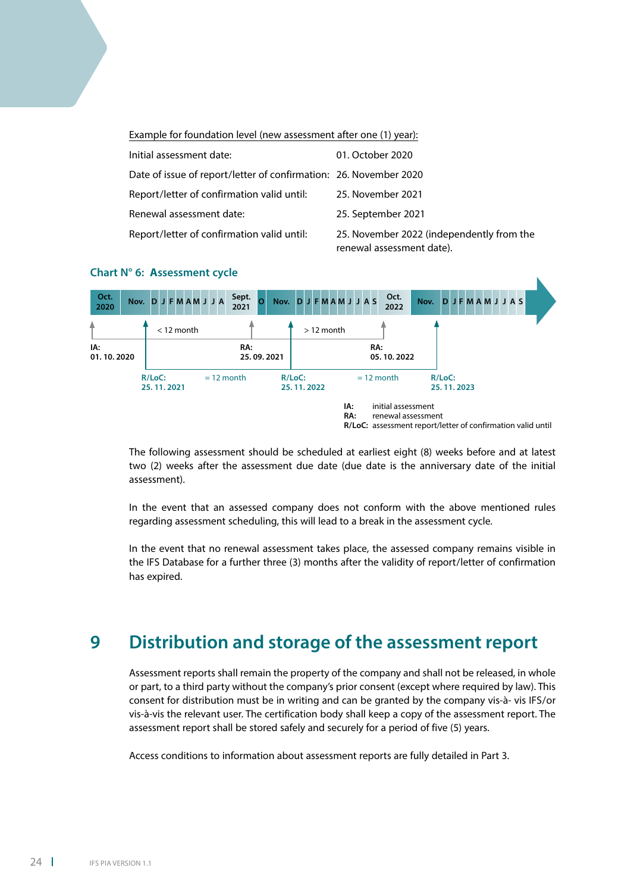Example for foundation level (new assessment after one (1) year):

| | |
|---|---|
| Initial assessment date: | 01. October 2020 |
| Date of issue of report/letter of confirmation: | 26. November 2020 |
| Report/letter of confirmation valid until: | 25. November 2021 |
| Renewal assessment date: | 25. September 2021 |
| Report/letter of confirmation valid until: | 25. November 2022 (independently from the renewal assessment date). |

**Chart N° 6: Assessment cycle**

Oct. 2020 | Nov. | D J F M A M J J A | Sept. 2021 | O | Nov. | D J F M A M J J A S | Oct. 2022 | Nov. | D J F M A M J J A S

< 12 month · > 12 month

**IA:** 01. 10. 2020 — **RA:** 25. 09. 2021 — **RA:** 05. 10. 2022

**R/LoC:** 25. 11. 2021 — = 12 month — **R/LoC:** 25. 11. 2022 — = 12 month — **R/LoC:** 25. 11. 2023

**IA:** initial assessment
**RA:** renewal assessment
**R/LoC:** assessment report/letter of confirmation valid until

The following assessment should be scheduled at earliest eight (8) weeks before and at latest two (2) weeks after the assessment due date (due date is the anniversary date of the initial assessment).

In the event that an assessed company does not conform with the above mentioned rules regarding assessment scheduling, this will lead to a break in the assessment cycle.

In the event that no renewal assessment takes place, the assessed company remains visible in the IFS Database for a further three (3) months after the validity of report/letter of confirmation has expired.

# 9 Distribution and storage of the assessment report

Assessment reports shall remain the property of the company and shall not be released, in whole or part, to a third party without the company's prior consent (except where required by law). This consent for distribution must be in writing and can be granted by the company vis-à- vis IFS/or vis-à-vis the relevant user. The certification body shall keep a copy of the assessment report. The assessment report shall be stored safely and securely for a period of five (5) years.

Access conditions to information about assessment reports are fully detailed in Part 3.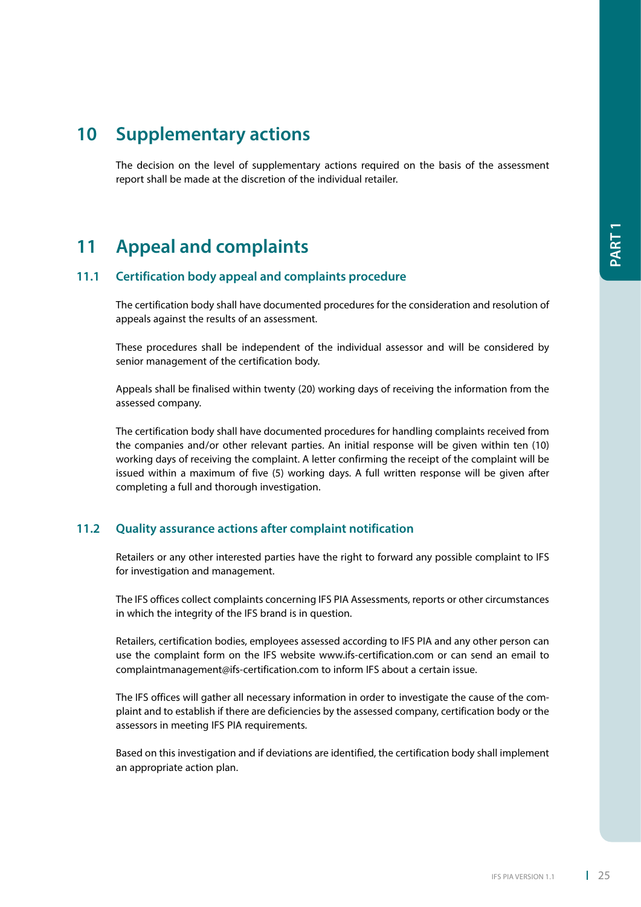# 10 Supplementary actions

The decision on the level of supplementary actions required on the basis of the assessment report shall be made at the discretion of the individual retailer.

# 11 Appeal and complaints

## 11.1 Certification body appeal and complaints procedure

The certification body shall have documented procedures for the consideration and resolution of appeals against the results of an assessment.

These procedures shall be independent of the individual assessor and will be considered by senior management of the certification body.

Appeals shall be finalised within twenty (20) working days of receiving the information from the assessed company.

The certification body shall have documented procedures for handling complaints received from the companies and/or other relevant parties. An initial response will be given within ten (10) working days of receiving the complaint. A letter confirming the receipt of the complaint will be issued within a maximum of five (5) working days. A full written response will be given after completing a full and thorough investigation.

## 11.2 Quality assurance actions after complaint notification

Retailers or any other interested parties have the right to forward any possible complaint to IFS for investigation and management.

The IFS offices collect complaints concerning IFS PIA Assessments, reports or other circumstances in which the integrity of the IFS brand is in question.

Retailers, certification bodies, employees assessed according to IFS PIA and any other person can use the complaint form on the IFS website www.ifs-certification.com or can send an email to complaintmanagement@ifs-certification.com to inform IFS about a certain issue.

The IFS offices will gather all necessary information in order to investigate the cause of the complaint and to establish if there are deficiencies by the assessed company, certification body or the assessors in meeting IFS PIA requirements.

Based on this investigation and if deviations are identified, the certification body shall implement an appropriate action plan.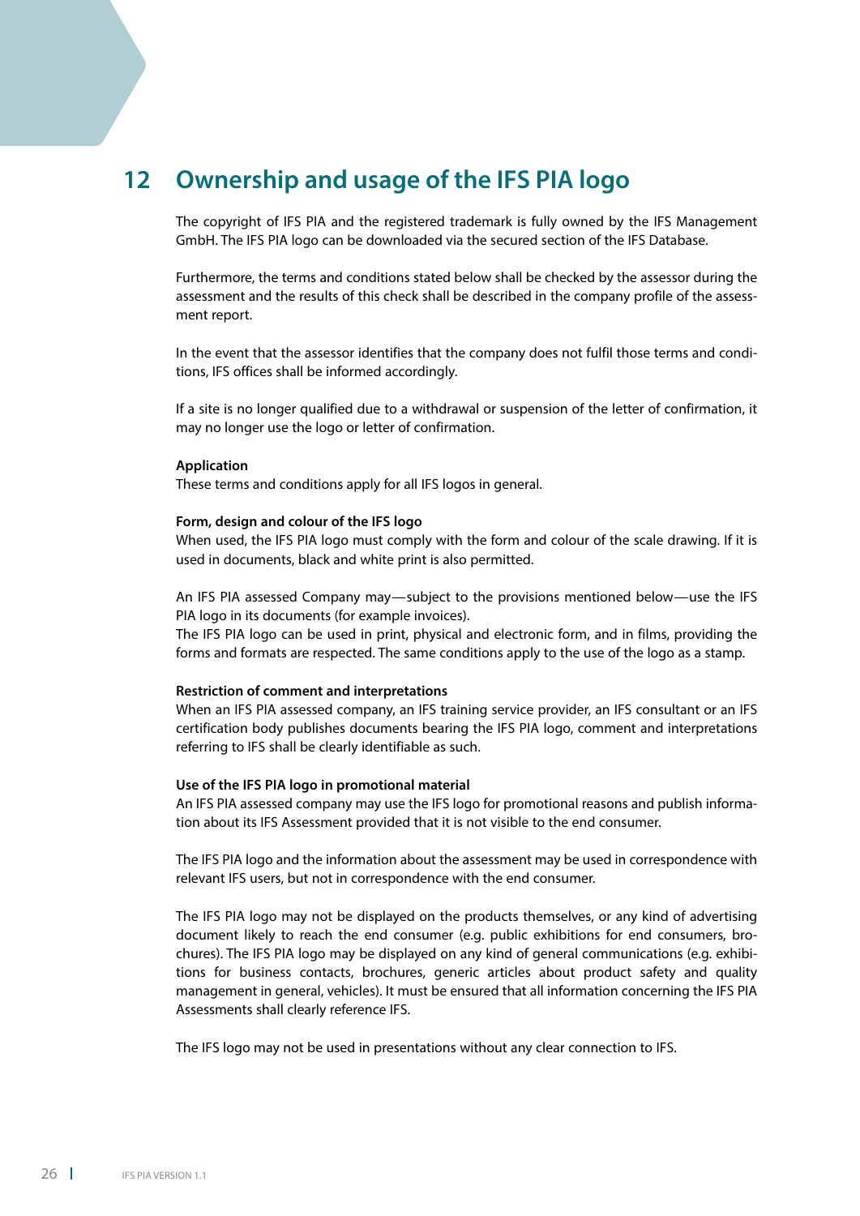# 12 Ownership and usage of the IFS PIA logo

The copyright of IFS PIA and the registered trademark is fully owned by the IFS Management GmbH. The IFS PIA logo can be downloaded via the secured section of the IFS Database.

Furthermore, the terms and conditions stated below shall be checked by the assessor during the assessment and the results of this check shall be described in the company profile of the assessment report.

In the event that the assessor identifies that the company does not fulfil those terms and conditions, IFS offices shall be informed accordingly.

If a site is no longer qualified due to a withdrawal or suspension of the letter of confirmation, it may no longer use the logo or letter of confirmation.

**Application**
These terms and conditions apply for all IFS logos in general.

**Form, design and colour of the IFS logo**
When used, the IFS PIA logo must comply with the form and colour of the scale drawing. If it is used in documents, black and white print is also permitted.

An IFS PIA assessed Company may—subject to the provisions mentioned below—use the IFS PIA logo in its documents (for example invoices).
The IFS PIA logo can be used in print, physical and electronic form, and in films, providing the forms and formats are respected. The same conditions apply to the use of the logo as a stamp.

**Restriction of comment and interpretations**
When an IFS PIA assessed company, an IFS training service provider, an IFS consultant or an IFS certification body publishes documents bearing the IFS PIA logo, comment and interpretations referring to IFS shall be clearly identifiable as such.

**Use of the IFS PIA logo in promotional material**
An IFS PIA assessed company may use the IFS logo for promotional reasons and publish information about its IFS Assessment provided that it is not visible to the end consumer.

The IFS PIA logo and the information about the assessment may be used in correspondence with relevant IFS users, but not in correspondence with the end consumer.

The IFS PIA logo may not be displayed on the products themselves, or any kind of advertising document likely to reach the end consumer (e.g. public exhibitions for end consumers, brochures). The IFS PIA logo may be displayed on any kind of general communications (e.g. exhibitions for business contacts, brochures, generic articles about product safety and quality management in general, vehicles). It must be ensured that all information concerning the IFS PIA Assessments shall clearly reference IFS.

The IFS logo may not be used in presentations without any clear connection to IFS.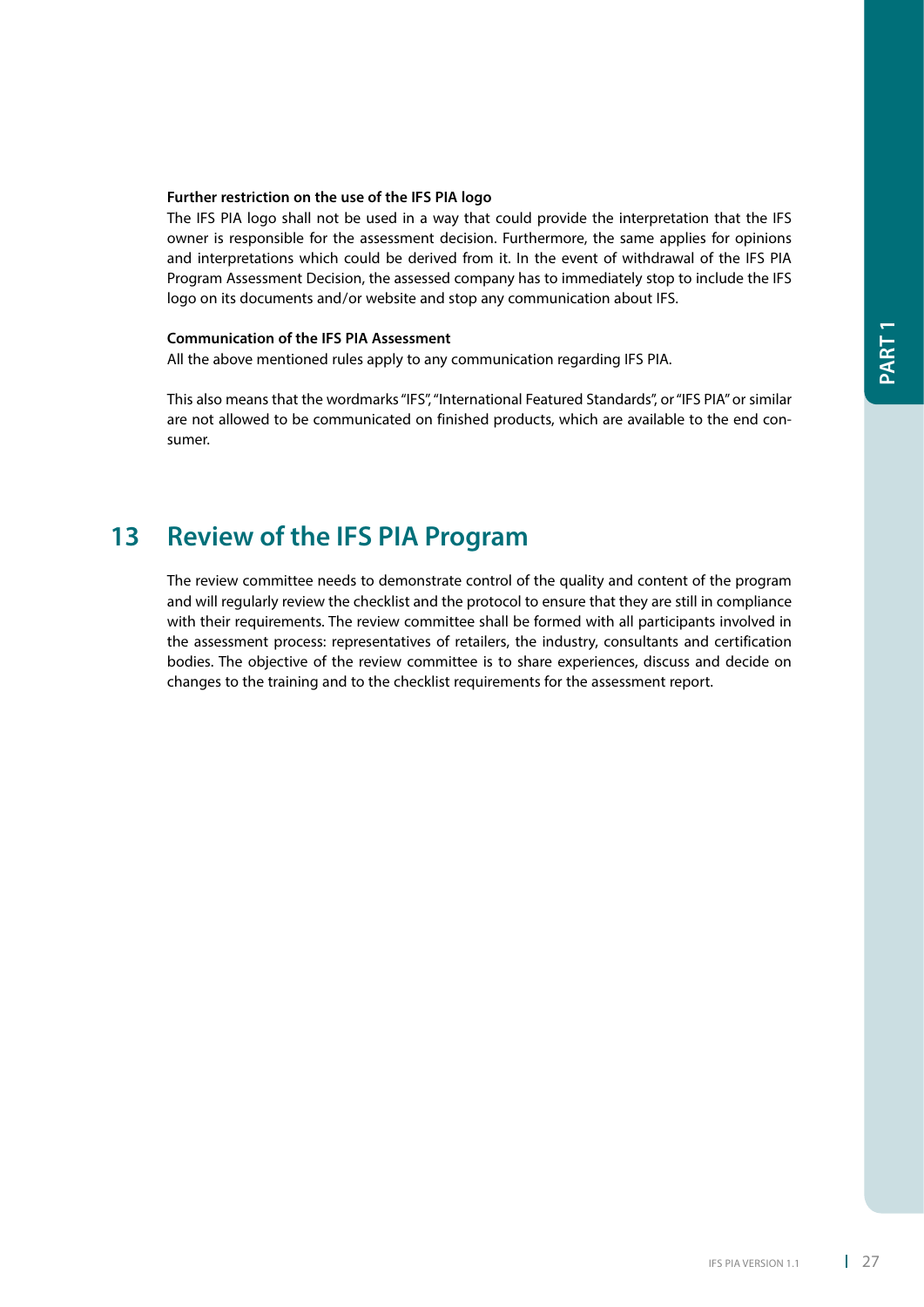**Further restriction on the use of the IFS PIA logo**

The IFS PIA logo shall not be used in a way that could provide the interpretation that the IFS owner is responsible for the assessment decision. Furthermore, the same applies for opinions and interpretations which could be derived from it. In the event of withdrawal of the IFS PIA Program Assessment Decision, the assessed company has to immediately stop to include the IFS logo on its documents and/or website and stop any communication about IFS.

**Communication of the IFS PIA Assessment**

All the above mentioned rules apply to any communication regarding IFS PIA.

This also means that the wordmarks "IFS", "International Featured Standards", or "IFS PIA" or similar are not allowed to be communicated on finished products, which are available to the end consumer.

# 13 Review of the IFS PIA Program

The review committee needs to demonstrate control of the quality and content of the program and will regularly review the checklist and the protocol to ensure that they are still in compliance with their requirements. The review committee shall be formed with all participants involved in the assessment process: representatives of retailers, the industry, consultants and certification bodies. The objective of the review committee is to share experiences, discuss and decide on changes to the training and to the checklist requirements for the assessment report.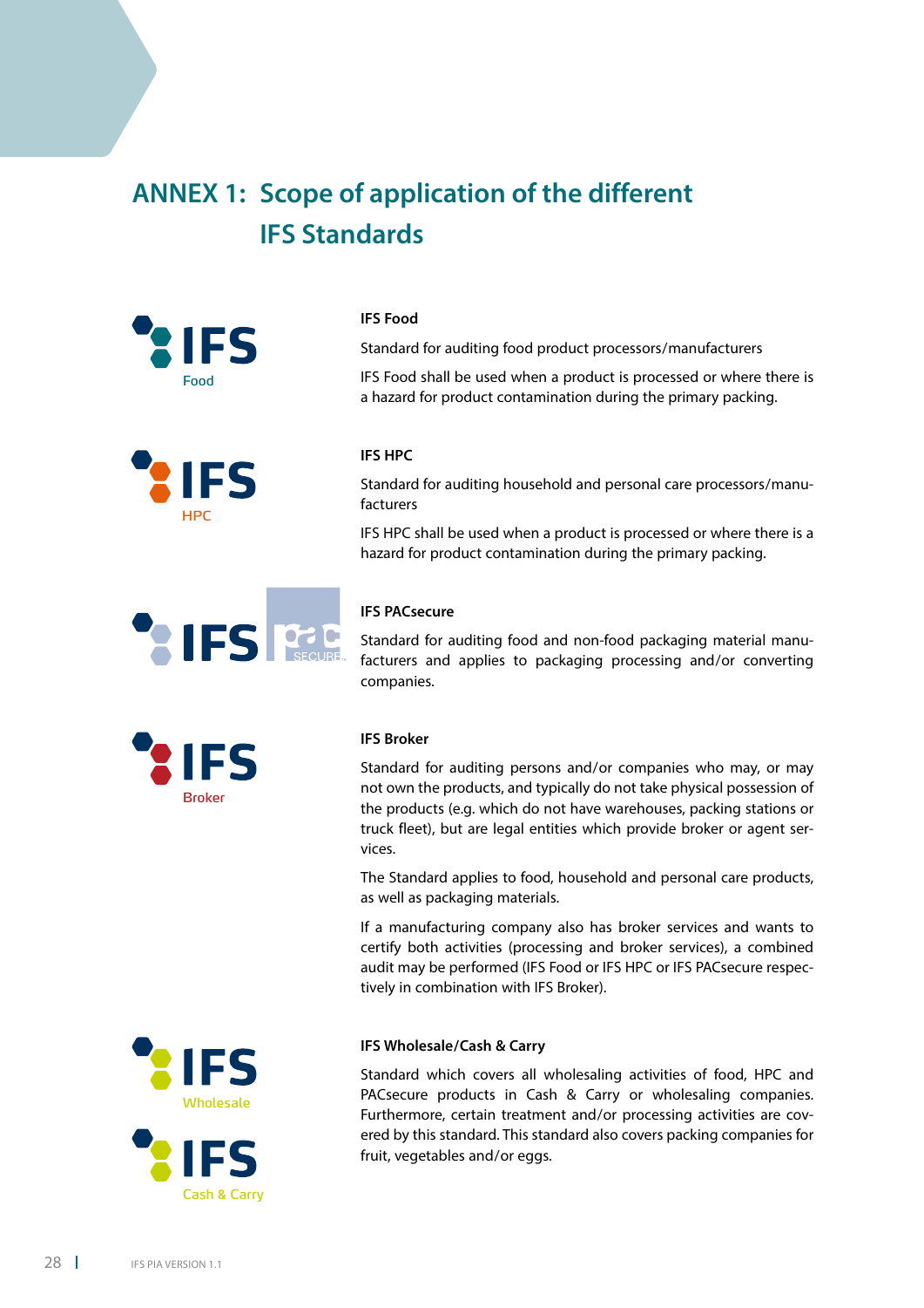# ANNEX 1: Scope of application of the different IFS Standards

### IFS Food

Standard for auditing food product processors/manufacturers

IFS Food shall be used when a product is processed or where there is a hazard for product contamination during the primary packing.

### IFS HPC

Standard for auditing household and personal care processors/manufacturers

IFS HPC shall be used when a product is processed or where there is a hazard for product contamination during the primary packing.

### IFS PACsecure

Standard for auditing food and non-food packaging material manufacturers and applies to packaging processing and/or converting companies.

### IFS Broker

Standard for auditing persons and/or companies who may, or may not own the products, and typically do not take physical possession of the products (e.g. which do not have warehouses, packing stations or truck fleet), but are legal entities which provide broker or agent services.

The Standard applies to food, household and personal care products, as well as packaging materials.

If a manufacturing company also has broker services and wants to certify both activities (processing and broker services), a combined audit may be performed (IFS Food or IFS HPC or IFS PACsecure respectively in combination with IFS Broker).

### IFS Wholesale/Cash & Carry

Standard which covers all wholesaling activities of food, HPC and PACsecure products in Cash & Carry or wholesaling companies. Furthermore, certain treatment and/or processing activities are covered by this standard. This standard also covers packing companies for fruit, vegetables and/or eggs.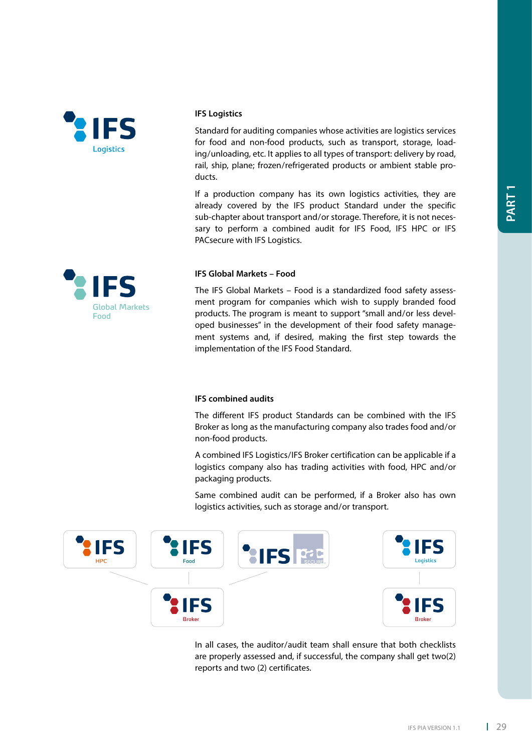### IFS Logistics

Standard for auditing companies whose activities are logistics services for food and non-food products, such as transport, storage, loading/unloading, etc. It applies to all types of transport: delivery by road, rail, ship, plane; frozen/refrigerated products or ambient stable products.

If a production company has its own logistics activities, they are already covered by the IFS product Standard under the specific sub-chapter about transport and/or storage. Therefore, it is not necessary to perform a combined audit for IFS Food, IFS HPC or IFS PACsecure with IFS Logistics.

### IFS Global Markets – Food

The IFS Global Markets – Food is a standardized food safety assessment program for companies which wish to supply branded food products. The program is meant to support "small and/or less developed businesses" in the development of their food safety management systems and, if desired, making the first step towards the implementation of the IFS Food Standard.

### IFS combined audits

The different IFS product Standards can be combined with the IFS Broker as long as the manufacturing company also trades food and/or non-food products.

A combined IFS Logistics/IFS Broker certification can be applicable if a logistics company also has trading activities with food, HPC and/or packaging products.

Same combined audit can be performed, if a Broker also has own logistics activities, such as storage and/or transport.

In all cases, the auditor/audit team shall ensure that both checklists are properly assessed and, if successful, the company shall get two(2) reports and two (2) certificates.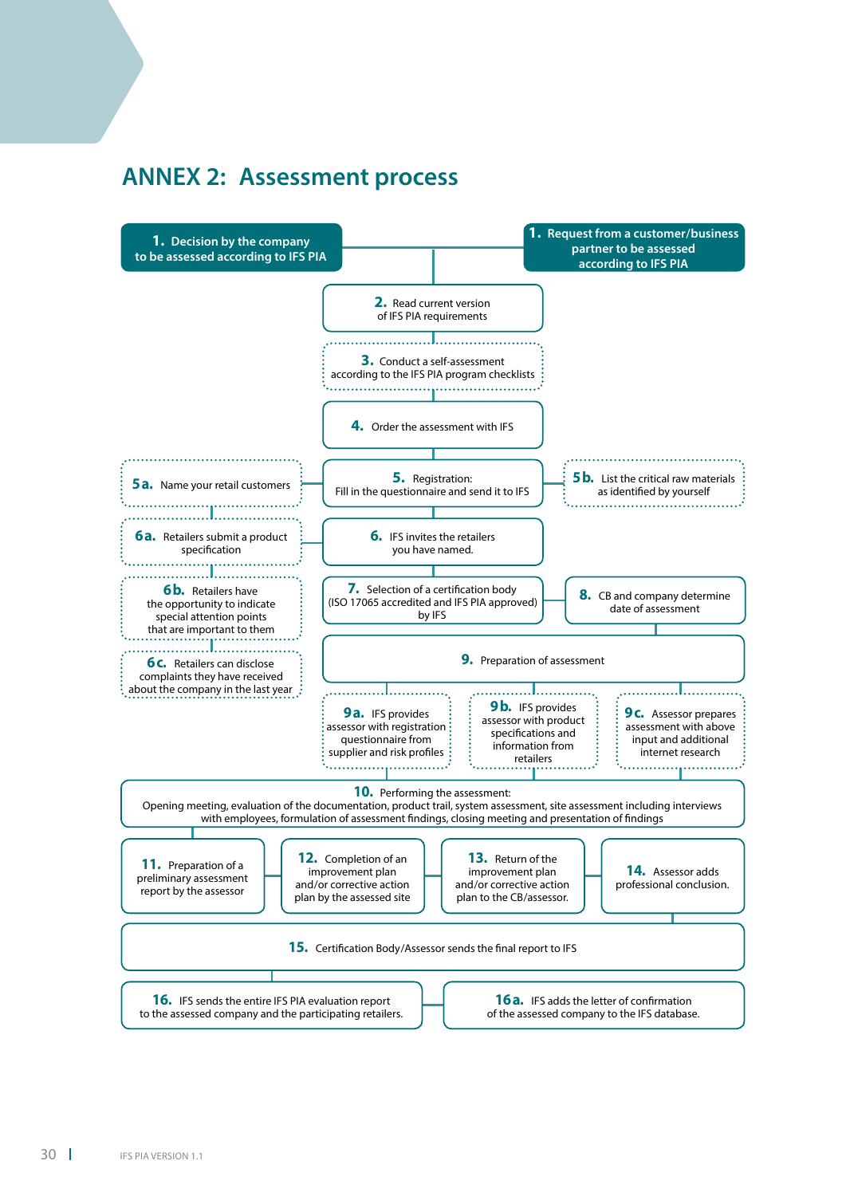# ANNEX 2: Assessment process

**1.** Decision by the company to be assessed according to IFS PIA

**1.** Request from a customer/business partner to be assessed according to IFS PIA

**2.** Read current version of IFS PIA requirements

**3.** Conduct a self-assessment according to the IFS PIA program checklists

**4.** Order the assessment with IFS

**5a.** Name your retail customers

**5.** Registration: Fill in the questionnaire and send it to IFS

**5b.** List the critical raw materials as identified by yourself

**6a.** Retailers submit a product specification

**6.** IFS invites the retailers you have named.

**6b.** Retailers have the opportunity to indicate special attention points that are important to them

**6c.** Retailers can disclose complaints they have received about the company in the last year

**7.** Selection of a certification body (ISO 17065 accredited and IFS PIA approved) by IFS

**8.** CB and company determine date of assessment

**9.** Preparation of assessment

**9a.** IFS provides assessor with registration questionnaire from supplier and risk profiles

**9b.** IFS provides assessor with product specifications and information from retailers

**9c.** Assessor prepares assessment with above input and additional internet research

**10.** Performing the assessment: Opening meeting, evaluation of the documentation, product trail, system assessment, site assessment including interviews with employees, formulation of assessment findings, closing meeting and presentation of findings

**11.** Preparation of a preliminary assessment report by the assessor

**12.** Completion of an improvement plan and/or corrective action plan by the assessed site

**13.** Return of the improvement plan and/or corrective action plan to the CB/assessor.

**14.** Assessor adds professional conclusion.

**15.** Certification Body/Assessor sends the final report to IFS

**16.** IFS sends the entire IFS PIA evaluation report to the assessed company and the participating retailers.

**16a.** IFS adds the letter of confirmation of the assessed company to the IFS database.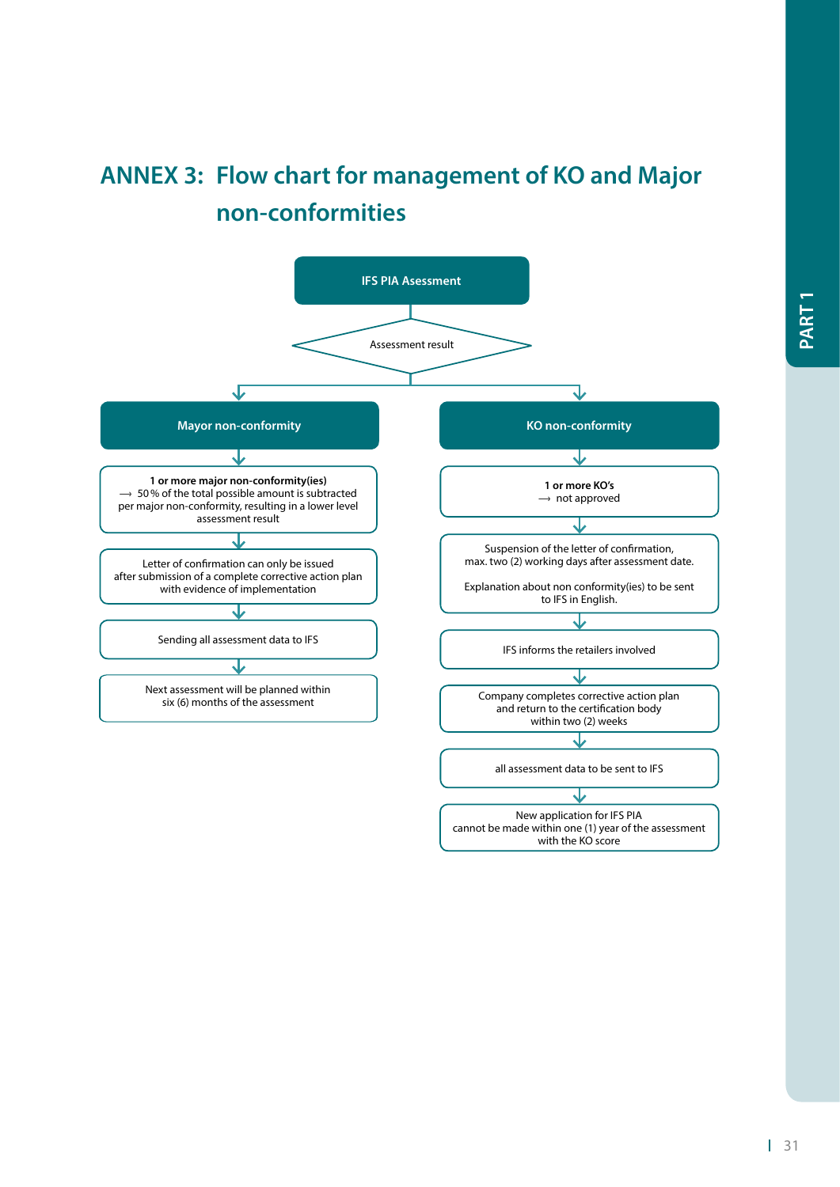# ANNEX 3: Flow chart for management of KO and Major non-conformities

**IFS PIA Asessment**

Assessment result

**Mayor non-conformity**

**1 or more major non-conformity(ies)**
⟶ 50 % of the total possible amount is subtracted per major non-conformity, resulting in a lower level assessment result

Letter of confirmation can only be issued after submission of a complete corrective action plan with evidence of implementation

Sending all assessment data to IFS

Next assessment will be planned within six (6) months of the assessment

**KO non-conformity**

**1 or more KO's**
⟶ not approved

Suspension of the letter of confirmation, max. two (2) working days after assessment date.

Explanation about non conformity(ies) to be sent to IFS in English.

IFS informs the retailers involved

Company completes corrective action plan and return to the certification body within two (2) weeks

all assessment data to be sent to IFS

New application for IFS PIA cannot be made within one (1) year of the assessment with the KO score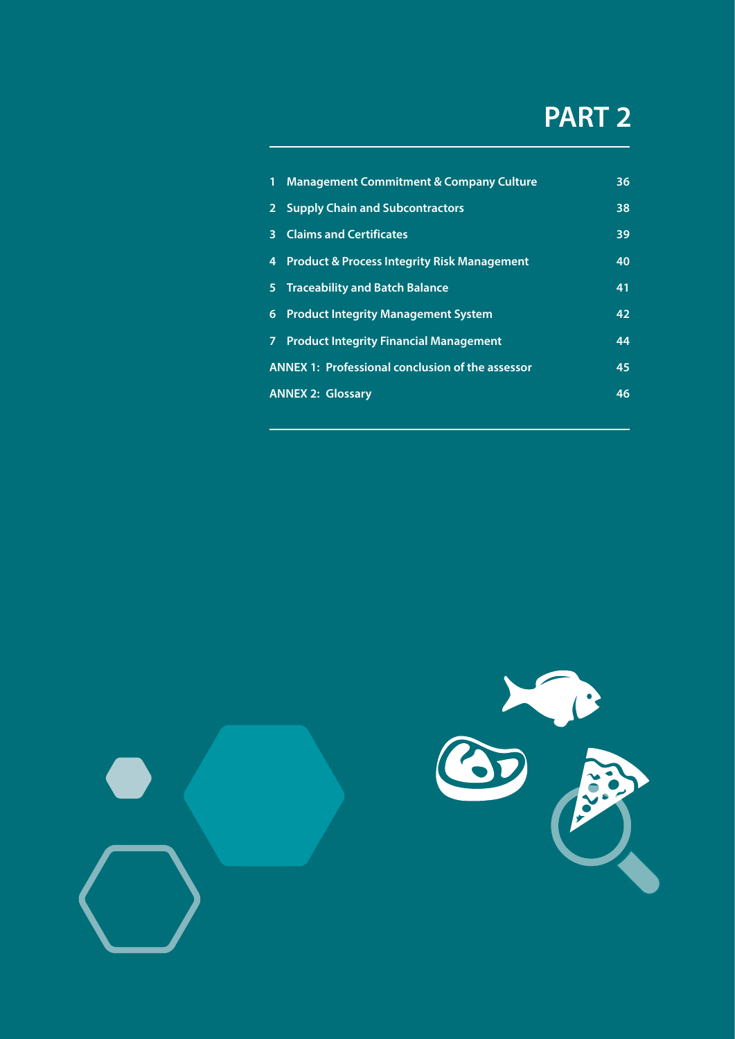# PART 2

| | | |
|---|---|---|
| 1 | Management Commitment & Company Culture | 36 |
| 2 | Supply Chain and Subcontractors | 38 |
| 3 | Claims and Certificates | 39 |
| 4 | Product & Process Integrity Risk Management | 40 |
| 5 | Traceability and Batch Balance | 41 |
| 6 | Product Integrity Management System | 42 |
| 7 | Product Integrity Financial Management | 44 |
| ANNEX 1: | Professional conclusion of the assessor | 45 |
| ANNEX 2: | Glossary | 46 |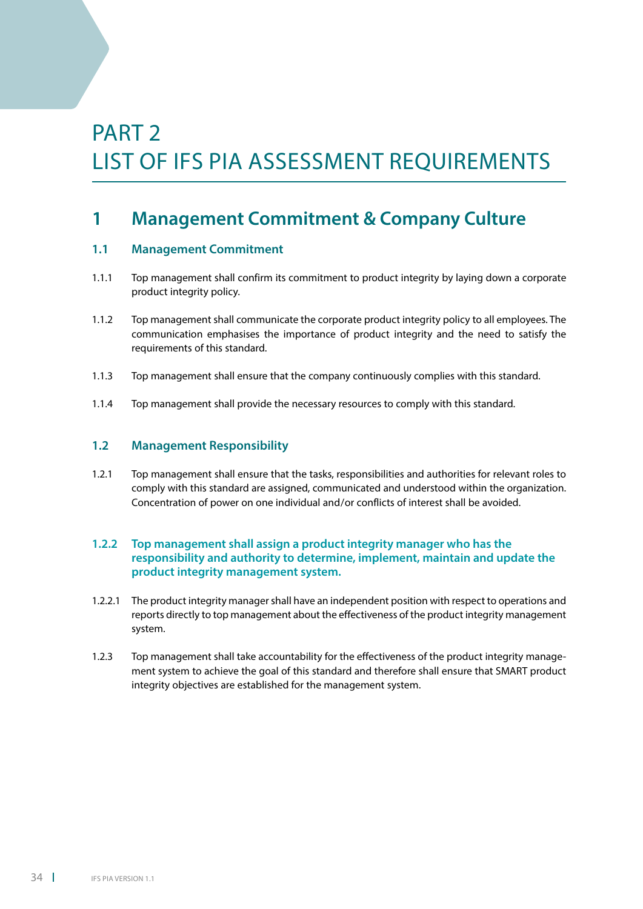# PART 2
# LIST OF IFS PIA ASSESSMENT REQUIREMENTS

## 1 Management Commitment & Company Culture

### 1.1 Management Commitment

1.1.1 Top management shall confirm its commitment to product integrity by laying down a corporate product integrity policy.

1.1.2 Top management shall communicate the corporate product integrity policy to all employees. The communication emphasises the importance of product integrity and the need to satisfy the requirements of this standard.

1.1.3 Top management shall ensure that the company continuously complies with this standard.

1.1.4 Top management shall provide the necessary resources to comply with this standard.

### 1.2 Management Responsibility

1.2.1 Top management shall ensure that the tasks, responsibilities and authorities for relevant roles to comply with this standard are assigned, communicated and understood within the organization. Concentration of power on one individual and/or conflicts of interest shall be avoided.

#### 1.2.2 Top management shall assign a product integrity manager who has the responsibility and authority to determine, implement, maintain and update the product integrity management system.

1.2.2.1 The product integrity manager shall have an independent position with respect to operations and reports directly to top management about the effectiveness of the product integrity management system.

1.2.3 Top management shall take accountability for the effectiveness of the product integrity management system to achieve the goal of this standard and therefore shall ensure that SMART product integrity objectives are established for the management system.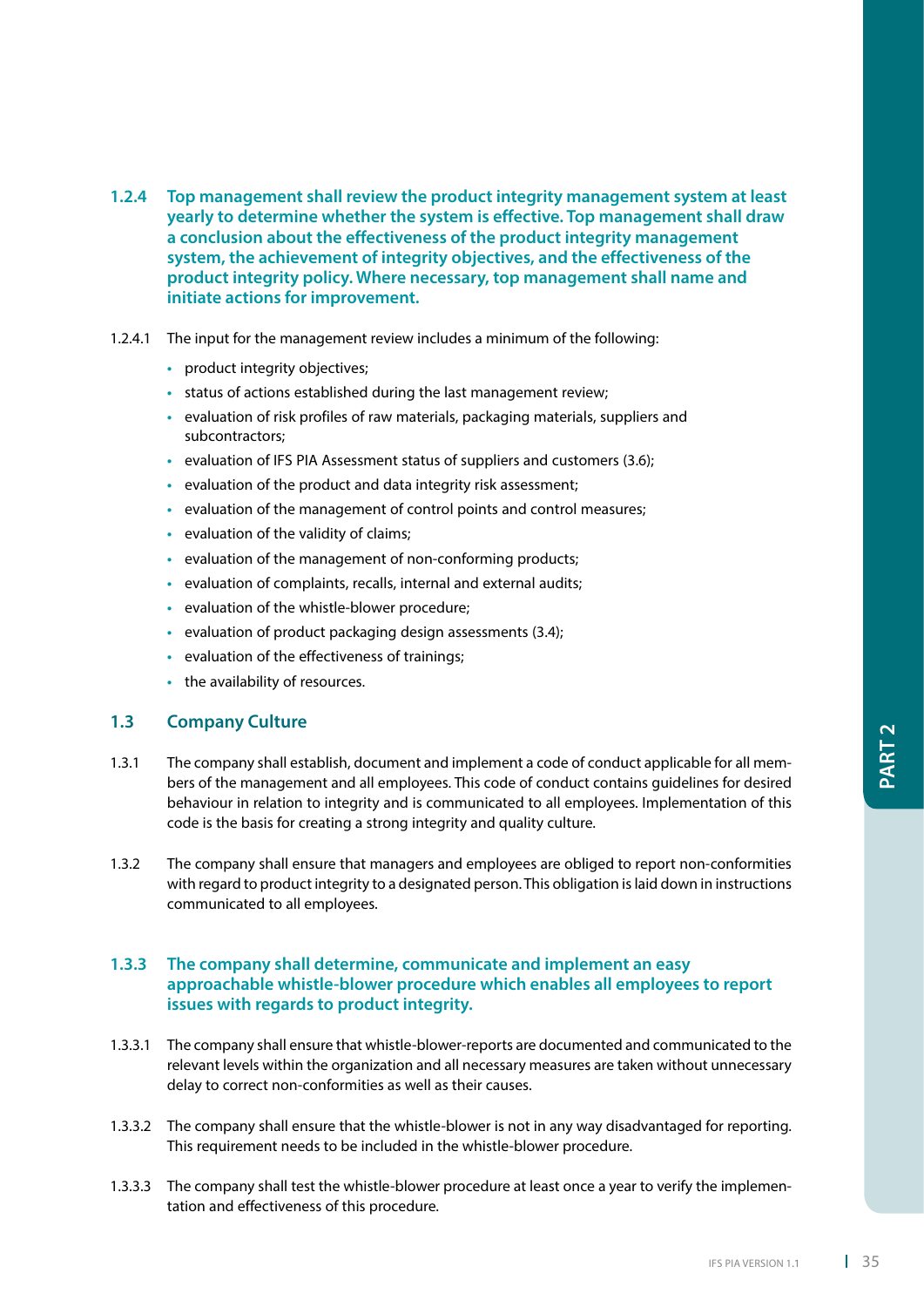**1.2.4 Top management shall review the product integrity management system at least yearly to determine whether the system is effective. Top management shall draw a conclusion about the effectiveness of the product integrity management system, the achievement of integrity objectives, and the effectiveness of the product integrity policy. Where necessary, top management shall name and initiate actions for improvement.**

1.2.4.1 The input for the management review includes a minimum of the following:

- product integrity objectives;
- status of actions established during the last management review;
- evaluation of risk profiles of raw materials, packaging materials, suppliers and subcontractors;
- evaluation of IFS PIA Assessment status of suppliers and customers (3.6);
- evaluation of the product and data integrity risk assessment;
- evaluation of the management of control points and control measures;
- evaluation of the validity of claims;
- evaluation of the management of non-conforming products;
- evaluation of complaints, recalls, internal and external audits;
- evaluation of the whistle-blower procedure;
- evaluation of product packaging design assessments (3.4);
- evaluation of the effectiveness of trainings;
- the availability of resources.

## 1.3 Company Culture

1.3.1 The company shall establish, document and implement a code of conduct applicable for all members of the management and all employees. This code of conduct contains guidelines for desired behaviour in relation to integrity and is communicated to all employees. Implementation of this code is the basis for creating a strong integrity and quality culture.

1.3.2 The company shall ensure that managers and employees are obliged to report non-conformities with regard to product integrity to a designated person. This obligation is laid down in instructions communicated to all employees.

**1.3.3 The company shall determine, communicate and implement an easy approachable whistle-blower procedure which enables all employees to report issues with regards to product integrity.**

1.3.3.1 The company shall ensure that whistle-blower-reports are documented and communicated to the relevant levels within the organization and all necessary measures are taken without unnecessary delay to correct non-conformities as well as their causes.

1.3.3.2 The company shall ensure that the whistle-blower is not in any way disadvantaged for reporting. This requirement needs to be included in the whistle-blower procedure.

1.3.3.3 The company shall test the whistle-blower procedure at least once a year to verify the implementation and effectiveness of this procedure.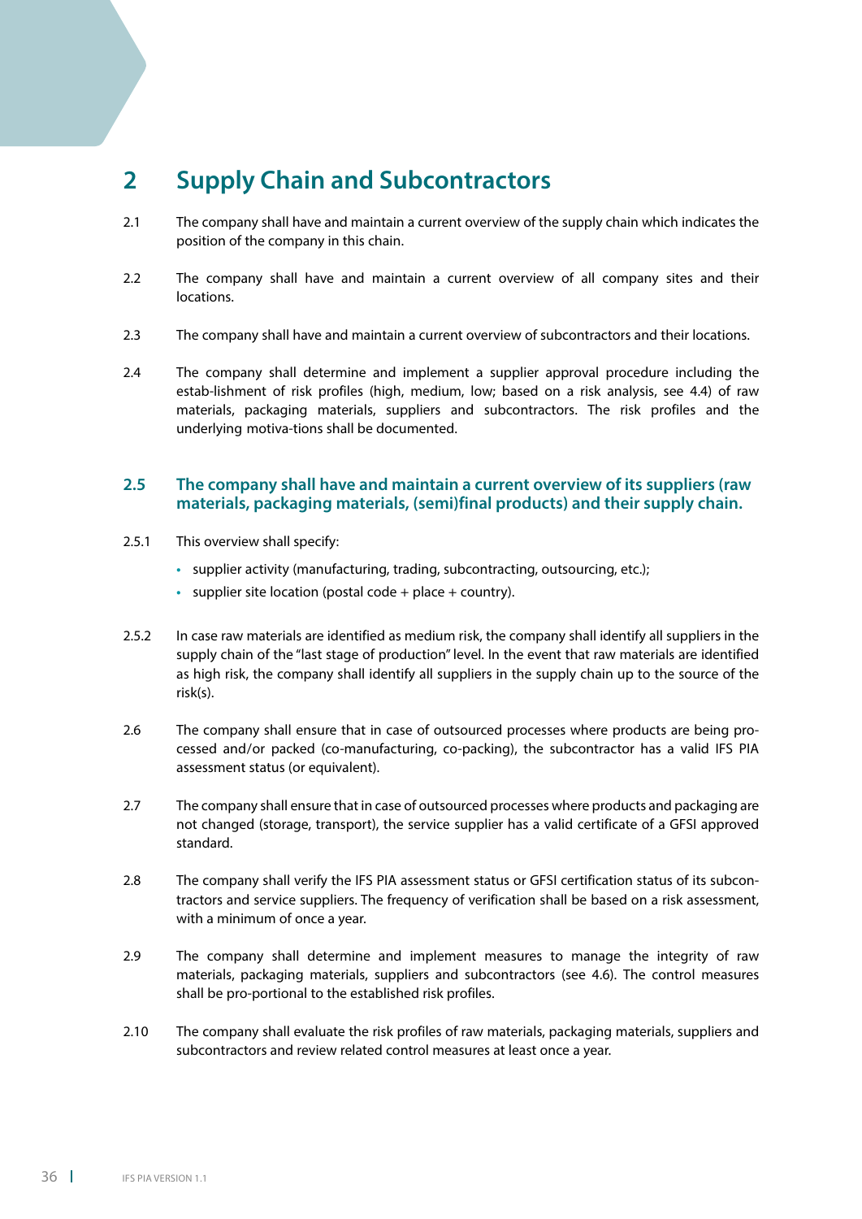# 2 Supply Chain and Subcontractors

2.1 The company shall have and maintain a current overview of the supply chain which indicates the position of the company in this chain.

2.2 The company shall have and maintain a current overview of all company sites and their locations.

2.3 The company shall have and maintain a current overview of subcontractors and their locations.

2.4 The company shall determine and implement a supplier approval procedure including the estab-lishment of risk profiles (high, medium, low; based on a risk analysis, see 4.4) of raw materials, packaging materials, suppliers and subcontractors. The risk profiles and the underlying motiva-tions shall be documented.

## 2.5 The company shall have and maintain a current overview of its suppliers (raw materials, packaging materials, (semi)final products) and their supply chain.

2.5.1 This overview shall specify:

- supplier activity (manufacturing, trading, subcontracting, outsourcing, etc.);
- supplier site location (postal code + place + country).

2.5.2 In case raw materials are identified as medium risk, the company shall identify all suppliers in the supply chain of the "last stage of production" level. In the event that raw materials are identified as high risk, the company shall identify all suppliers in the supply chain up to the source of the risk(s).

2.6 The company shall ensure that in case of outsourced processes where products are being pro-cessed and/or packed (co-manufacturing, co-packing), the subcontractor has a valid IFS PIA assessment status (or equivalent).

2.7 The company shall ensure that in case of outsourced processes where products and packaging are not changed (storage, transport), the service supplier has a valid certificate of a GFSI approved standard.

2.8 The company shall verify the IFS PIA assessment status or GFSI certification status of its subcon-tractors and service suppliers. The frequency of verification shall be based on a risk assessment, with a minimum of once a year.

2.9 The company shall determine and implement measures to manage the integrity of raw materials, packaging materials, suppliers and subcontractors (see 4.6). The control measures shall be pro-portional to the established risk profiles.

2.10 The company shall evaluate the risk profiles of raw materials, packaging materials, suppliers and subcontractors and review related control measures at least once a year.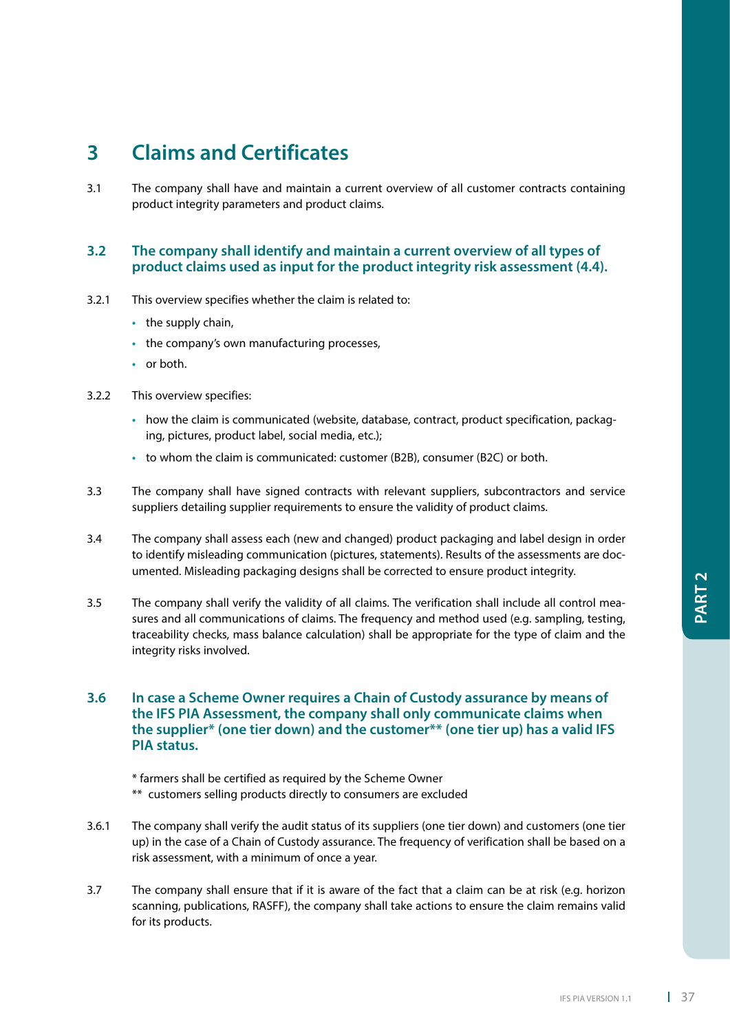# 3 Claims and Certificates

3.1 The company shall have and maintain a current overview of all customer contracts containing product integrity parameters and product claims.

### 3.2 The company shall identify and maintain a current overview of all types of product claims used as input for the product integrity risk assessment (4.4).

3.2.1 This overview specifies whether the claim is related to:

- the supply chain,
- the company's own manufacturing processes,
- or both.

3.2.2 This overview specifies:

- how the claim is communicated (website, database, contract, product specification, packaging, pictures, product label, social media, etc.);
- to whom the claim is communicated: customer (B2B), consumer (B2C) or both.

3.3 The company shall have signed contracts with relevant suppliers, subcontractors and service suppliers detailing supplier requirements to ensure the validity of product claims.

3.4 The company shall assess each (new and changed) product packaging and label design in order to identify misleading communication (pictures, statements). Results of the assessments are documented. Misleading packaging designs shall be corrected to ensure product integrity.

3.5 The company shall verify the validity of all claims. The verification shall include all control measures and all communications of claims. The frequency and method used (e.g. sampling, testing, traceability checks, mass balance calculation) shall be appropriate for the type of claim and the integrity risks involved.

### 3.6 In case a Scheme Owner requires a Chain of Custody assurance by means of the IFS PIA Assessment, the company shall only communicate claims when the supplier* (one tier down) and the customer** (one tier up) has a valid IFS PIA status.

\* farmers shall be certified as required by the Scheme Owner
\*\* customers selling products directly to consumers are excluded

3.6.1 The company shall verify the audit status of its suppliers (one tier down) and customers (one tier up) in the case of a Chain of Custody assurance. The frequency of verification shall be based on a risk assessment, with a minimum of once a year.

3.7 The company shall ensure that if it is aware of the fact that a claim can be at risk (e.g. horizon scanning, publications, RASFF), the company shall take actions to ensure the claim remains valid for its products.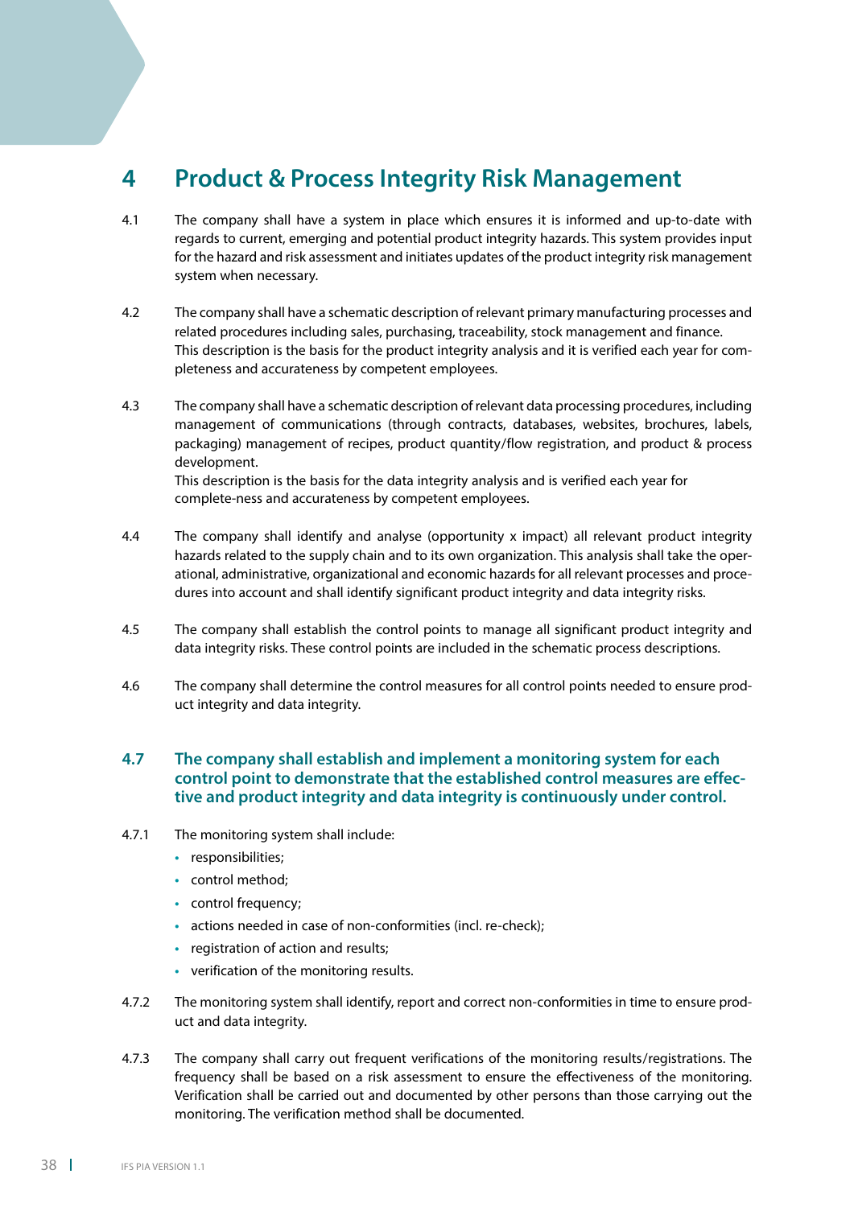# 4 Product & Process Integrity Risk Management

4.1 The company shall have a system in place which ensures it is informed and up-to-date with regards to current, emerging and potential product integrity hazards. This system provides input for the hazard and risk assessment and initiates updates of the product integrity risk management system when necessary.

4.2 The company shall have a schematic description of relevant primary manufacturing processes and related procedures including sales, purchasing, traceability, stock management and finance. This description is the basis for the product integrity analysis and it is verified each year for completeness and accurateness by competent employees.

4.3 The company shall have a schematic description of relevant data processing procedures, including management of communications (through contracts, databases, websites, brochures, labels, packaging) management of recipes, product quantity/flow registration, and product & process development.
This description is the basis for the data integrity analysis and is verified each year for complete-ness and accurateness by competent employees.

4.4 The company shall identify and analyse (opportunity x impact) all relevant product integrity hazards related to the supply chain and to its own organization. This analysis shall take the operational, administrative, organizational and economic hazards for all relevant processes and procedures into account and shall identify significant product integrity and data integrity risks.

4.5 The company shall establish the control points to manage all significant product integrity and data integrity risks. These control points are included in the schematic process descriptions.

4.6 The company shall determine the control measures for all control points needed to ensure product integrity and data integrity.

## 4.7 The company shall establish and implement a monitoring system for each control point to demonstrate that the established control measures are effective and product integrity and data integrity is continuously under control.

4.7.1 The monitoring system shall include:

- responsibilities;
- control method;
- control frequency;
- actions needed in case of non-conformities (incl. re-check);
- registration of action and results;
- verification of the monitoring results.

4.7.2 The monitoring system shall identify, report and correct non-conformities in time to ensure product and data integrity.

4.7.3 The company shall carry out frequent verifications of the monitoring results/registrations. The frequency shall be based on a risk assessment to ensure the effectiveness of the monitoring. Verification shall be carried out and documented by other persons than those carrying out the monitoring. The verification method shall be documented.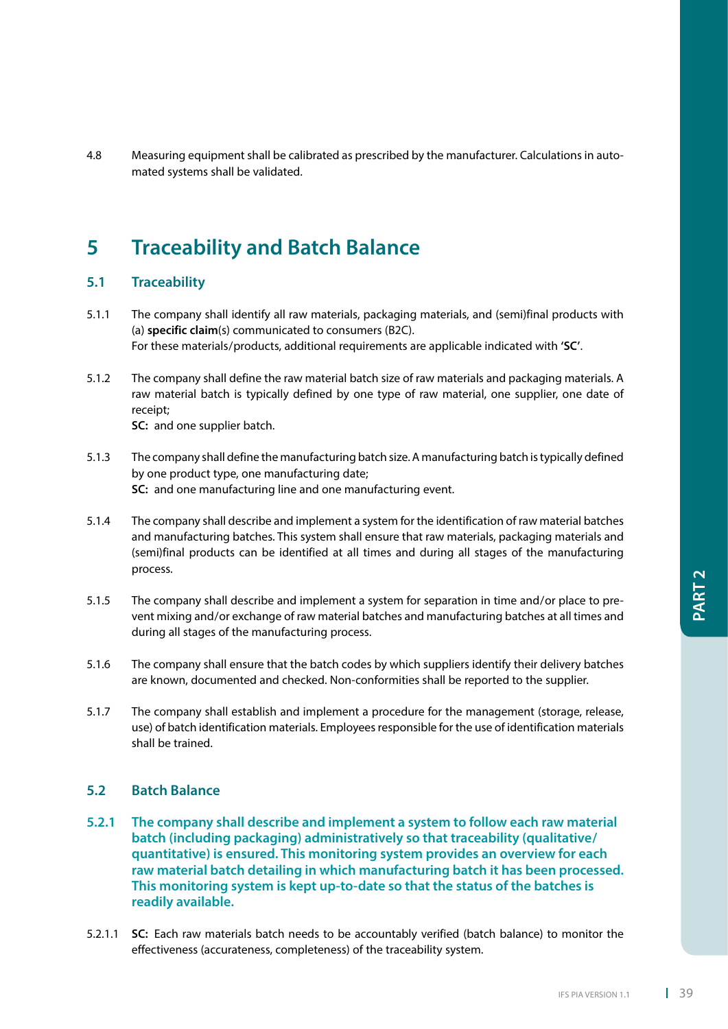4.8 Measuring equipment shall be calibrated as prescribed by the manufacturer. Calculations in automated systems shall be validated.

# 5 Traceability and Batch Balance

## 5.1 Traceability

5.1.1 The company shall identify all raw materials, packaging materials, and (semi)final products with (a) **specific claim**(s) communicated to consumers (B2C).
For these materials/products, additional requirements are applicable indicated with **'SC'**.

5.1.2 The company shall define the raw material batch size of raw materials and packaging materials. A raw material batch is typically defined by one type of raw material, one supplier, one date of receipt;
**SC:** and one supplier batch.

5.1.3 The company shall define the manufacturing batch size. A manufacturing batch is typically defined by one product type, one manufacturing date;
**SC:** and one manufacturing line and one manufacturing event.

5.1.4 The company shall describe and implement a system for the identification of raw material batches and manufacturing batches. This system shall ensure that raw materials, packaging materials and (semi)final products can be identified at all times and during all stages of the manufacturing process.

5.1.5 The company shall describe and implement a system for separation in time and/or place to prevent mixing and/or exchange of raw material batches and manufacturing batches at all times and during all stages of the manufacturing process.

5.1.6 The company shall ensure that the batch codes by which suppliers identify their delivery batches are known, documented and checked. Non-conformities shall be reported to the supplier.

5.1.7 The company shall establish and implement a procedure for the management (storage, release, use) of batch identification materials. Employees responsible for the use of identification materials shall be trained.

## 5.2 Batch Balance

**5.2.1 The company shall describe and implement a system to follow each raw material batch (including packaging) administratively so that traceability (qualitative/quantitative) is ensured. This monitoring system provides an overview for each raw material batch detailing in which manufacturing batch it has been processed. This monitoring system is kept up-to-date so that the status of the batches is readily available.**

5.2.1.1 **SC:** Each raw materials batch needs to be accountably verified (batch balance) to monitor the effectiveness (accurateness, completeness) of the traceability system.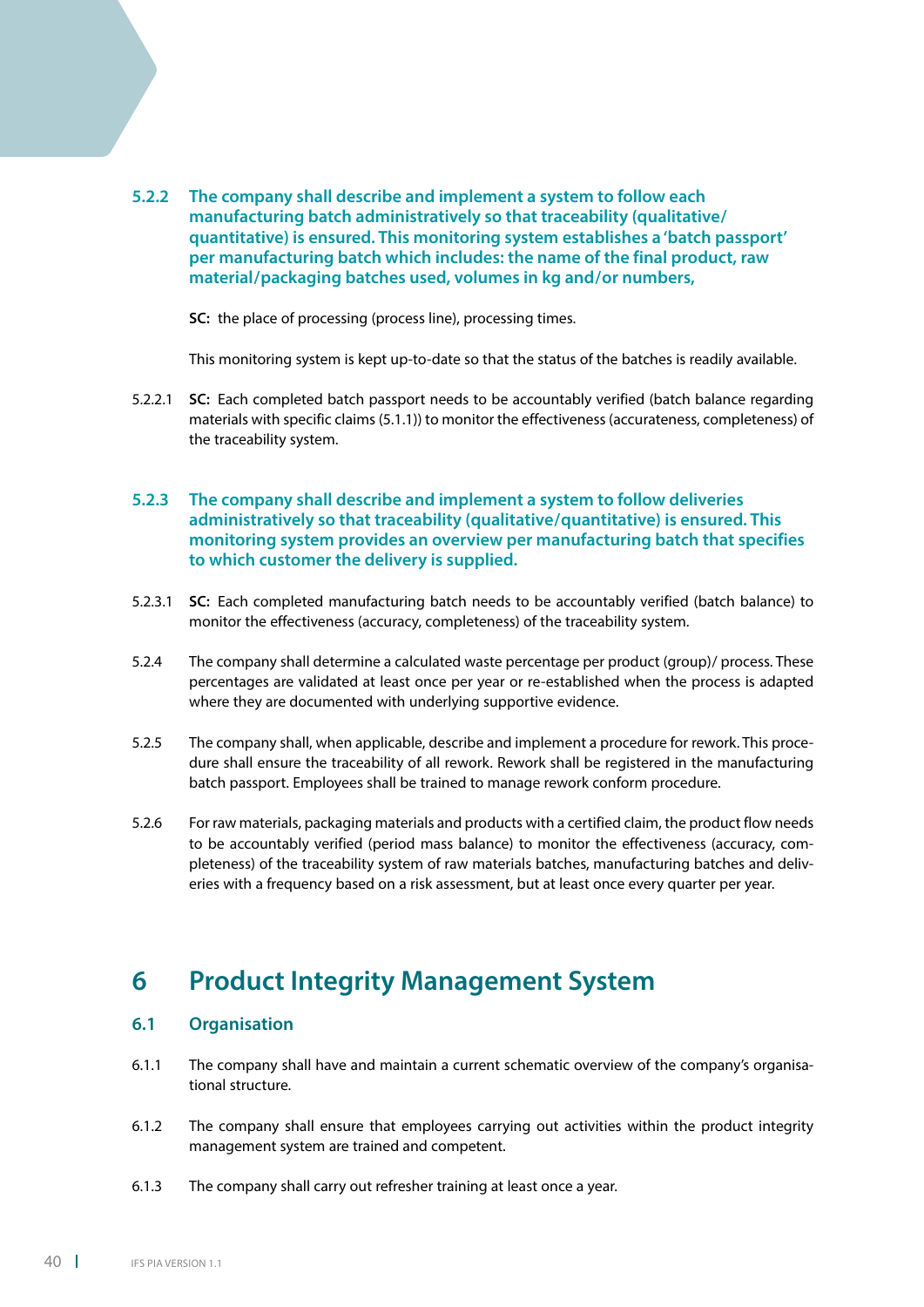**5.2.2 The company shall describe and implement a system to follow each manufacturing batch administratively so that traceability (qualitative/ quantitative) is ensured. This monitoring system establishes a 'batch passport' per manufacturing batch which includes: the name of the final product, raw material/packaging batches used, volumes in kg and/or numbers,**

**SC:** the place of processing (process line), processing times.

This monitoring system is kept up-to-date so that the status of the batches is readily available.

5.2.2.1 **SC:** Each completed batch passport needs to be accountably verified (batch balance regarding materials with specific claims (5.1.1)) to monitor the effectiveness (accurateness, completeness) of the traceability system.

**5.2.3 The company shall describe and implement a system to follow deliveries administratively so that traceability (qualitative/quantitative) is ensured. This monitoring system provides an overview per manufacturing batch that specifies to which customer the delivery is supplied.**

5.2.3.1 **SC:** Each completed manufacturing batch needs to be accountably verified (batch balance) to monitor the effectiveness (accuracy, completeness) of the traceability system.

5.2.4 The company shall determine a calculated waste percentage per product (group)/ process. These percentages are validated at least once per year or re-established when the process is adapted where they are documented with underlying supportive evidence.

5.2.5 The company shall, when applicable, describe and implement a procedure for rework. This procedure shall ensure the traceability of all rework. Rework shall be registered in the manufacturing batch passport. Employees shall be trained to manage rework conform procedure.

5.2.6 For raw materials, packaging materials and products with a certified claim, the product flow needs to be accountably verified (period mass balance) to monitor the effectiveness (accuracy, completeness) of the traceability system of raw materials batches, manufacturing batches and deliveries with a frequency based on a risk assessment, but at least once every quarter per year.

# 6 Product Integrity Management System

## 6.1 Organisation

6.1.1 The company shall have and maintain a current schematic overview of the company's organisational structure.

6.1.2 The company shall ensure that employees carrying out activities within the product integrity management system are trained and competent.

6.1.3 The company shall carry out refresher training at least once a year.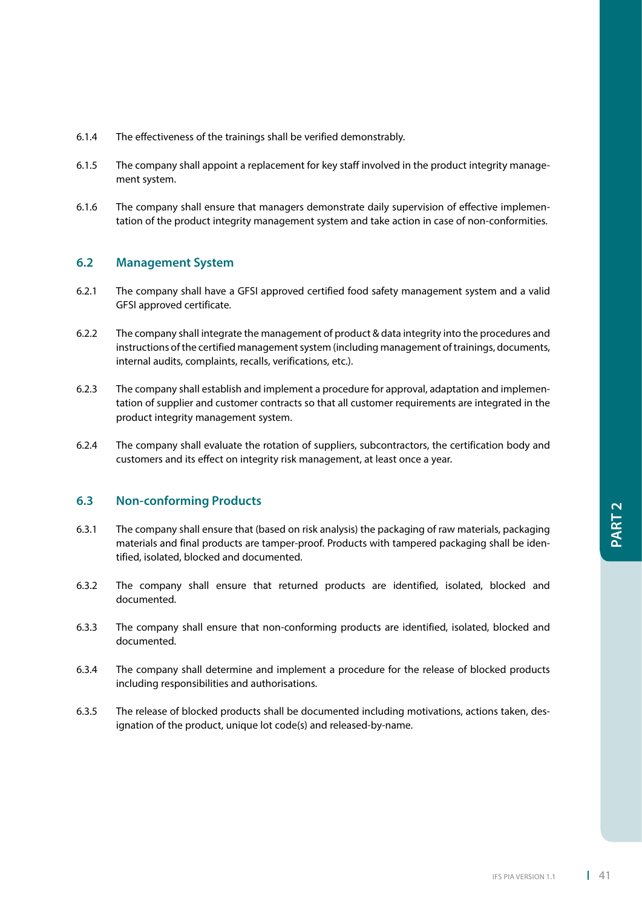6.1.4 The effectiveness of the trainings shall be verified demonstrably.

6.1.5 The company shall appoint a replacement for key staff involved in the product integrity management system.

6.1.6 The company shall ensure that managers demonstrate daily supervision of effective implementation of the product integrity management system and take action in case of non-conformities.

## 6.2 Management System

6.2.1 The company shall have a GFSI approved certified food safety management system and a valid GFSI approved certificate.

6.2.2 The company shall integrate the management of product & data integrity into the procedures and instructions of the certified management system (including management of trainings, documents, internal audits, complaints, recalls, verifications, etc.).

6.2.3 The company shall establish and implement a procedure for approval, adaptation and implementation of supplier and customer contracts so that all customer requirements are integrated in the product integrity management system.

6.2.4 The company shall evaluate the rotation of suppliers, subcontractors, the certification body and customers and its effect on integrity risk management, at least once a year.

## 6.3 Non-conforming Products

6.3.1 The company shall ensure that (based on risk analysis) the packaging of raw materials, packaging materials and final products are tamper-proof. Products with tampered packaging shall be identified, isolated, blocked and documented.

6.3.2 The company shall ensure that returned products are identified, isolated, blocked and documented.

6.3.3 The company shall ensure that non-conforming products are identified, isolated, blocked and documented.

6.3.4 The company shall determine and implement a procedure for the release of blocked products including responsibilities and authorisations.

6.3.5 The release of blocked products shall be documented including motivations, actions taken, designation of the product, unique lot code(s) and released-by-name.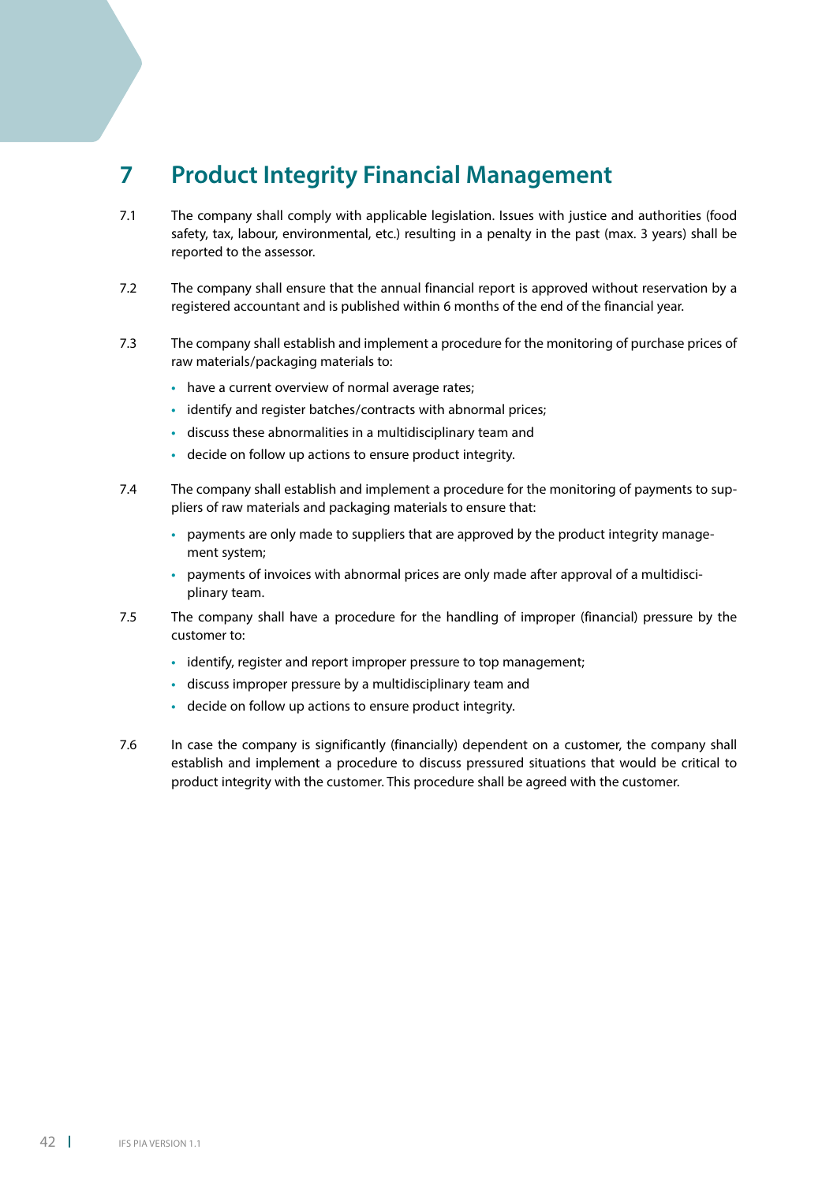# 7 Product Integrity Financial Management

7.1 The company shall comply with applicable legislation. Issues with justice and authorities (food safety, tax, labour, environmental, etc.) resulting in a penalty in the past (max. 3 years) shall be reported to the assessor.

7.2 The company shall ensure that the annual financial report is approved without reservation by a registered accountant and is published within 6 months of the end of the financial year.

7.3 The company shall establish and implement a procedure for the monitoring of purchase prices of raw materials/packaging materials to:

- have a current overview of normal average rates;
- identify and register batches/contracts with abnormal prices;
- discuss these abnormalities in a multidisciplinary team and
- decide on follow up actions to ensure product integrity.

7.4 The company shall establish and implement a procedure for the monitoring of payments to suppliers of raw materials and packaging materials to ensure that:

- payments are only made to suppliers that are approved by the product integrity management system;
- payments of invoices with abnormal prices are only made after approval of a multidisciplinary team.

7.5 The company shall have a procedure for the handling of improper (financial) pressure by the customer to:

- identify, register and report improper pressure to top management;
- discuss improper pressure by a multidisciplinary team and
- decide on follow up actions to ensure product integrity.

7.6 In case the company is significantly (financially) dependent on a customer, the company shall establish and implement a procedure to discuss pressured situations that would be critical to product integrity with the customer. This procedure shall be agreed with the customer.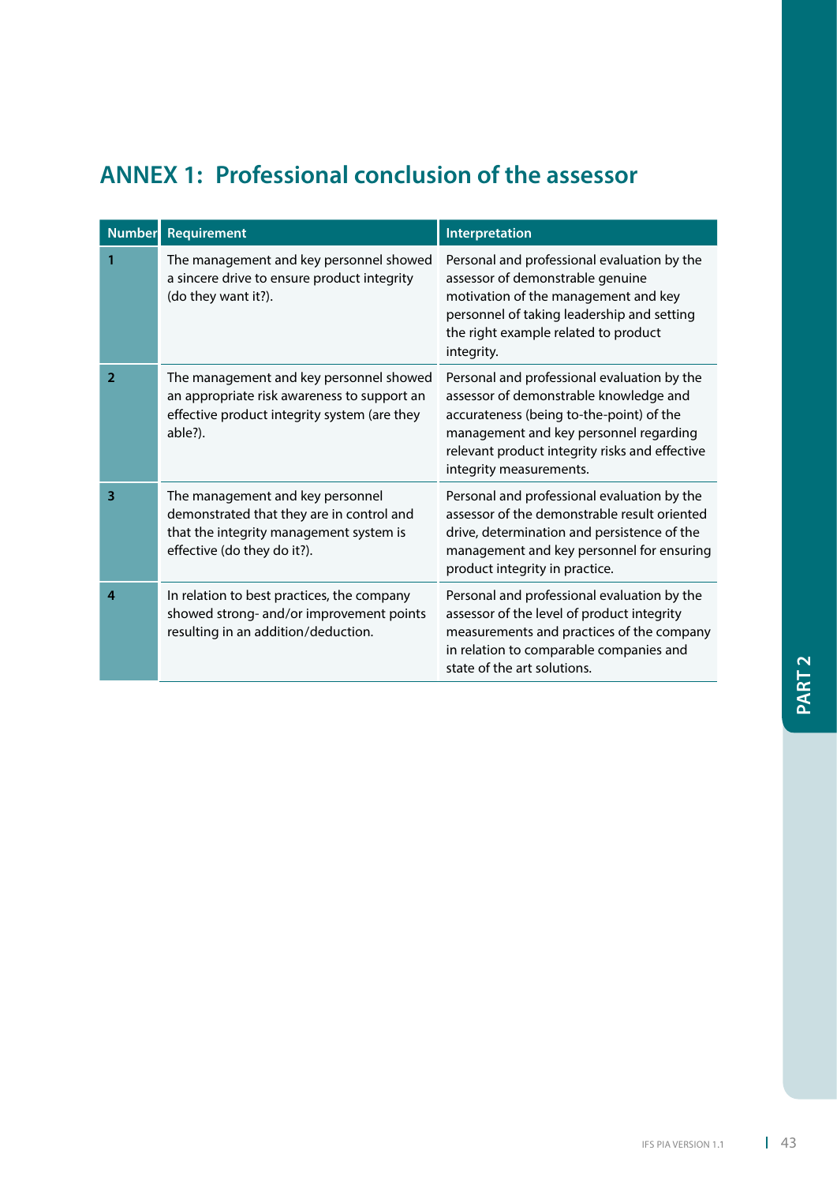# ANNEX 1: Professional conclusion of the assessor

| Number | Requirement | Interpretation |
|---|---|---|
| 1 | The management and key personnel showed a sincere drive to ensure product integrity (do they want it?). | Personal and professional evaluation by the assessor of demonstrable genuine motivation of the management and key personnel of taking leadership and setting the right example related to product integrity. |
| 2 | The management and key personnel showed an appropriate risk awareness to support an effective product integrity system (are they able?). | Personal and professional evaluation by the assessor of demonstrable knowledge and accurateness (being to-the-point) of the management and key personnel regarding relevant product integrity risks and effective integrity measurements. |
| 3 | The management and key personnel demonstrated that they are in control and that the integrity management system is effective (do they do it?). | Personal and professional evaluation by the assessor of the demonstrable result oriented drive, determination and persistence of the management and key personnel for ensuring product integrity in practice. |
| 4 | In relation to best practices, the company showed strong- and/or improvement points resulting in an addition/deduction. | Personal and professional evaluation by the assessor of the level of product integrity measurements and practices of the company in relation to comparable companies and state of the art solutions. |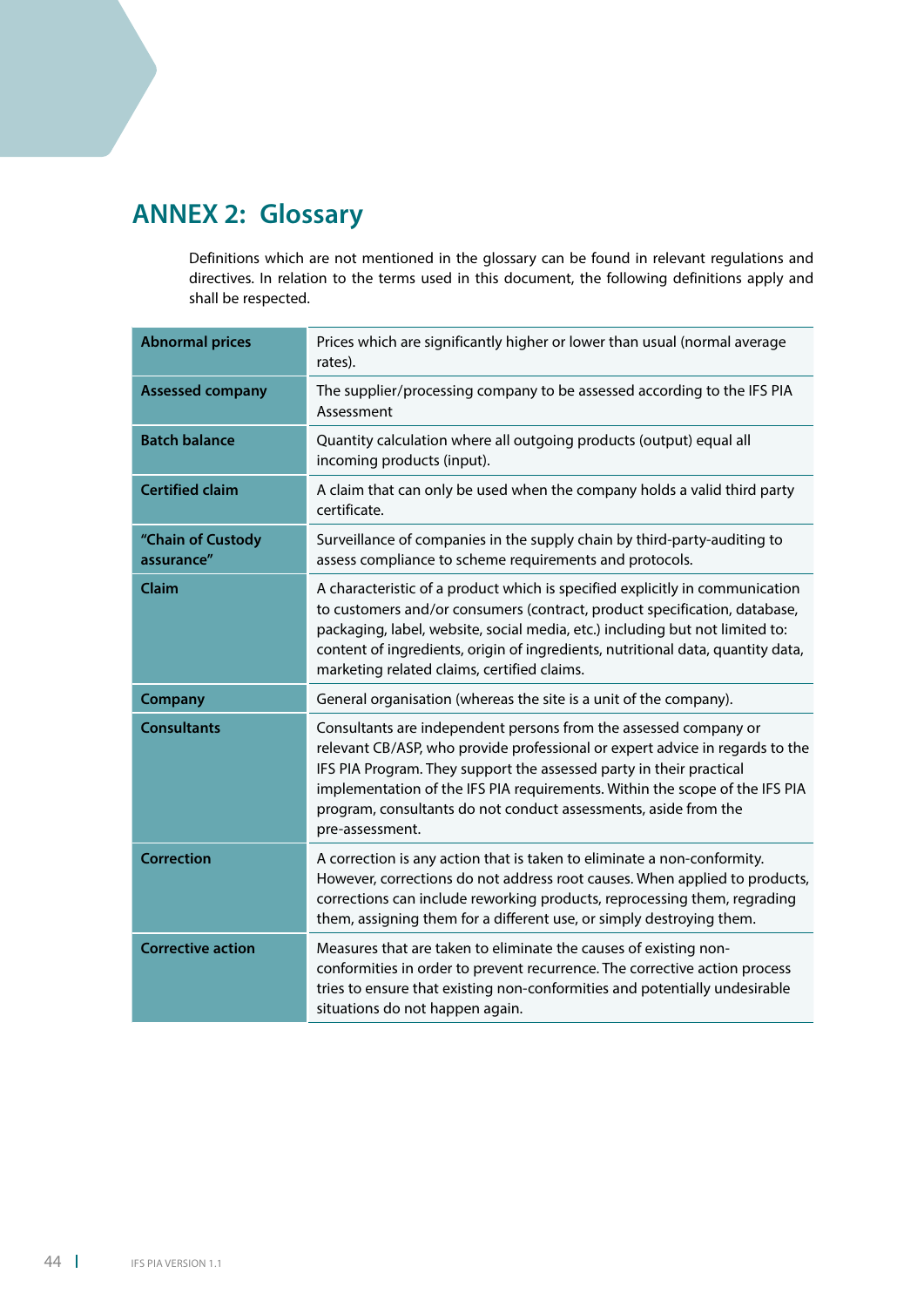# ANNEX 2: Glossary

Definitions which are not mentioned in the glossary can be found in relevant regulations and directives. In relation to the terms used in this document, the following definitions apply and shall be respected.

| Term | Definition |
|---|---|
| **Abnormal prices** | Prices which are significantly higher or lower than usual (normal average rates). |
| **Assessed company** | The supplier/processing company to be assessed according to the IFS PIA Assessment |
| **Batch balance** | Quantity calculation where all outgoing products (output) equal all incoming products (input). |
| **Certified claim** | A claim that can only be used when the company holds a valid third party certificate. |
| **"Chain of Custody assurance"** | Surveillance of companies in the supply chain by third-party-auditing to assess compliance to scheme requirements and protocols. |
| **Claim** | A characteristic of a product which is specified explicitly in communication to customers and/or consumers (contract, product specification, database, packaging, label, website, social media, etc.) including but not limited to: content of ingredients, origin of ingredients, nutritional data, quantity data, marketing related claims, certified claims. |
| **Company** | General organisation (whereas the site is a unit of the company). |
| **Consultants** | Consultants are independent persons from the assessed company or relevant CB/ASP, who provide professional or expert advice in regards to the IFS PIA Program. They support the assessed party in their practical implementation of the IFS PIA requirements. Within the scope of the IFS PIA program, consultants do not conduct assessments, aside from the pre-assessment. |
| **Correction** | A correction is any action that is taken to eliminate a non-conformity. However, corrections do not address root causes. When applied to products, corrections can include reworking products, reprocessing them, regrading them, assigning them for a different use, or simply destroying them. |
| **Corrective action** | Measures that are taken to eliminate the causes of existing non-conformities in order to prevent recurrence. The corrective action process tries to ensure that existing non-conformities and potentially undesirable situations do not happen again. |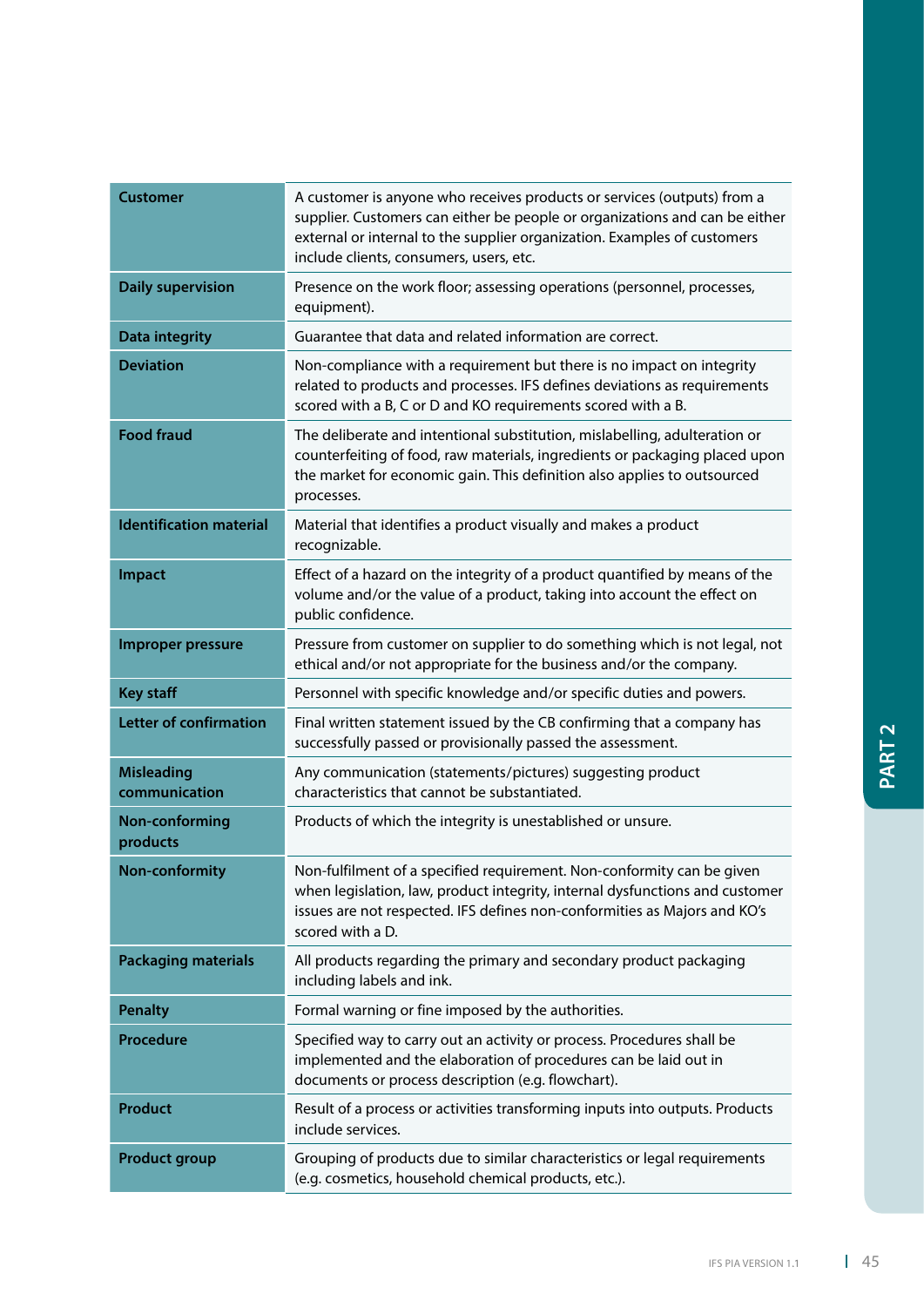| | |
|---|---|
| **Customer** | A customer is anyone who receives products or services (outputs) from a supplier. Customers can either be people or organizations and can be either external or internal to the supplier organization. Examples of customers include clients, consumers, users, etc. |
| **Daily supervision** | Presence on the work floor; assessing operations (personnel, processes, equipment). |
| **Data integrity** | Guarantee that data and related information are correct. |
| **Deviation** | Non-compliance with a requirement but there is no impact on integrity related to products and processes. IFS defines deviations as requirements scored with a B, C or D and KO requirements scored with a B. |
| **Food fraud** | The deliberate and intentional substitution, mislabelling, adulteration or counterfeiting of food, raw materials, ingredients or packaging placed upon the market for economic gain. This definition also applies to outsourced processes. |
| **Identification material** | Material that identifies a product visually and makes a product recognizable. |
| **Impact** | Effect of a hazard on the integrity of a product quantified by means of the volume and/or the value of a product, taking into account the effect on public confidence. |
| **Improper pressure** | Pressure from customer on supplier to do something which is not legal, not ethical and/or not appropriate for the business and/or the company. |
| **Key staff** | Personnel with specific knowledge and/or specific duties and powers. |
| **Letter of confirmation** | Final written statement issued by the CB confirming that a company has successfully passed or provisionally passed the assessment. |
| **Misleading communication** | Any communication (statements/pictures) suggesting product characteristics that cannot be substantiated. |
| **Non-conforming products** | Products of which the integrity is unestablished or unsure. |
| **Non-conformity** | Non-fulfilment of a specified requirement. Non-conformity can be given when legislation, law, product integrity, internal dysfunctions and customer issues are not respected. IFS defines non-conformities as Majors and KO's scored with a D. |
| **Packaging materials** | All products regarding the primary and secondary product packaging including labels and ink. |
| **Penalty** | Formal warning or fine imposed by the authorities. |
| **Procedure** | Specified way to carry out an activity or process. Procedures shall be implemented and the elaboration of procedures can be laid out in documents or process description (e.g. flowchart). |
| **Product** | Result of a process or activities transforming inputs into outputs. Products include services. |
| **Product group** | Grouping of products due to similar characteristics or legal requirements (e.g. cosmetics, household chemical products, etc.). |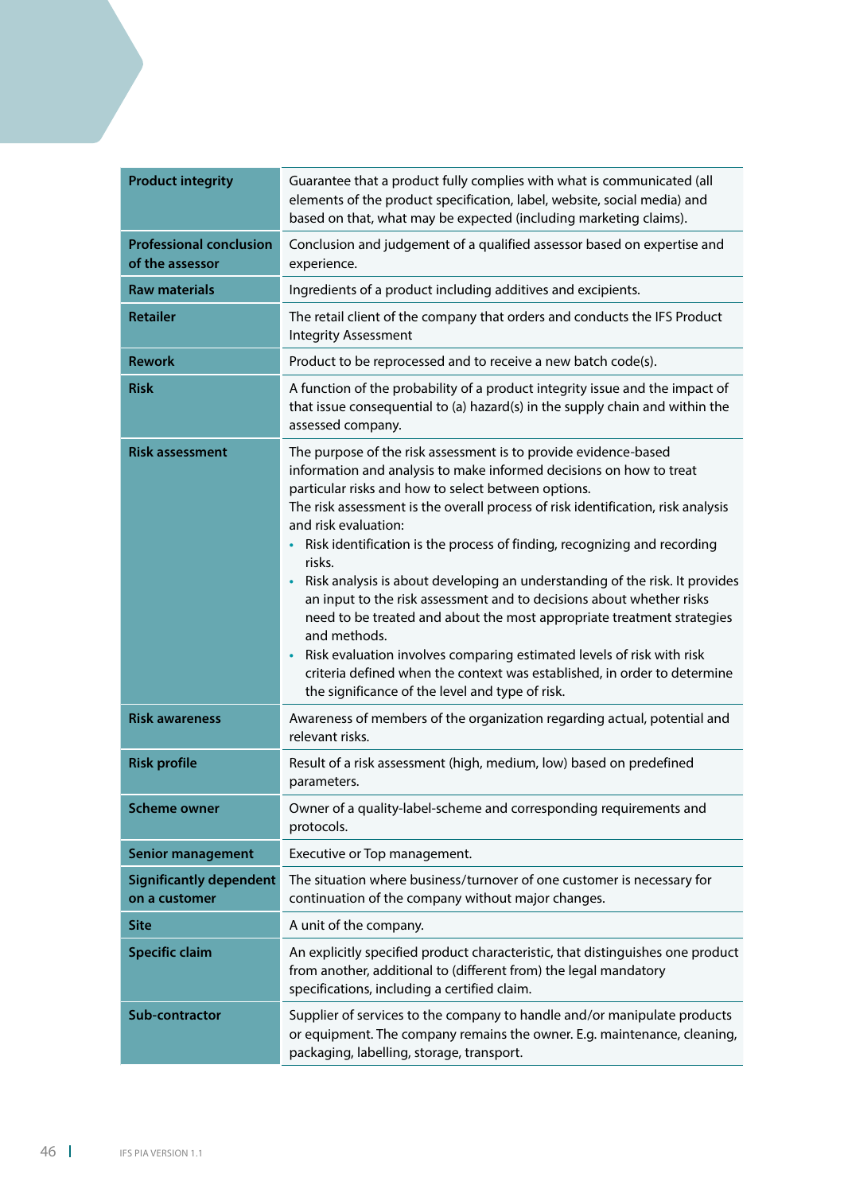| | |
|---|---|
| **Product integrity** | Guarantee that a product fully complies with what is communicated (all elements of the product specification, label, website, social media) and based on that, what may be expected (including marketing claims). |
| **Professional conclusion of the assessor** | Conclusion and judgement of a qualified assessor based on expertise and experience. |
| **Raw materials** | Ingredients of a product including additives and excipients. |
| **Retailer** | The retail client of the company that orders and conducts the IFS Product Integrity Assessment |
| **Rework** | Product to be reprocessed and to receive a new batch code(s). |
| **Risk** | A function of the probability of a product integrity issue and the impact of that issue consequential to (a) hazard(s) in the supply chain and within the assessed company. |
| **Risk assessment** | The purpose of the risk assessment is to provide evidence-based information and analysis to make informed decisions on how to treat particular risks and how to select between options.<br>The risk assessment is the overall process of risk identification, risk analysis and risk evaluation:<br>• Risk identification is the process of finding, recognizing and recording risks.<br>• Risk analysis is about developing an understanding of the risk. It provides an input to the risk assessment and to decisions about whether risks need to be treated and about the most appropriate treatment strategies and methods.<br>• Risk evaluation involves comparing estimated levels of risk with risk criteria defined when the context was established, in order to determine the significance of the level and type of risk. |
| **Risk awareness** | Awareness of members of the organization regarding actual, potential and relevant risks. |
| **Risk profile** | Result of a risk assessment (high, medium, low) based on predefined parameters. |
| **Scheme owner** | Owner of a quality-label-scheme and corresponding requirements and protocols. |
| **Senior management** | Executive or Top management. |
| **Significantly dependent on a customer** | The situation where business/turnover of one customer is necessary for continuation of the company without major changes. |
| **Site** | A unit of the company. |
| **Specific claim** | An explicitly specified product characteristic, that distinguishes one product from another, additional to (different from) the legal mandatory specifications, including a certified claim. |
| **Sub-contractor** | Supplier of services to the company to handle and/or manipulate products or equipment. The company remains the owner. E.g. maintenance, cleaning, packaging, labelling, storage, transport. |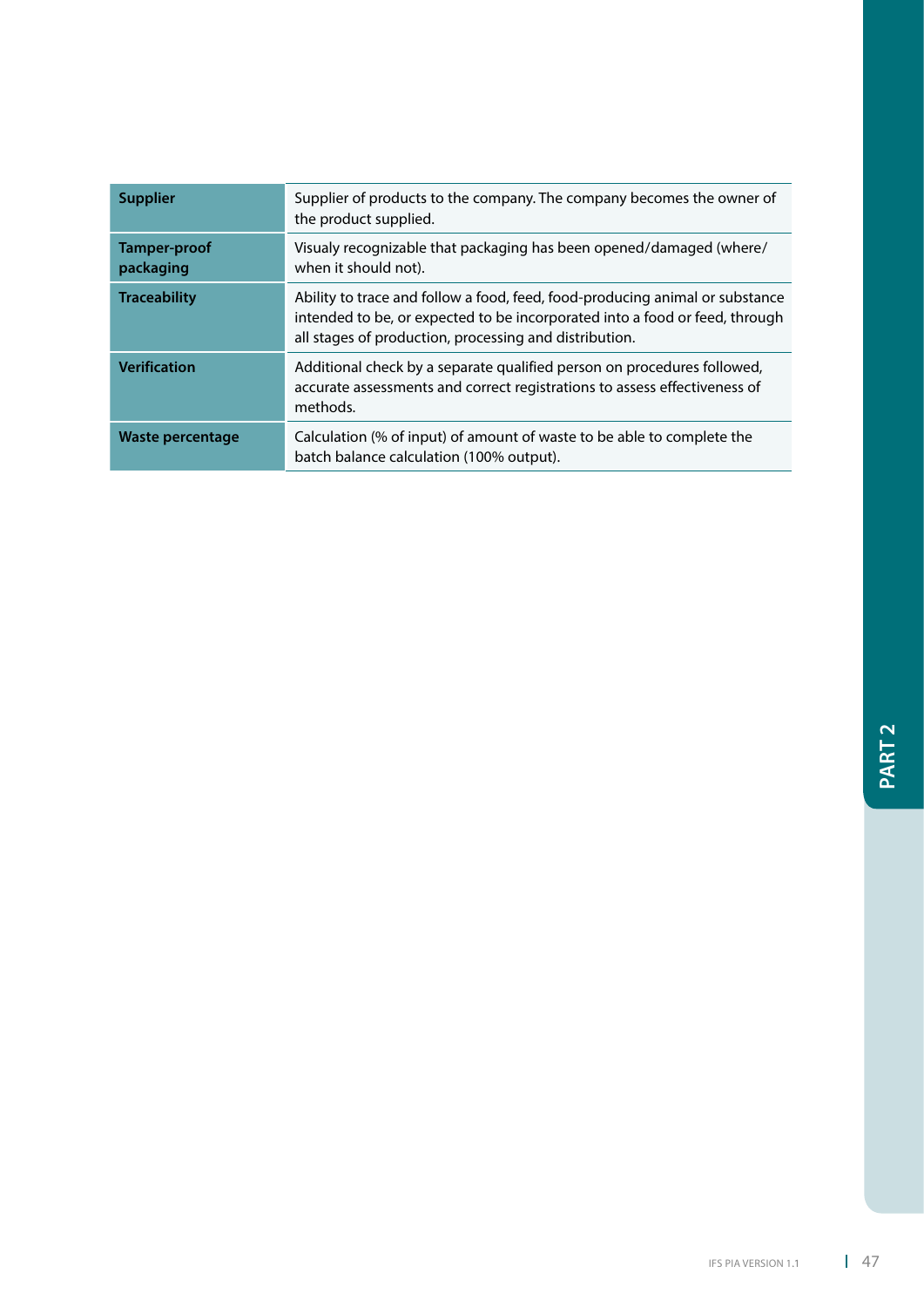| | |
|---|---|
| **Supplier** | Supplier of products to the company. The company becomes the owner of the product supplied. |
| **Tamper-proof packaging** | Visualy recognizable that packaging has been opened/damaged (where/when it should not). |
| **Traceability** | Ability to trace and follow a food, feed, food-producing animal or substance intended to be, or expected to be incorporated into a food or feed, through all stages of production, processing and distribution. |
| **Verification** | Additional check by a separate qualified person on procedures followed, accurate assessments and correct registrations to assess effectiveness of methods. |
| **Waste percentage** | Calculation (% of input) of amount of waste to be able to complete the batch balance calculation (100% output). |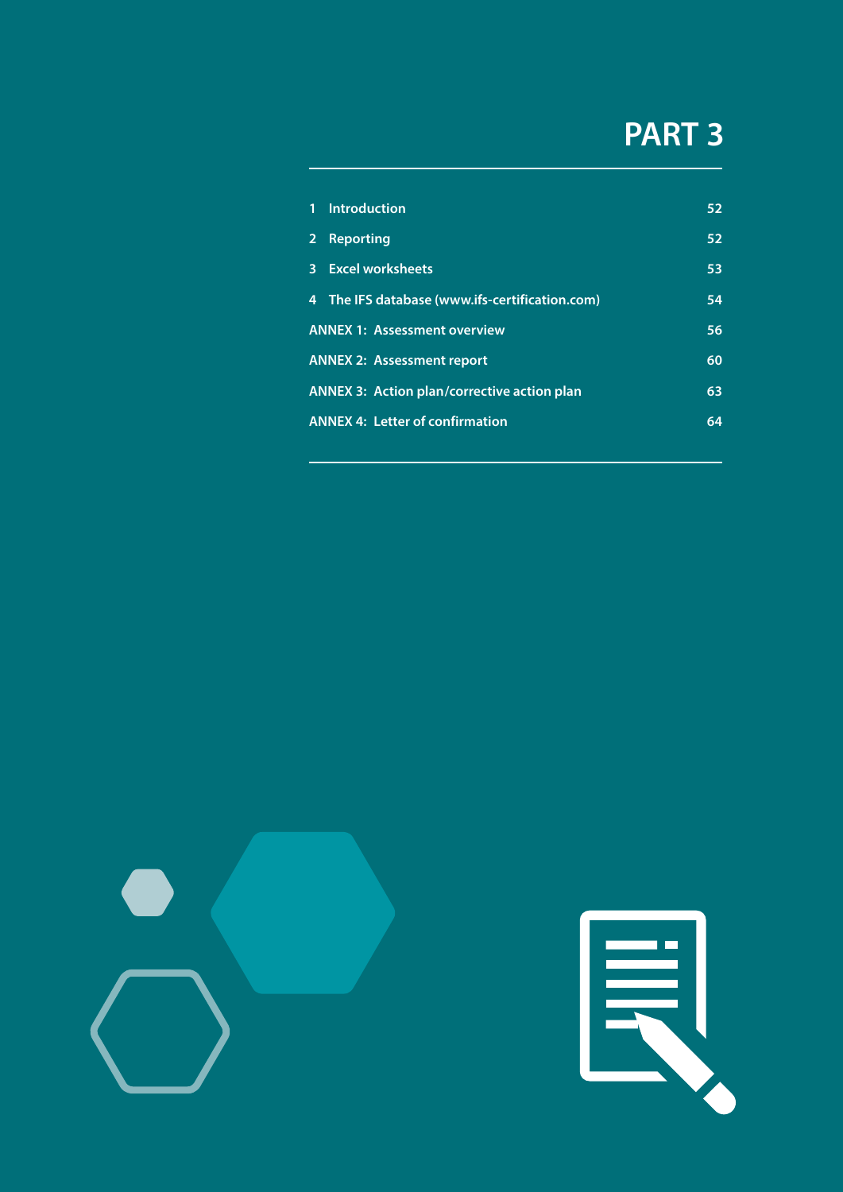# PART 3

| | | |
|---|---|---|
| 1 | Introduction | 52 |
| 2 | Reporting | 52 |
| 3 | Excel worksheets | 53 |
| 4 | The IFS database (www.ifs-certification.com) | 54 |
| ANNEX 1: | Assessment overview | 56 |
| ANNEX 2: | Assessment report | 60 |
| ANNEX 3: | Action plan/corrective action plan | 63 |
| ANNEX 4: | Letter of confirmation | 64 |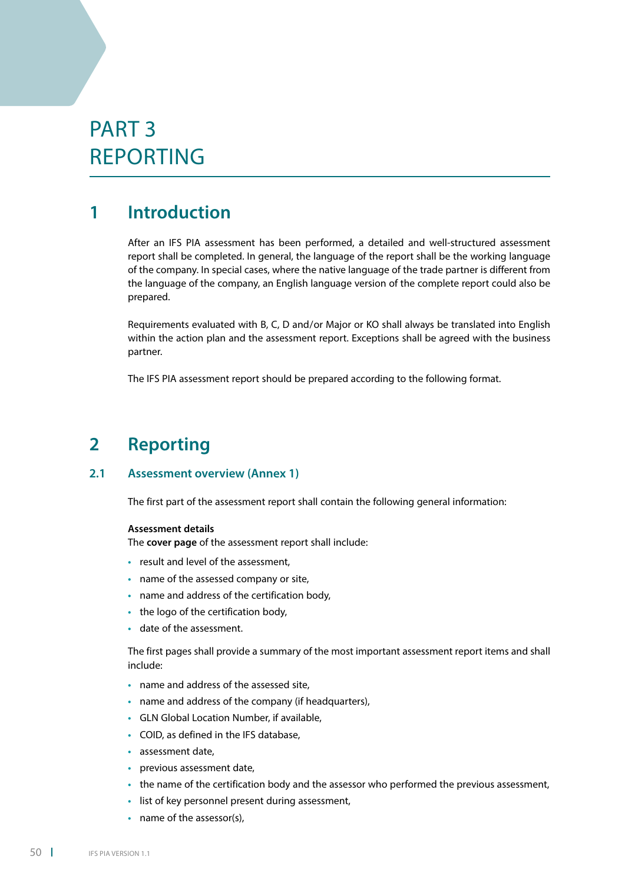# PART 3 REPORTING

## 1 Introduction

After an IFS PIA assessment has been performed, a detailed and well-structured assessment report shall be completed. In general, the language of the report shall be the working language of the company. In special cases, where the native language of the trade partner is different from the language of the company, an English language version of the complete report could also be prepared.

Requirements evaluated with B, C, D and/or Major or KO shall always be translated into English within the action plan and the assessment report. Exceptions shall be agreed with the business partner.

The IFS PIA assessment report should be prepared according to the following format.

## 2 Reporting

### 2.1 Assessment overview (Annex 1)

The first part of the assessment report shall contain the following general information:

**Assessment details**
The **cover page** of the assessment report shall include:

- result and level of the assessment,
- name of the assessed company or site,
- name and address of the certification body,
- the logo of the certification body,
- date of the assessment.

The first pages shall provide a summary of the most important assessment report items and shall include:

- name and address of the assessed site,
- name and address of the company (if headquarters),
- GLN Global Location Number, if available,
- COID, as defined in the IFS database,
- assessment date,
- previous assessment date,
- the name of the certification body and the assessor who performed the previous assessment,
- list of key personnel present during assessment,
- name of the assessor(s),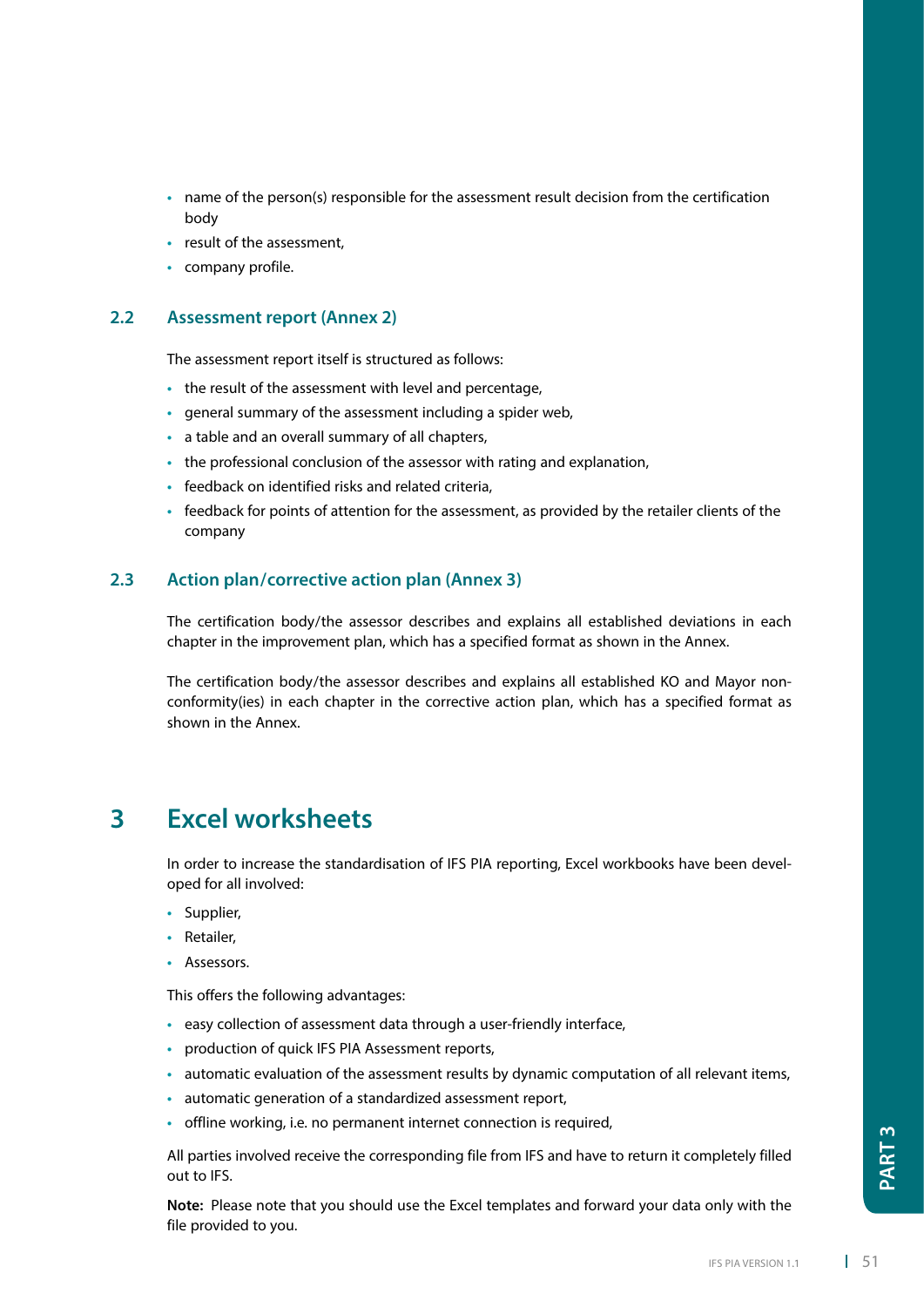- name of the person(s) responsible for the assessment result decision from the certification body
- result of the assessment,
- company profile.

### 2.2 Assessment report (Annex 2)

The assessment report itself is structured as follows:

- the result of the assessment with level and percentage,
- general summary of the assessment including a spider web,
- a table and an overall summary of all chapters,
- the professional conclusion of the assessor with rating and explanation,
- feedback on identified risks and related criteria,
- feedback for points of attention for the assessment, as provided by the retailer clients of the company

### 2.3 Action plan/corrective action plan (Annex 3)

The certification body/the assessor describes and explains all established deviations in each chapter in the improvement plan, which has a specified format as shown in the Annex.

The certification body/the assessor describes and explains all established KO and Mayor non-conformity(ies) in each chapter in the corrective action plan, which has a specified format as shown in the Annex.

## 3 Excel worksheets

In order to increase the standardisation of IFS PIA reporting, Excel workbooks have been developed for all involved:

- Supplier,
- Retailer,
- Assessors.

This offers the following advantages:

- easy collection of assessment data through a user-friendly interface,
- production of quick IFS PIA Assessment reports,
- automatic evaluation of the assessment results by dynamic computation of all relevant items,
- automatic generation of a standardized assessment report,
- offline working, i.e. no permanent internet connection is required,

All parties involved receive the corresponding file from IFS and have to return it completely filled out to IFS.

**Note:** Please note that you should use the Excel templates and forward your data only with the file provided to you.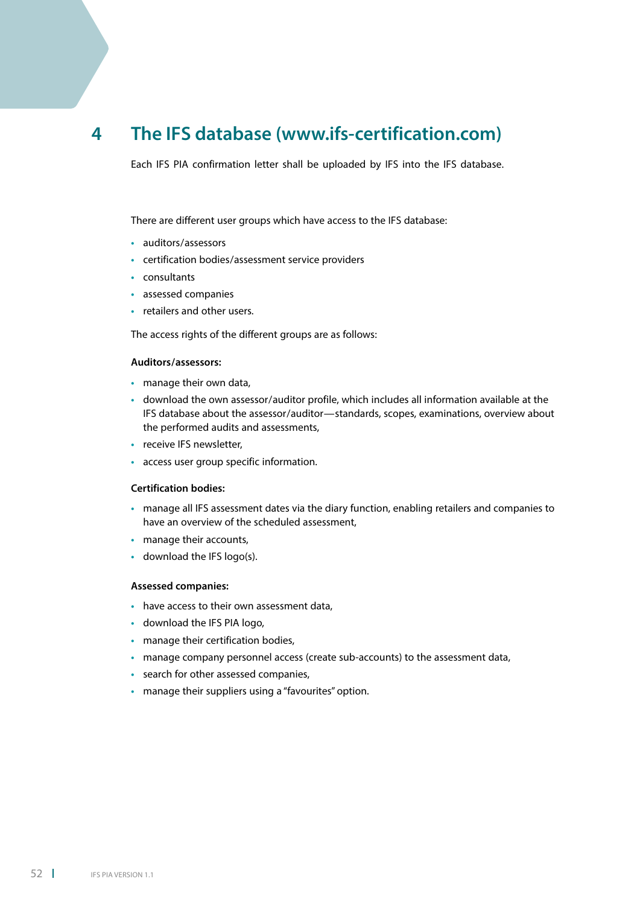# 4 The IFS database (www.ifs-certification.com)

Each IFS PIA confirmation letter shall be uploaded by IFS into the IFS database.

There are different user groups which have access to the IFS database:

- auditors/assessors
- certification bodies/assessment service providers
- consultants
- assessed companies
- retailers and other users.

The access rights of the different groups are as follows:

**Auditors/assessors:**

- manage their own data,
- download the own assessor/auditor profile, which includes all information available at the IFS database about the assessor/auditor—standards, scopes, examinations, overview about the performed audits and assessments,
- receive IFS newsletter,
- access user group specific information.

**Certification bodies:**

- manage all IFS assessment dates via the diary function, enabling retailers and companies to have an overview of the scheduled assessment,
- manage their accounts,
- download the IFS logo(s).

**Assessed companies:**

- have access to their own assessment data,
- download the IFS PIA logo,
- manage their certification bodies,
- manage company personnel access (create sub-accounts) to the assessment data,
- search for other assessed companies,
- manage their suppliers using a "favourites" option.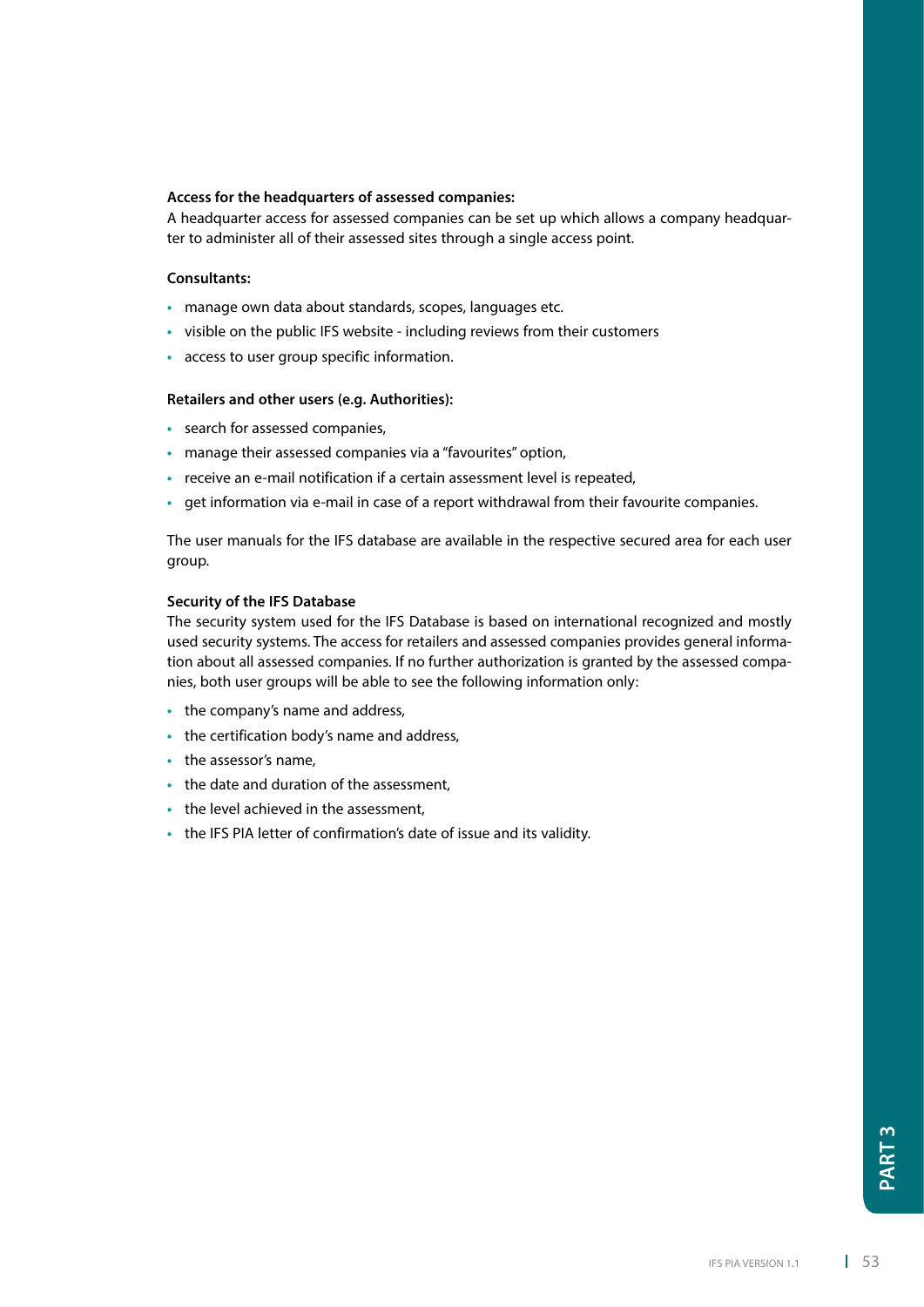**Access for the headquarters of assessed companies:**
A headquarter access for assessed companies can be set up which allows a company headquarter to administer all of their assessed sites through a single access point.

**Consultants:**

- manage own data about standards, scopes, languages etc.
- visible on the public IFS website - including reviews from their customers
- access to user group specific information.

**Retailers and other users (e.g. Authorities):**

- search for assessed companies,
- manage their assessed companies via a "favourites" option,
- receive an e-mail notification if a certain assessment level is repeated,
- get information via e-mail in case of a report withdrawal from their favourite companies.

The user manuals for the IFS database are available in the respective secured area for each user group.

**Security of the IFS Database**
The security system used for the IFS Database is based on international recognized and mostly used security systems. The access for retailers and assessed companies provides general information about all assessed companies. If no further authorization is granted by the assessed companies, both user groups will be able to see the following information only:

- the company's name and address,
- the certification body's name and address,
- the assessor's name,
- the date and duration of the assessment,
- the level achieved in the assessment,
- the IFS PIA letter of confirmation's date of issue and its validity.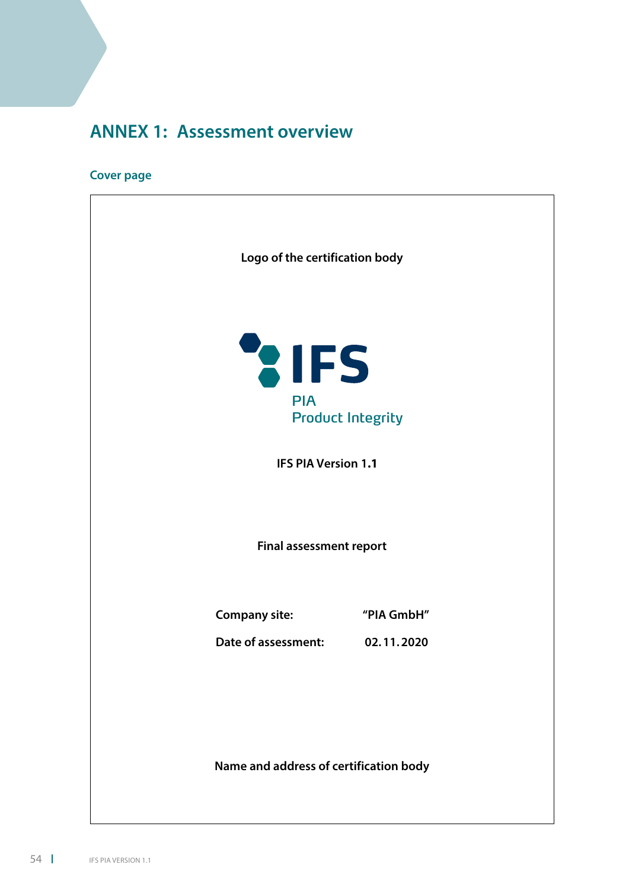# ANNEX 1: Assessment overview

## Cover page

**Logo of the certification body**

IFS

PIA
Product Integrity

**IFS PIA Version 1.1**

**Final assessment report**

| | |
|---|---|
| **Company site:** | **"PIA GmbH"** |
| **Date of assessment:** | **02.11.2020** |

**Name and address of certification body**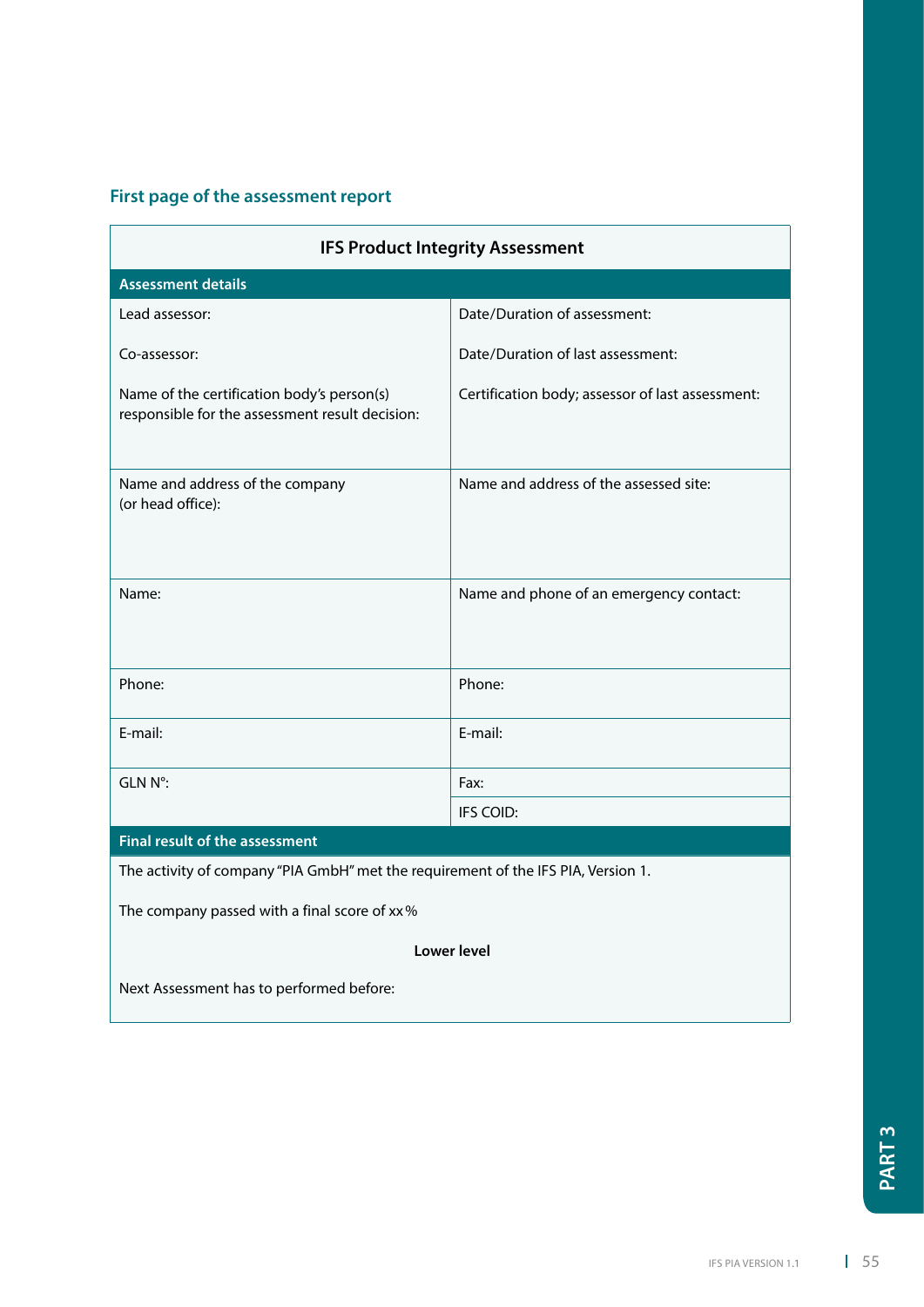## First page of the assessment report

| IFS Product Integrity Assessment | |
|---|---|
| **Assessment details** | |
| Lead assessor:<br><br>Co-assessor:<br><br>Name of the certification body's person(s) responsible for the assessment result decision: | Date/Duration of assessment:<br><br>Date/Duration of last assessment:<br><br>Certification body; assessor of last assessment: |
| Name and address of the company (or head office): | Name and address of the assessed site: |
| Name: | Name and phone of an emergency contact: |
| Phone: | Phone: |
| E-mail: | E-mail: |
| GLN N°: | Fax: |
| | IFS COID: |
| **Final result of the assessment** | |
| The activity of company "PIA GmbH" met the requirement of the IFS PIA, Version 1.<br><br>The company passed with a final score of xx %<br><br>**Lower level**<br><br>Next Assessment has to performed before: | |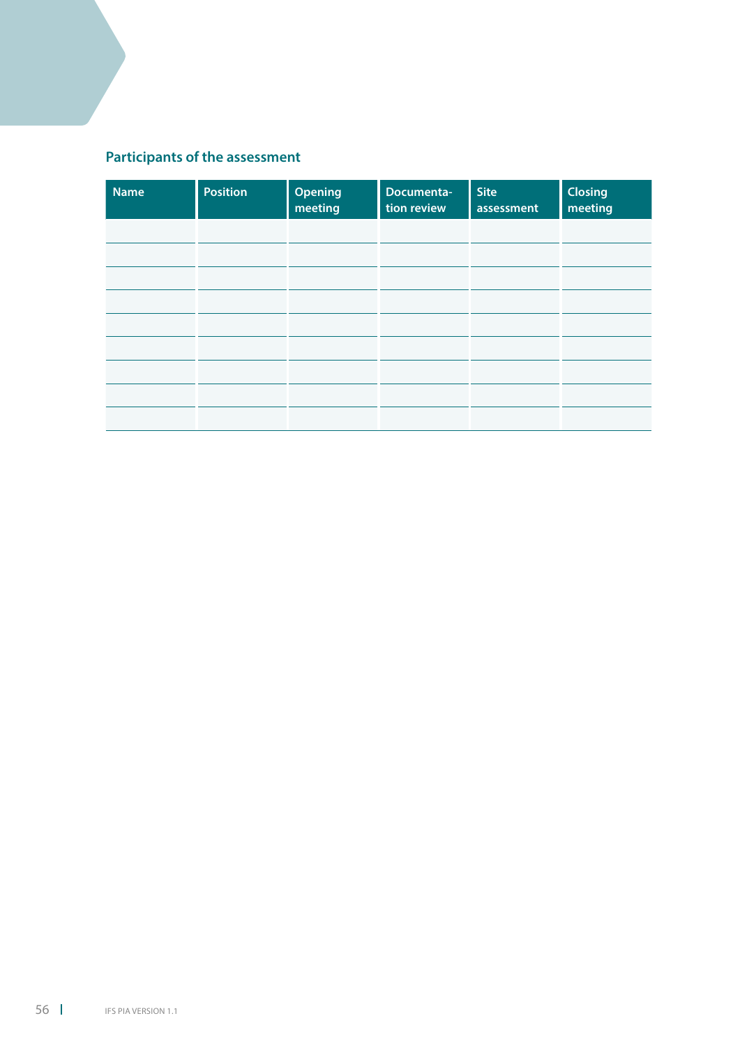## Participants of the assessment

| Name | Position | Opening meeting | Documentation review | Site assessment | Closing meeting |
|---|---|---|---|---|---|
| | | | | | |
| | | | | | |
| | | | | | |
| | | | | | |
| | | | | | |
| | | | | | |
| | | | | | |
| | | | | | |
| | | | | | |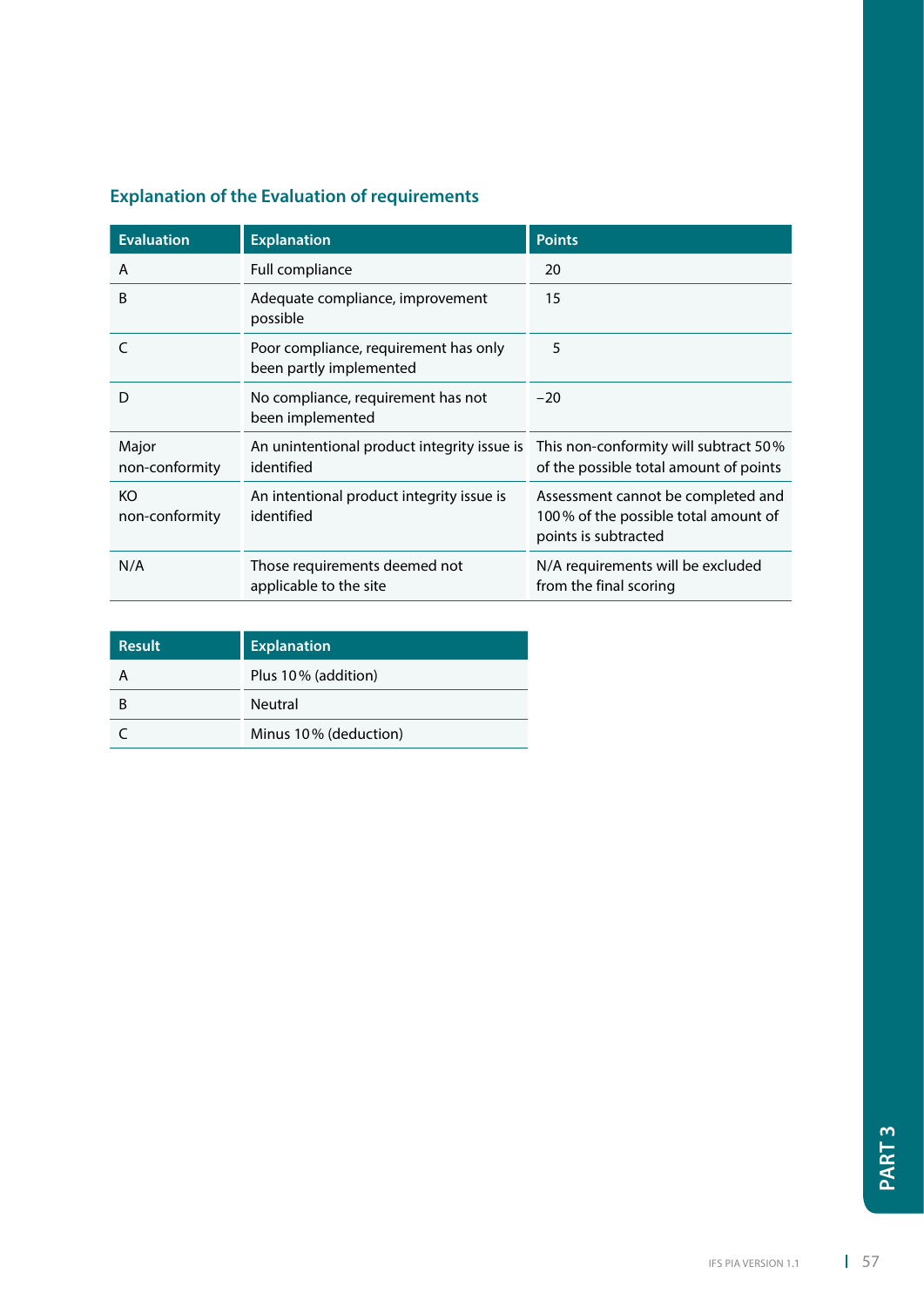## Explanation of the Evaluation of requirements

| Evaluation | Explanation | Points |
|---|---|---|
| A | Full compliance | 20 |
| B | Adequate compliance, improvement possible | 15 |
| C | Poor compliance, requirement has only been partly implemented | 5 |
| D | No compliance, requirement has not been implemented | −20 |
| Major non-conformity | An unintentional product integrity issue is identified | This non-conformity will subtract 50 % of the possible total amount of points |
| KO non-conformity | An intentional product integrity issue is identified | Assessment cannot be completed and 100 % of the possible total amount of points is subtracted |
| N/A | Those requirements deemed not applicable to the site | N/A requirements will be excluded from the final scoring |

| Result | Explanation |
|---|---|
| A | Plus 10 % (addition) |
| B | Neutral |
| C | Minus 10 % (deduction) |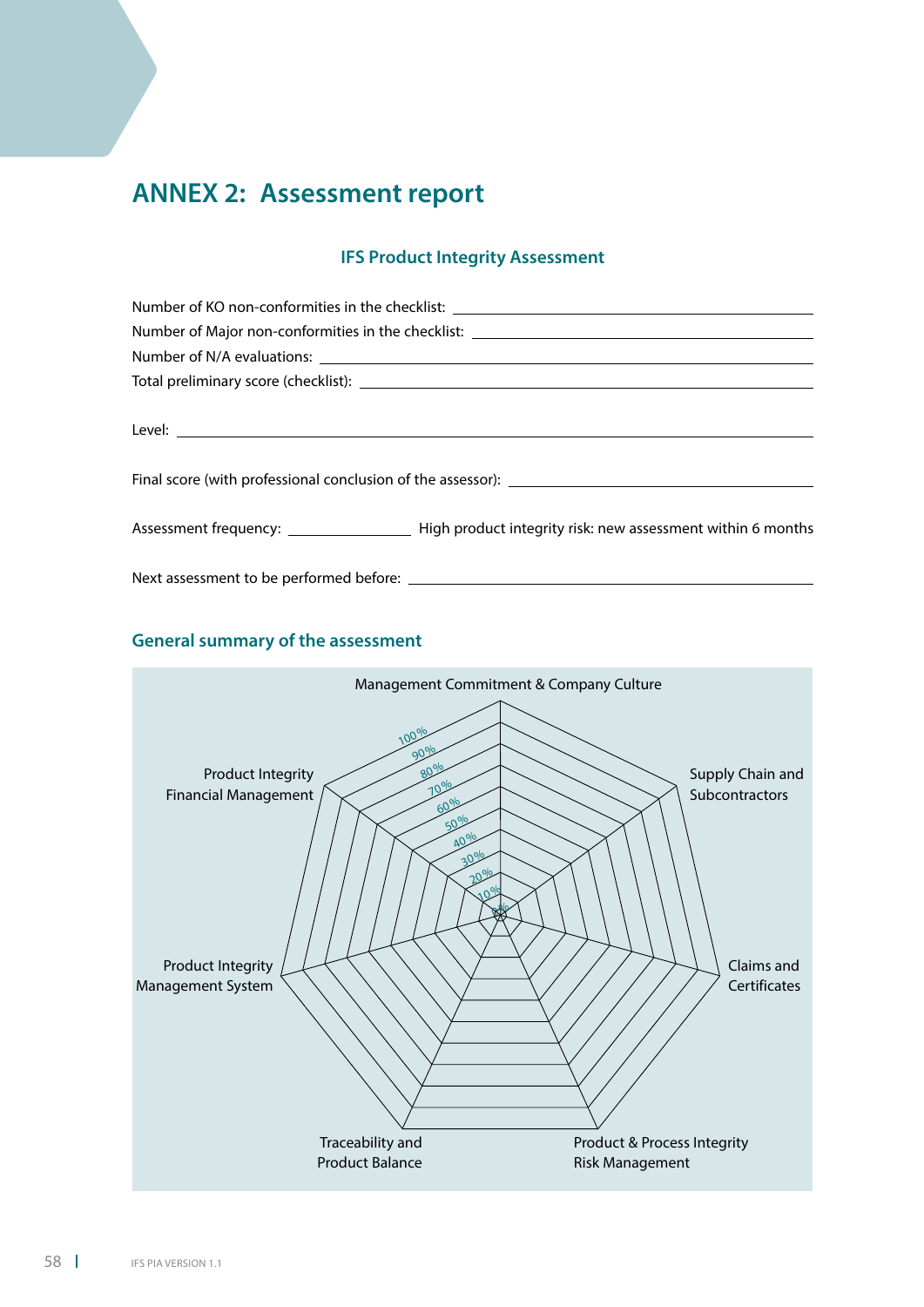# ANNEX 2: Assessment report

### IFS Product Integrity Assessment

Number of KO non-conformities in the checklist: ______________________

Number of Major non-conformities in the checklist: ______________________

Number of N/A evaluations: ______________________

Total preliminary score (checklist): ______________________

Level: ______________________

Final score (with professional conclusion of the assessor): ______________________

Assessment frequency: ____________ High product integrity risk: new assessment within 6 months

Next assessment to be performed before: ______________________

## General summary of the assessment

Management Commitment & Company Culture

Supply Chain and Subcontractors

Claims and Certificates

Product & Process Integrity Risk Management

Traceability and Product Balance

Product Integrity Management System

Product Integrity Financial Management

0 % 10 % 20 % 30 % 40 % 50 % 60 % 70 % 80 % 90 % 100 %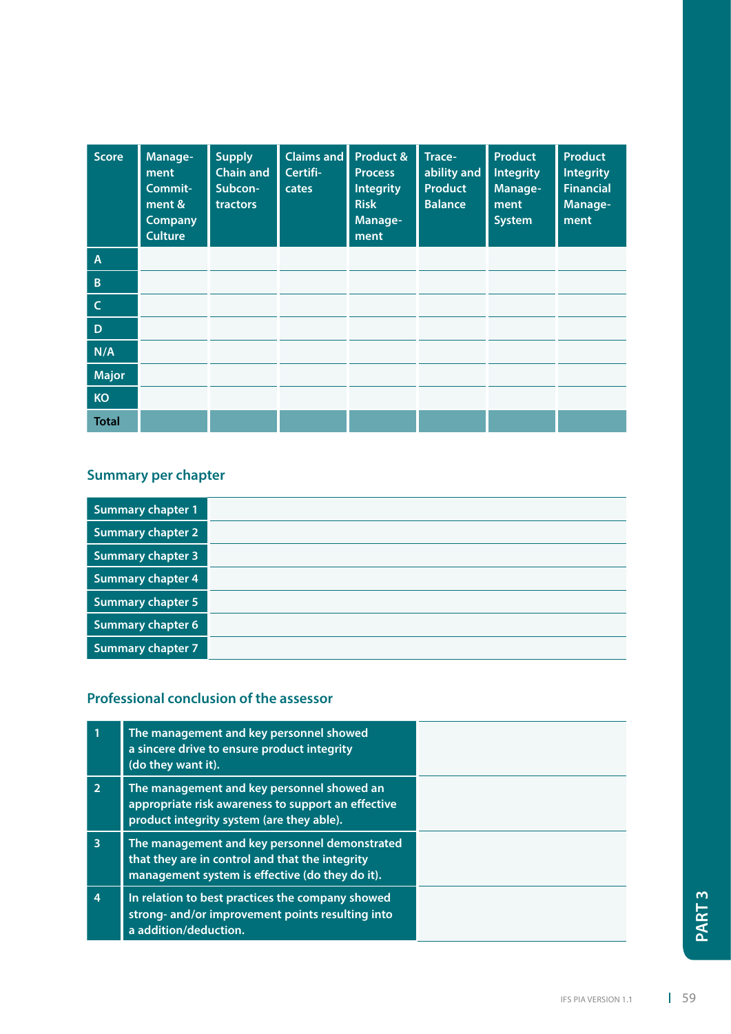| Score | Management Commitment & Company Culture | Supply Chain and Subcontractors | Claims and Certificates | Product & Process Integrity Risk Management | Traceability and Product Balance | Product Integrity Management System | Product Integrity Financial Management |
|---|---|---|---|---|---|---|---|
| A | | | | | | | |
| B | | | | | | | |
| C | | | | | | | |
| D | | | | | | | |
| N/A | | | | | | | |
| Major | | | | | | | |
| KO | | | | | | | |
| Total | | | | | | | |

## Summary per chapter

| Summary chapter 1 | |
|---|---|
| Summary chapter 2 | |
| Summary chapter 3 | |
| Summary chapter 4 | |
| Summary chapter 5 | |
| Summary chapter 6 | |
| Summary chapter 7 | |

## Professional conclusion of the assessor

| 1 | The management and key personnel showed a sincere drive to ensure product integrity (do they want it). | |
|---|---|---|
| 2 | The management and key personnel showed an appropriate risk awareness to support an effective product integrity system (are they able). | |
| 3 | The management and key personnel demonstrated that they are in control and that the integrity management system is effective (do they do it). | |
| 4 | In relation to best practices the company showed strong- and/or improvement points resulting into a addition/deduction. | |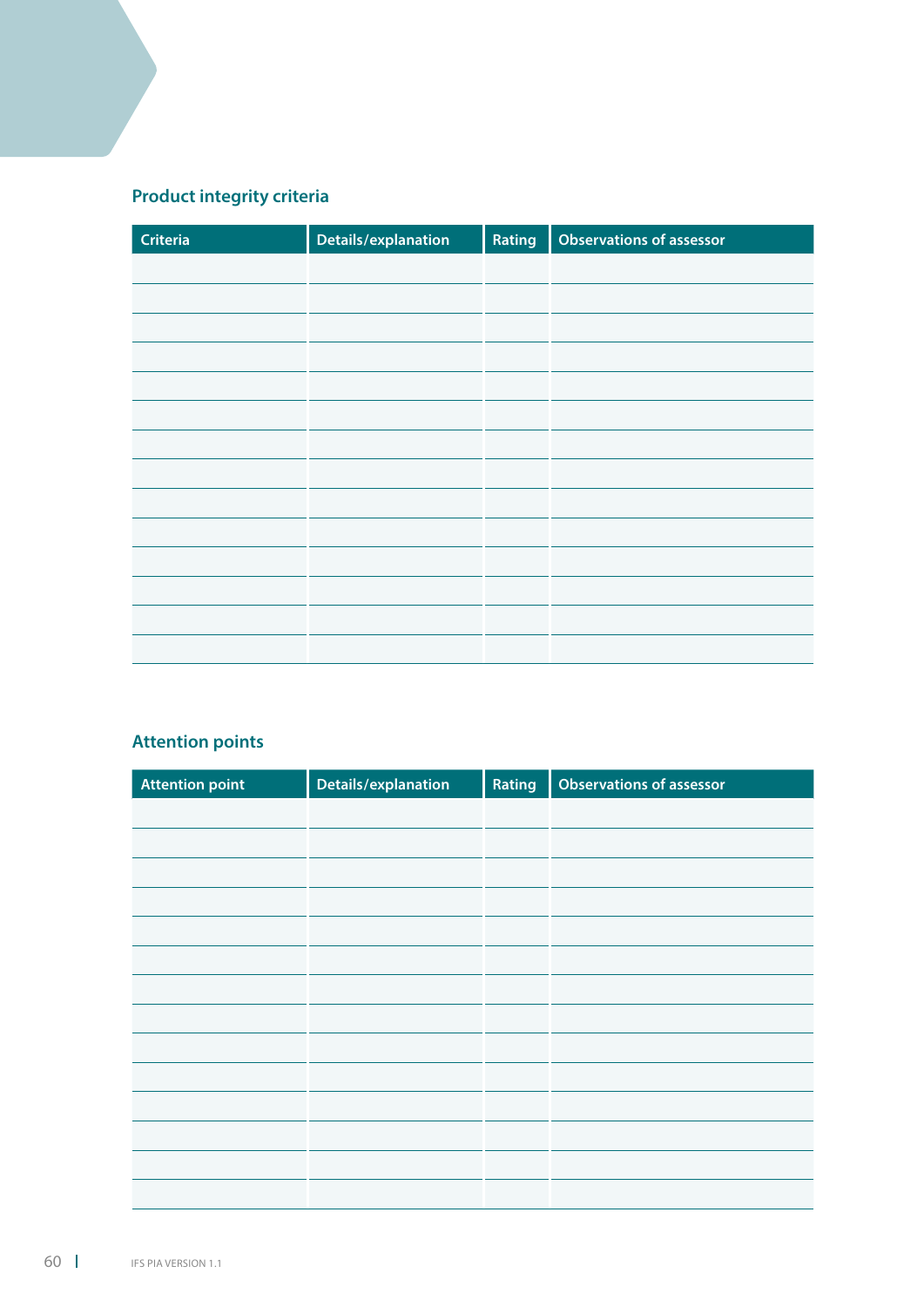## Product integrity criteria

| Criteria | Details/explanation | Rating | Observations of assessor |
|---|---|---|---|
| | | | |
| | | | |
| | | | |
| | | | |
| | | | |
| | | | |
| | | | |
| | | | |
| | | | |
| | | | |
| | | | |
| | | | |
| | | | |
| | | | |

## Attention points

| Attention point | Details/explanation | Rating | Observations of assessor |
|---|---|---|---|
| | | | |
| | | | |
| | | | |
| | | | |
| | | | |
| | | | |
| | | | |
| | | | |
| | | | |
| | | | |
| | | | |
| | | | |
| | | | |
| | | | |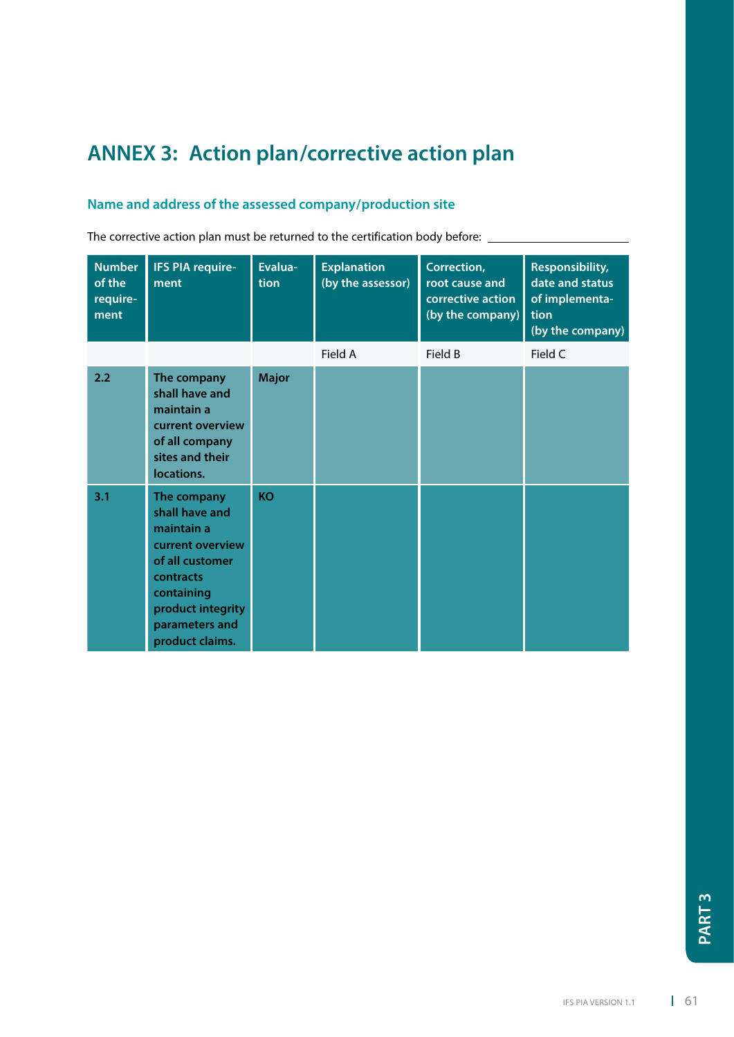# ANNEX 3: Action plan/corrective action plan

## Name and address of the assessed company/production site

The corrective action plan must be returned to the certification body before: ____________________

| Number of the requirement | IFS PIA requirement | Evaluation | Explanation (by the assessor) | Correction, root cause and corrective action (by the company) | Responsibility, date and status of implementation (by the company) |
|---|---|---|---|---|---|
| | | | Field A | Field B | Field C |
| 2.2 | The company shall have and maintain a current overview of all company sites and their locations. | Major | | | |
| 3.1 | The company shall have and maintain a current overview of all customer contracts containing product integrity parameters and product claims. | KO | | | |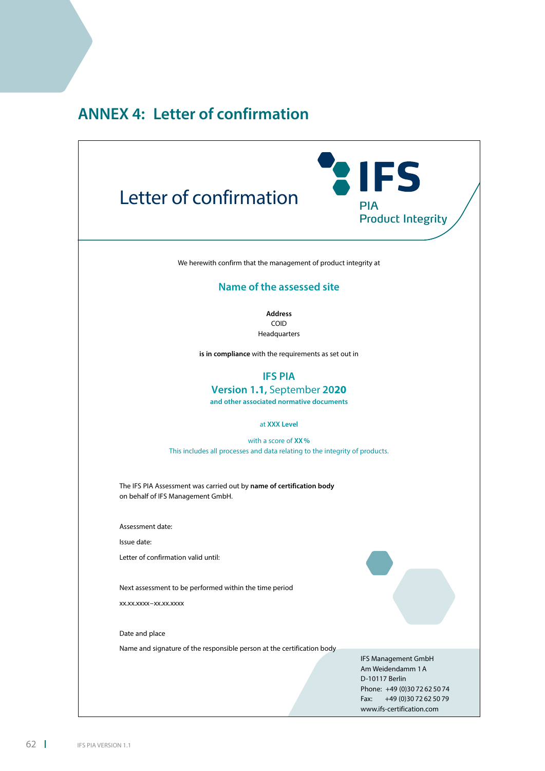# ANNEX 4: Letter of confirmation

## Letter of confirmation

IFS

PIA
Product Integrity

We herewith confirm that the management of product integrity at

**Name of the assessed site**

**Address**
COID
Headquarters

**is in compliance** with the requirements as set out in

**IFS PIA**
**Version 1.1,** September **2020**
**and other associated normative documents**

at **XXX Level**

with a score of **XX %**
This includes all processes and data relating to the integrity of products.

The IFS PIA Assessment was carried out by **name of certification body**
on behalf of IFS Management GmbH.

Assessment date:

Issue date:

Letter of confirmation valid until:

Next assessment to be performed within the time period

xx.xx.xxxx–xx.xx.xxxx

Date and place

Name and signature of the responsible person at the certification body

IFS Management GmbH
Am Weidendamm 1 A
D-10117 Berlin
Phone: +49 (0)30 72 62 50 74
Fax: +49 (0)30 72 62 50 79
www.ifs-certification.com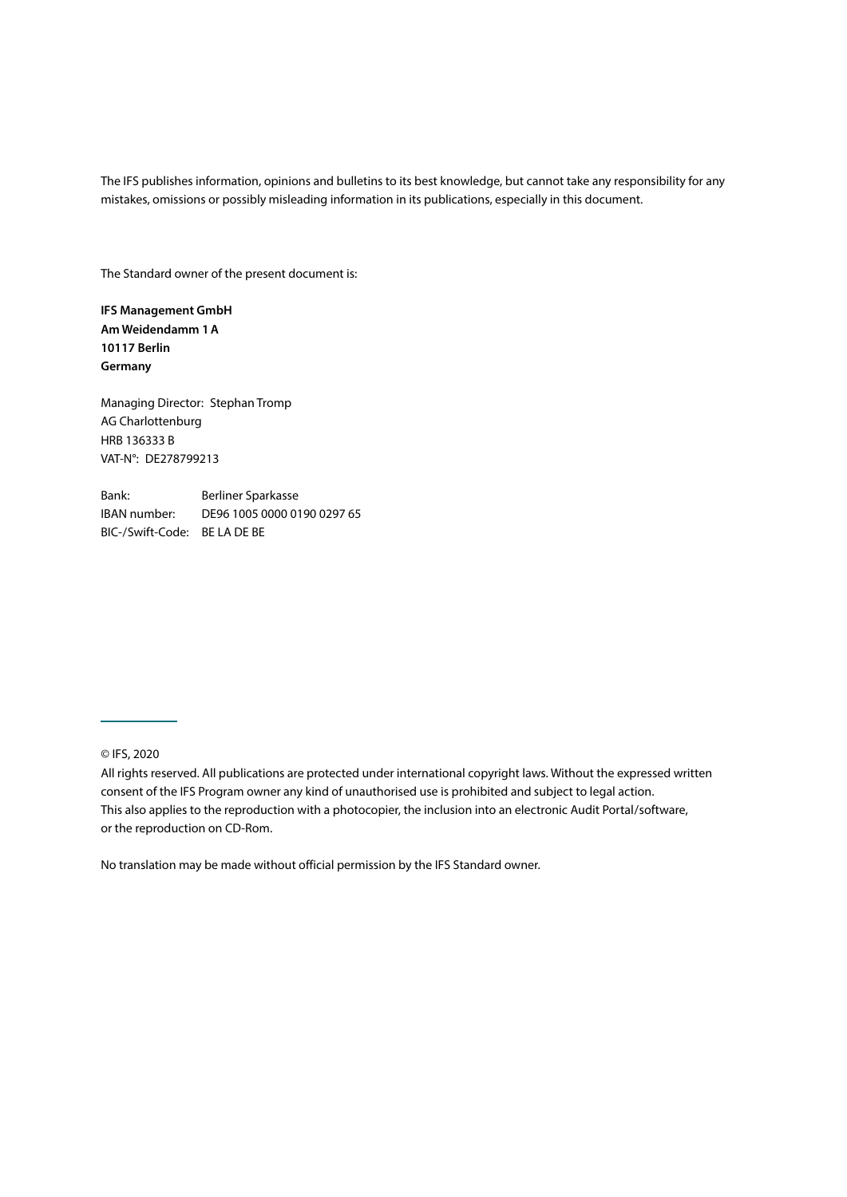The IFS publishes information, opinions and bulletins to its best knowledge, but cannot take any responsibility for any mistakes, omissions or possibly misleading information in its publications, especially in this document.

The Standard owner of the present document is:

**IFS Management GmbH**
**Am Weidendamm 1 A**
**10117 Berlin**
**Germany**

Managing Director: Stephan Tromp
AG Charlottenburg
HRB 136333 B
VAT-N°: DE278799213

| | |
|---|---|
| Bank: | Berliner Sparkasse |
| IBAN number: | DE96 1005 0000 0190 0297 65 |
| BIC-/Swift-Code: | BE LA DE BE |

---

© IFS, 2020
All rights reserved. All publications are protected under international copyright laws. Without the expressed written consent of the IFS Program owner any kind of unauthorised use is prohibited and subject to legal action. This also applies to the reproduction with a photocopier, the inclusion into an electronic Audit Portal/software, or the reproduction on CD-Rom.

No translation may be made without official permission by the IFS Standard owner.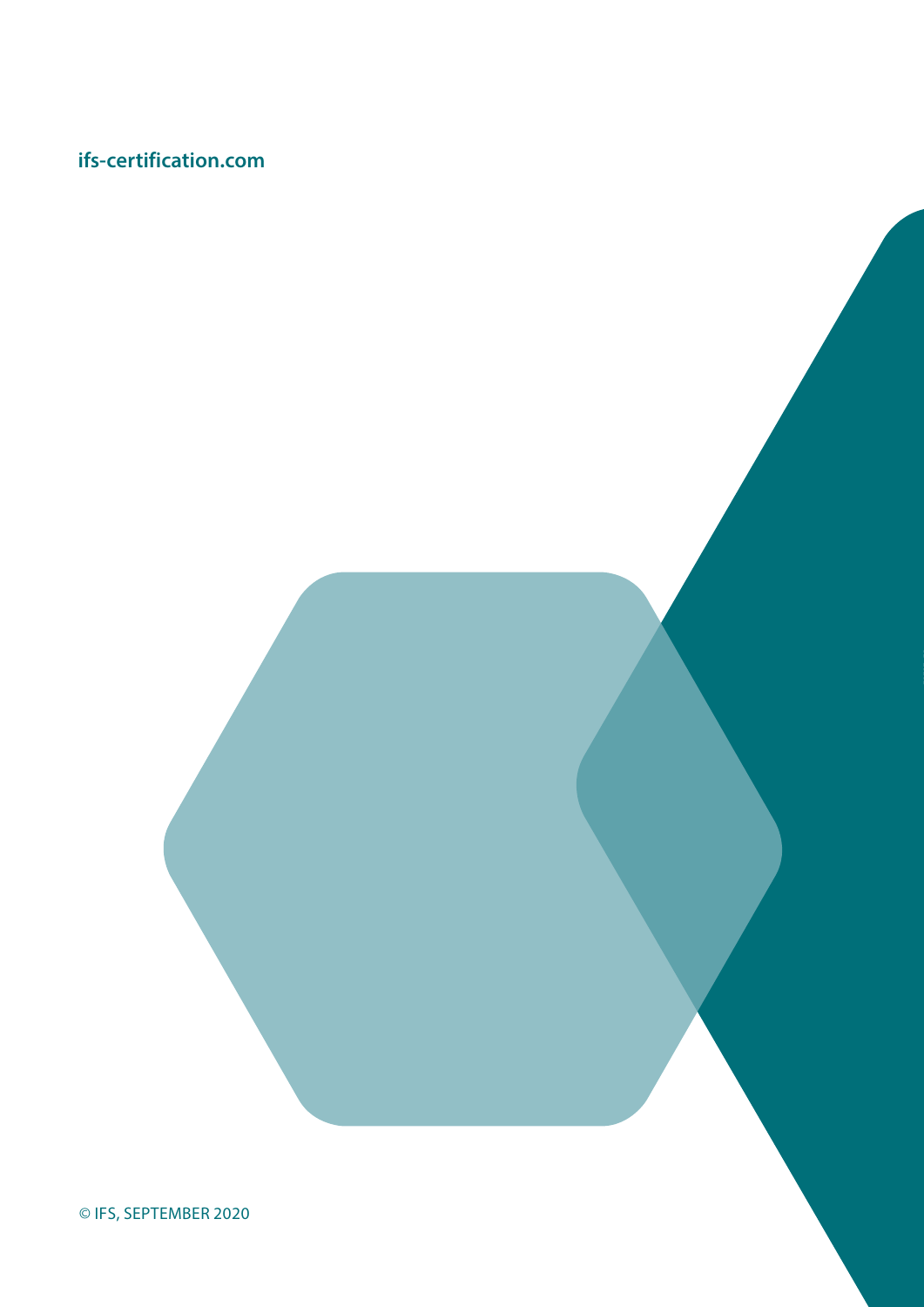**ifs-certification.com**

© IFS, SEPTEMBER 2020